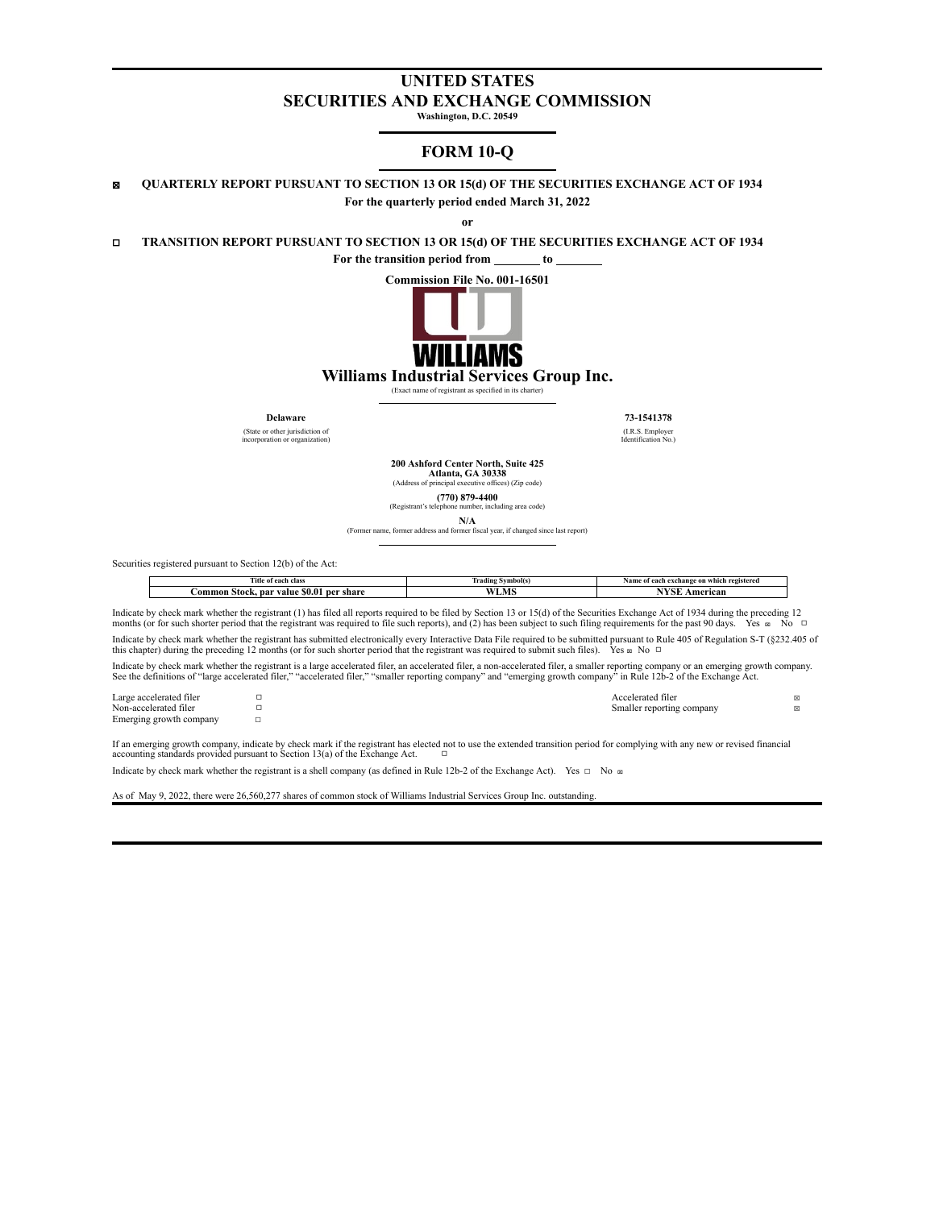# UNITED STATES
# SECURITIES AND EXCHANGE COMMISSION

**Washington, D.C. 20549**

## FORM 10-Q

☒ **QUARTERLY REPORT PURSUANT TO SECTION 13 OR 15(d) OF THE SECURITIES EXCHANGE ACT OF 1934**

**For the quarterly period ended March 31, 2022**

**or**

☐ **TRANSITION REPORT PURSUANT TO SECTION 13 OR 15(d) OF THE SECURITIES EXCHANGE ACT OF 1934**

**For the transition period from \_\_\_\_\_\_\_ to \_\_\_\_\_\_\_**

**Commission File No. 001-16501**

WILLIAMS

## Williams Industrial Services Group Inc.

(Exact name of registrant as specified in its charter)

| **Delaware** | **73-1541378** |
|---|---|
| (State or other jurisdiction of incorporation or organization) | (I.R.S. Employer Identification No.) |

**200 Ashford Center North, Suite 425**
**Atlanta, GA 30338**
(Address of principal executive offices) (Zip code)

**(770) 879-4400**
(Registrant's telephone number, including area code)

**N/A**
(Former name, former address and former fiscal year, if changed since last report)

Securities registered pursuant to Section 12(b) of the Act:

| Title of each class | Trading Symbol(s) | Name of each exchange on which registered |
|---|---|---|
| **Common Stock, par value $0.01 per share** | **WLMS** | **NYSE American** |

Indicate by check mark whether the registrant (1) has filed all reports required to be filed by Section 13 or 15(d) of the Securities Exchange Act of 1934 during the preceding 12 months (or for such shorter period that the registrant was required to file such reports), and (2) has been subject to such filing requirements for the past 90 days. Yes ☒ No ☐

Indicate by check mark whether the registrant has submitted electronically every Interactive Data File required to be submitted pursuant to Rule 405 of Regulation S-T (§232.405 of this chapter) during the preceding 12 months (or for such shorter period that the registrant was required to submit such files). Yes ☒ No ☐

Indicate by check mark whether the registrant is a large accelerated filer, an accelerated filer, a non-accelerated filer, a smaller reporting company or an emerging growth company. See the definitions of "large accelerated filer," "accelerated filer," "smaller reporting company" and "emerging growth company" in Rule 12b-2 of the Exchange Act.

| | | | |
|---|---|---|---|
| Large accelerated filer | ☐ | Accelerated filer | ☒ |
| Non-accelerated filer | ☐ | Smaller reporting company | ☒ |
| Emerging growth company | ☐ | | |

If an emerging growth company, indicate by check mark if the registrant has elected not to use the extended transition period for complying with any new or revised financial accounting standards provided pursuant to Section 13(a) of the Exchange Act. ☐

Indicate by check mark whether the registrant is a shell company (as defined in Rule 12b-2 of the Exchange Act). Yes ☐ No ☒

As of May 9, 2022, there were 26,560,277 shares of common stock of Williams Industrial Services Group Inc. outstanding.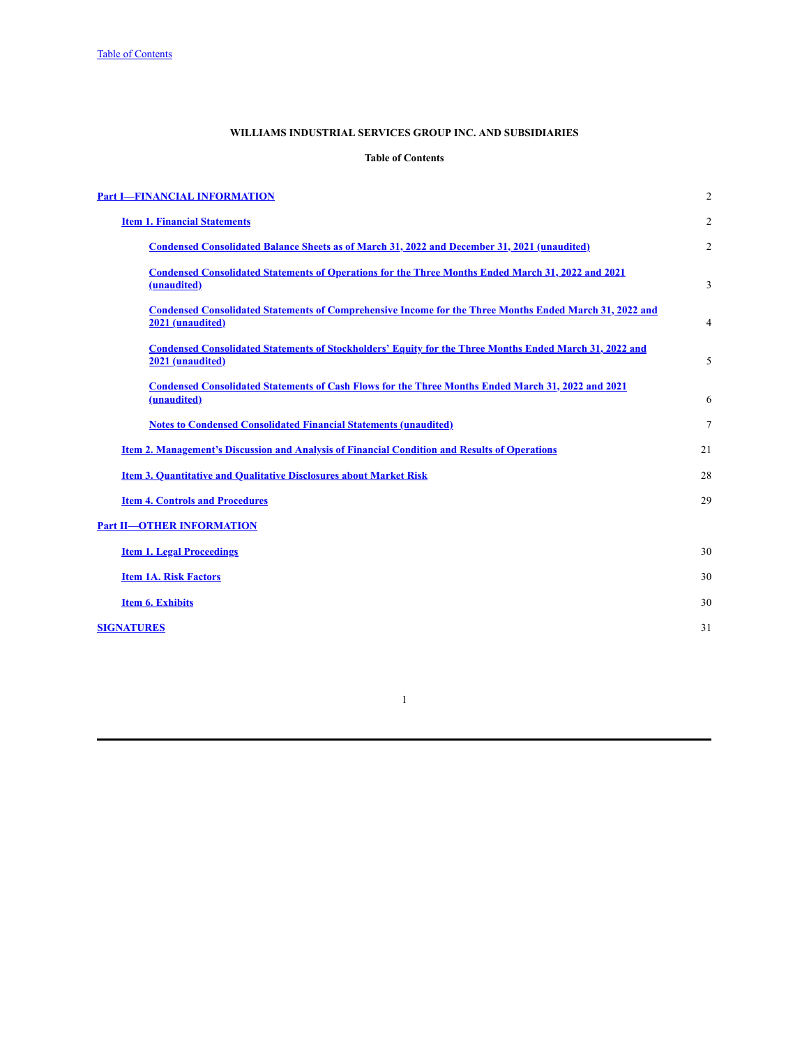**WILLIAMS INDUSTRIAL SERVICES GROUP INC. AND SUBSIDIARIES**

**Table of Contents**

| | |
|---|---|
| **Part I—FINANCIAL INFORMATION** | 2 |
| **Item 1. Financial Statements** | 2 |
| **Condensed Consolidated Balance Sheets as of March 31, 2022 and December 31, 2021 (unaudited)** | 2 |
| **Condensed Consolidated Statements of Operations for the Three Months Ended March 31, 2022 and 2021 (unaudited)** | 3 |
| **Condensed Consolidated Statements of Comprehensive Income for the Three Months Ended March 31, 2022 and 2021 (unaudited)** | 4 |
| **Condensed Consolidated Statements of Stockholders' Equity for the Three Months Ended March 31, 2022 and 2021 (unaudited)** | 5 |
| **Condensed Consolidated Statements of Cash Flows for the Three Months Ended March 31, 2022 and 2021 (unaudited)** | 6 |
| **Notes to Condensed Consolidated Financial Statements (unaudited)** | 7 |
| **Item 2. Management's Discussion and Analysis of Financial Condition and Results of Operations** | 21 |
| **Item 3. Quantitative and Qualitative Disclosures about Market Risk** | 28 |
| **Item 4. Controls and Procedures** | 29 |
| **Part II—OTHER INFORMATION** | |
| **Item 1. Legal Proceedings** | 30 |
| **Item 1A. Risk Factors** | 30 |
| **Item 6. Exhibits** | 30 |
| **SIGNATURES** | 31 |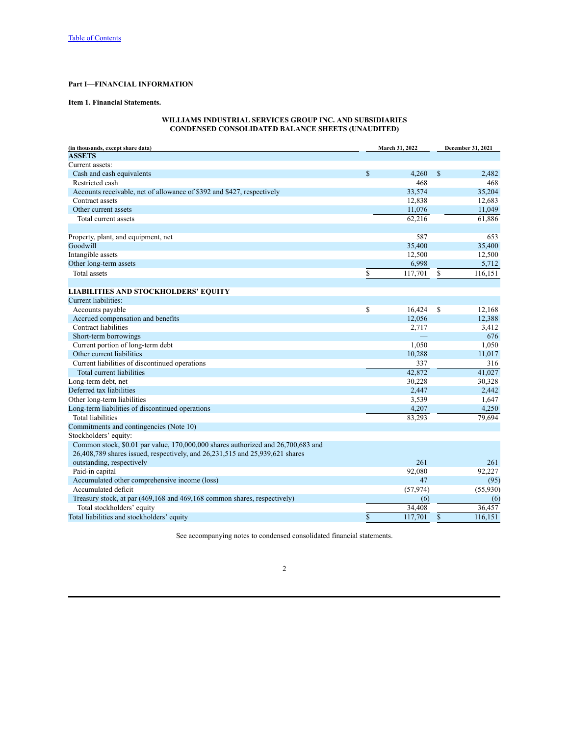Table of Contents

**Part I—FINANCIAL INFORMATION**

**Item 1. Financial Statements.**

**WILLIAMS INDUSTRIAL SERVICES GROUP INC. AND SUBSIDIARIES**
**CONDENSED CONSOLIDATED BALANCE SHEETS (UNAUDITED)**

| (in thousands, except share data) | March 31, 2022 | December 31, 2021 |
|---|---|---|
| **ASSETS** | | |
| Current assets: | | |
| Cash and cash equivalents | $ 4,260 | $ 2,482 |
| Restricted cash | 468 | 468 |
| Accounts receivable, net of allowance of $392 and $427, respectively | 33,574 | 35,204 |
| Contract assets | 12,838 | 12,683 |
| Other current assets | 11,076 | 11,049 |
| Total current assets | 62,216 | 61,886 |
| | | |
| Property, plant, and equipment, net | 587 | 653 |
| Goodwill | 35,400 | 35,400 |
| Intangible assets | 12,500 | 12,500 |
| Other long-term assets | 6,998 | 5,712 |
| Total assets | $ 117,701 | $ 116,151 |
| | | |
| **LIABILITIES AND STOCKHOLDERS' EQUITY** | | |
| Current liabilities: | | |
| Accounts payable | $ 16,424 | $ 12,168 |
| Accrued compensation and benefits | 12,056 | 12,388 |
| Contract liabilities | 2,717 | 3,412 |
| Short-term borrowings | — | 676 |
| Current portion of long-term debt | 1,050 | 1,050 |
| Other current liabilities | 10,288 | 11,017 |
| Current liabilities of discontinued operations | 337 | 316 |
| Total current liabilities | 42,872 | 41,027 |
| Long-term debt, net | 30,228 | 30,328 |
| Deferred tax liabilities | 2,447 | 2,442 |
| Other long-term liabilities | 3,539 | 1,647 |
| Long-term liabilities of discontinued operations | 4,207 | 4,250 |
| Total liabilities | 83,293 | 79,694 |
| Commitments and contingencies (Note 10) | | |
| Stockholders' equity: | | |
| Common stock, $0.01 par value, 170,000,000 shares authorized and 26,700,683 and 26,408,789 shares issued, respectively, and 26,231,515 and 25,939,621 shares outstanding, respectively | 261 | 261 |
| Paid-in capital | 92,080 | 92,227 |
| Accumulated other comprehensive income (loss) | 47 | (95) |
| Accumulated deficit | (57,974) | (55,930) |
| Treasury stock, at par (469,168 and 469,168 common shares, respectively) | (6) | (6) |
| Total stockholders' equity | 34,408 | 36,457 |
| Total liabilities and stockholders' equity | $ 117,701 | $ 116,151 |

See accompanying notes to condensed consolidated financial statements.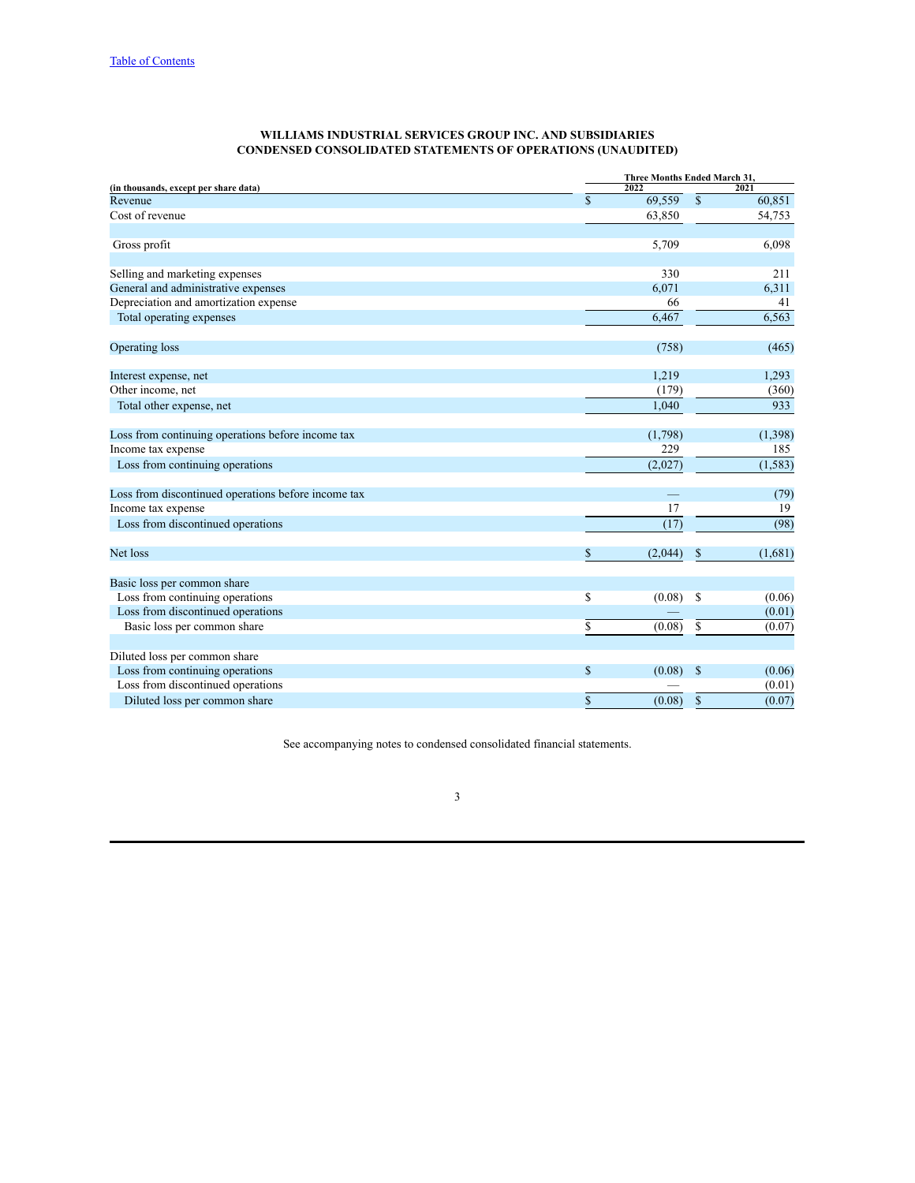**WILLIAMS INDUSTRIAL SERVICES GROUP INC. AND SUBSIDIARIES**
**CONDENSED CONSOLIDATED STATEMENTS OF OPERATIONS (UNAUDITED)**

| (in thousands, except per share data) | Three Months Ended March 31, 2022 | 2021 |
|---|---|---|
| Revenue | $ 69,559 | $ 60,851 |
| Cost of revenue | 63,850 | 54,753 |
| | | |
| Gross profit | 5,709 | 6,098 |
| | | |
| Selling and marketing expenses | 330 | 211 |
| General and administrative expenses | 6,071 | 6,311 |
| Depreciation and amortization expense | 66 | 41 |
| Total operating expenses | 6,467 | 6,563 |
| | | |
| Operating loss | (758) | (465) |
| | | |
| Interest expense, net | 1,219 | 1,293 |
| Other income, net | (179) | (360) |
| Total other expense, net | 1,040 | 933 |
| | | |
| Loss from continuing operations before income tax | (1,798) | (1,398) |
| Income tax expense | 229 | 185 |
| Loss from continuing operations | (2,027) | (1,583) |
| | | |
| Loss from discontinued operations before income tax | — | (79) |
| Income tax expense | 17 | 19 |
| Loss from discontinued operations | (17) | (98) |
| | | |
| Net loss | $ (2,044) | $ (1,681) |
| | | |
| Basic loss per common share | | |
| Loss from continuing operations | $ (0.08) | $ (0.06) |
| Loss from discontinued operations | — | (0.01) |
| Basic loss per common share | $ (0.08) | $ (0.07) |
| | | |
| Diluted loss per common share | | |
| Loss from continuing operations | $ (0.08) | $ (0.06) |
| Loss from discontinued operations | — | (0.01) |
| Diluted loss per common share | $ (0.08) | $ (0.07) |

See accompanying notes to condensed consolidated financial statements.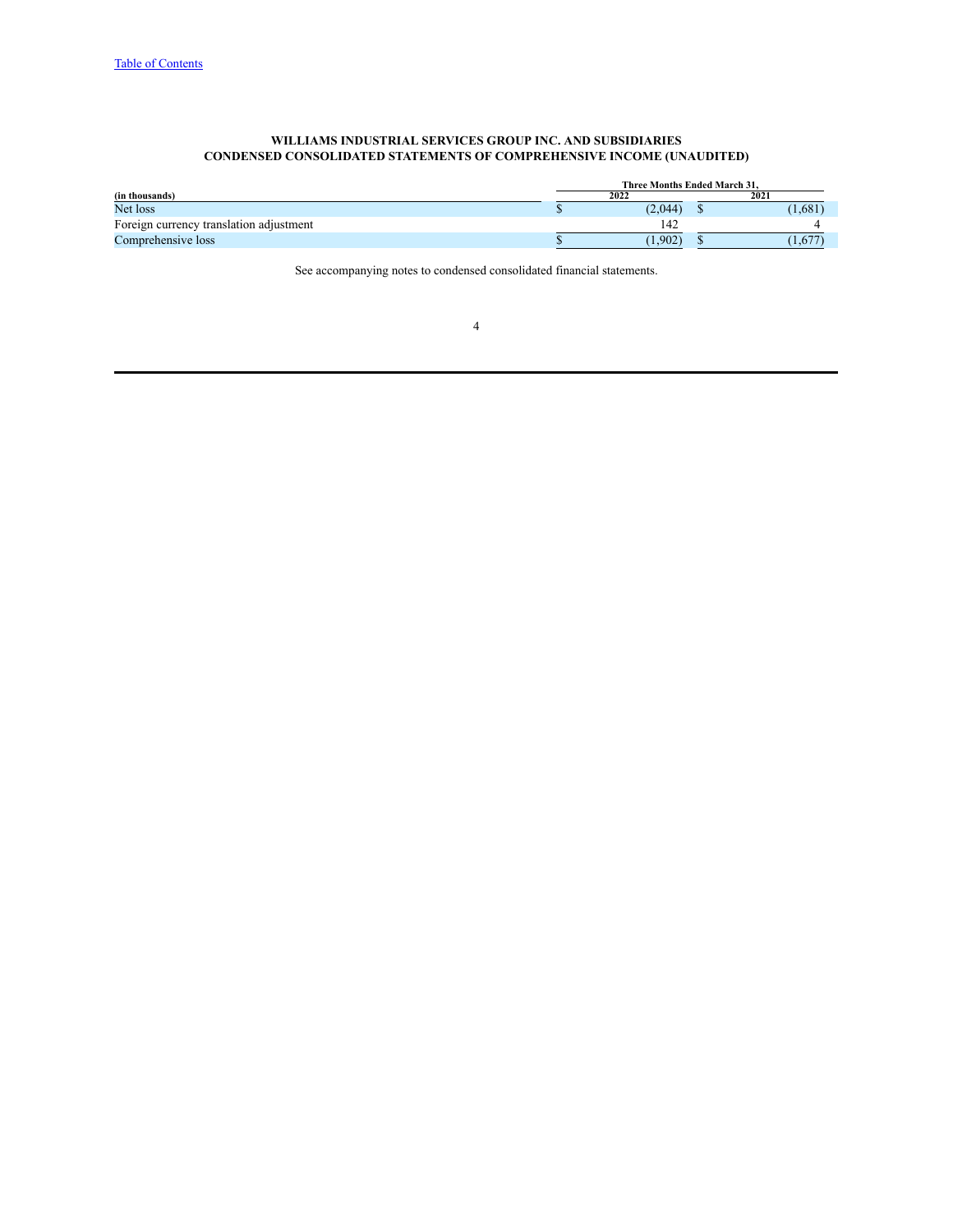**WILLIAMS INDUSTRIAL SERVICES GROUP INC. AND SUBSIDIARIES**
**CONDENSED CONSOLIDATED STATEMENTS OF COMPREHENSIVE INCOME (UNAUDITED)**

| (in thousands) | Three Months Ended March 31, 2022 | Three Months Ended March 31, 2021 |
|---|---|---|
| Net loss | $ (2,044) | $ (1,681) |
| Foreign currency translation adjustment | 142 | 4 |
| Comprehensive loss | $ (1,902) | $ (1,677) |

See accompanying notes to condensed consolidated financial statements.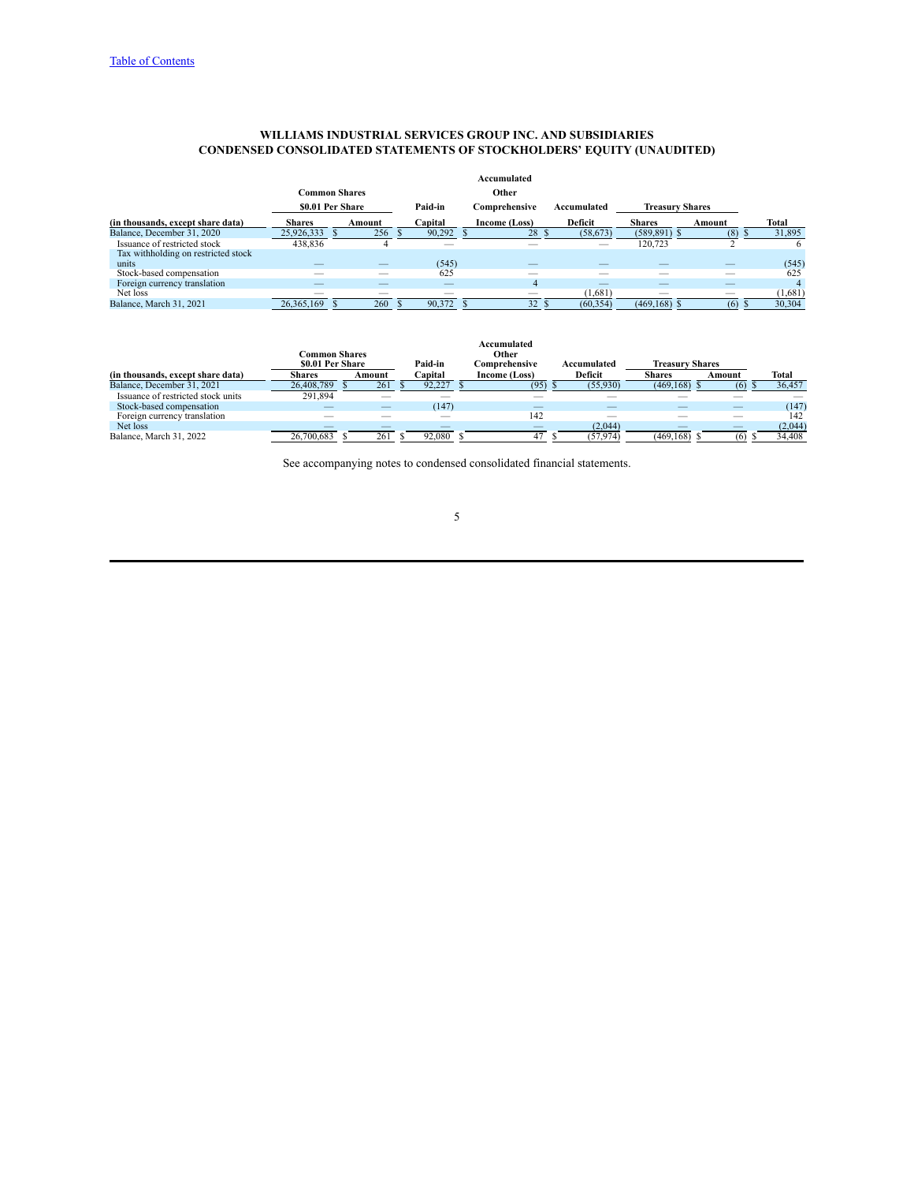# WILLIAMS INDUSTRIAL SERVICES GROUP INC. AND SUBSIDIARIES
# CONDENSED CONSOLIDATED STATEMENTS OF STOCKHOLDERS' EQUITY (UNAUDITED)

| (in thousands, except share data) | Common Shares $0.01 Per Share | | Paid-in | Accumulated Other Comprehensive | Accumulated | Treasury Shares | | Total |
|---|---|---|---|---|---|---|---|---|
| | Shares | Amount | Capital | Income (Loss) | Deficit | Shares | Amount | |
| Balance, December 31, 2020 | 25,926,333 | $ 256 | $ 90,292 | $ 28 | $ (58,673) | (589,891) | $ (8) | $ 31,895 |
| Issuance of restricted stock | 438,836 | 4 | — | — | — | 120,723 | 2 | 6 |
| Tax withholding on restricted stock units | — | — | (545) | — | — | — | — | (545) |
| Stock-based compensation | — | — | 625 | — | — | — | — | 625 |
| Foreign currency translation | — | — | — | 4 | — | — | — | 4 |
| Net loss | — | — | — | — | (1,681) | — | — | (1,681) |
| Balance, March 31, 2021 | 26,365,169 | $ 260 | $ 90,372 | $ 32 | $ (60,354) | (469,168) | $ (6) | $ 30,304 |

| (in thousands, except share data) | Common Shares $0.01 Per Share | | Paid-in | Accumulated Other Comprehensive | Accumulated | Treasury Shares | | Total |
|---|---|---|---|---|---|---|---|---|
| | Shares | Amount | Capital | Income (Loss) | Deficit | Shares | Amount | |
| Balance, December 31, 2021 | 26,408,789 | $ 261 | $ 92,227 | $ (95) | $ (55,930) | (469,168) | $ (6) | $ 36,457 |
| Issuance of restricted stock units | 291,894 | — | — | — | — | — | — | — |
| Stock-based compensation | — | — | (147) | — | — | — | — | (147) |
| Foreign currency translation | — | — | — | 142 | — | — | — | 142 |
| Net loss | — | — | — | — | (2,044) | — | — | (2,044) |
| Balance, March 31, 2022 | 26,700,683 | $ 261 | $ 92,080 | $ 47 | $ (57,974) | (469,168) | $ (6) | $ 34,408 |

See accompanying notes to condensed consolidated financial statements.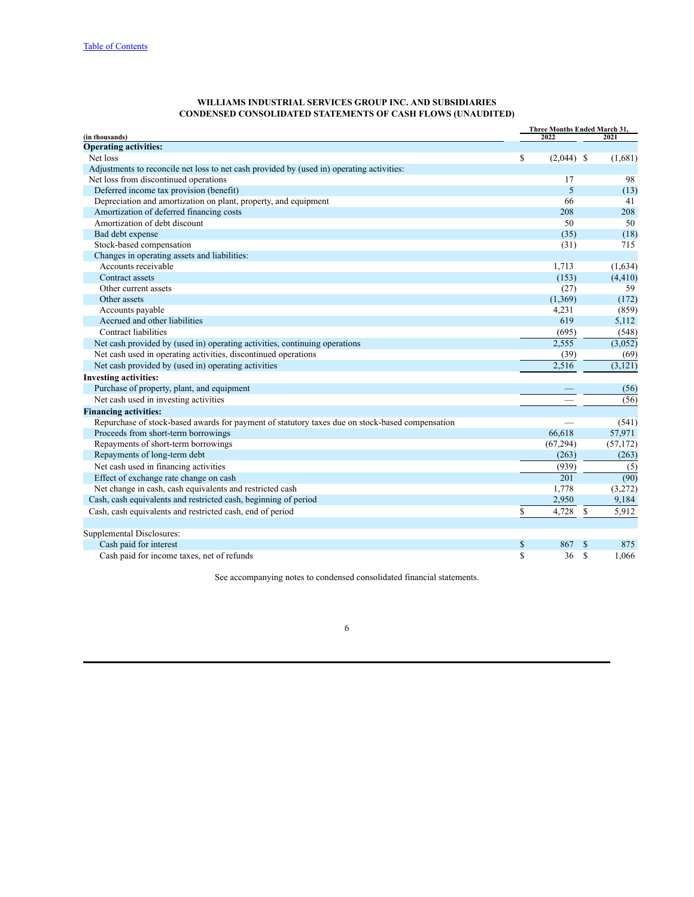**WILLIAMS INDUSTRIAL SERVICES GROUP INC. AND SUBSIDIARIES**
**CONDENSED CONSOLIDATED STATEMENTS OF CASH FLOWS (UNAUDITED)**

| (in thousands) | Three Months Ended March 31, 2022 | 2021 |
|---|---|---|
| **Operating activities:** | | |
| Net loss | $ (2,044) | $ (1,681) |
| Adjustments to reconcile net loss to net cash provided by (used in) operating activities: | | |
| Net loss from discontinued operations | 17 | 98 |
| Deferred income tax provision (benefit) | 5 | (13) |
| Depreciation and amortization on plant, property, and equipment | 66 | 41 |
| Amortization of deferred financing costs | 208 | 208 |
| Amortization of debt discount | 50 | 50 |
| Bad debt expense | (35) | (18) |
| Stock-based compensation | (31) | 715 |
| Changes in operating assets and liabilities: | | |
| Accounts receivable | 1,713 | (1,634) |
| Contract assets | (153) | (4,410) |
| Other current assets | (27) | 59 |
| Other assets | (1,369) | (172) |
| Accounts payable | 4,231 | (859) |
| Accrued and other liabilities | 619 | 5,112 |
| Contract liabilities | (695) | (548) |
| Net cash provided by (used in) operating activities, continuing operations | 2,555 | (3,052) |
| Net cash used in operating activities, discontinued operations | (39) | (69) |
| Net cash provided by (used in) operating activities | 2,516 | (3,121) |
| **Investing activities:** | | |
| Purchase of property, plant, and equipment | — | (56) |
| Net cash used in investing activities | — | (56) |
| **Financing activities:** | | |
| Repurchase of stock-based awards for payment of statutory taxes due on stock-based compensation | — | (541) |
| Proceeds from short-term borrowings | 66,618 | 57,971 |
| Repayments of short-term borrowings | (67,294) | (57,172) |
| Repayments of long-term debt | (263) | (263) |
| Net cash used in financing activities | (939) | (5) |
| Effect of exchange rate change on cash | 201 | (90) |
| Net change in cash, cash equivalents and restricted cash | 1,778 | (3,272) |
| Cash, cash equivalents and restricted cash, beginning of period | 2,950 | 9,184 |
| Cash, cash equivalents and restricted cash, end of period | $ 4,728 | $ 5,912 |
| | | |
| Supplemental Disclosures: | | |
| Cash paid for interest | $ 867 | $ 875 |
| Cash paid for income taxes, net of refunds | $ 36 | $ 1,066 |

See accompanying notes to condensed consolidated financial statements.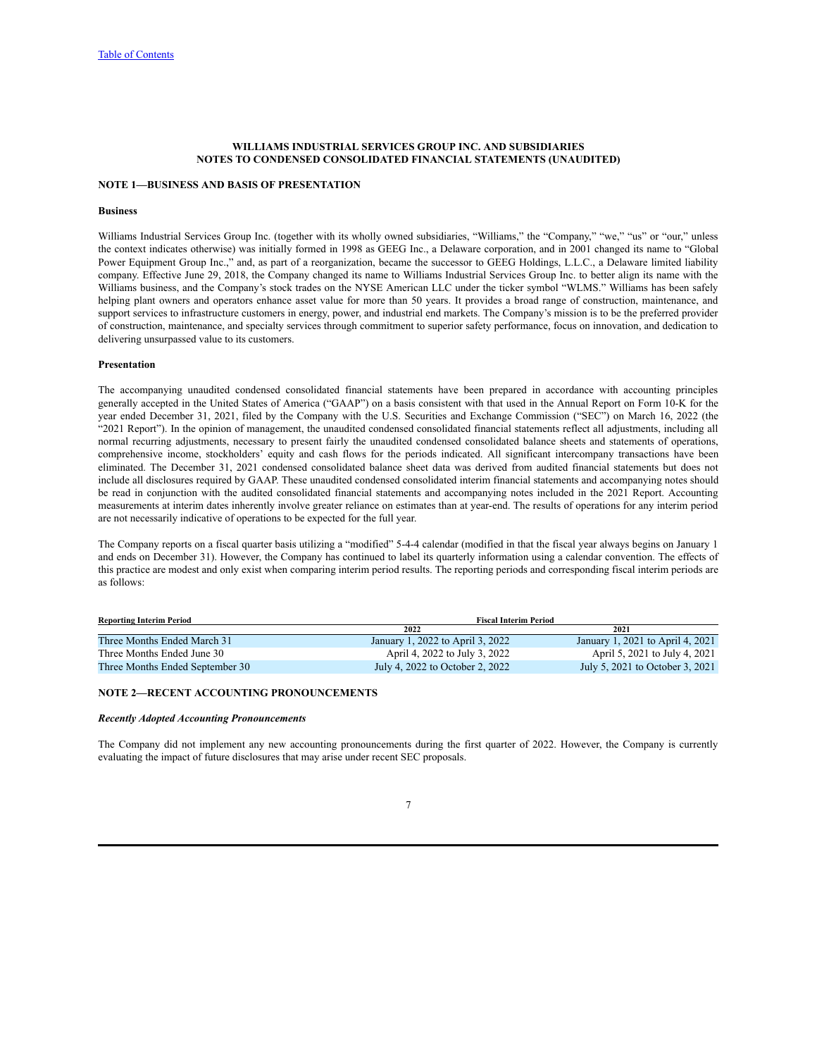**WILLIAMS INDUSTRIAL SERVICES GROUP INC. AND SUBSIDIARIES**
**NOTES TO CONDENSED CONSOLIDATED FINANCIAL STATEMENTS (UNAUDITED)**

## NOTE 1—BUSINESS AND BASIS OF PRESENTATION

### Business

Williams Industrial Services Group Inc. (together with its wholly owned subsidiaries, "Williams," the "Company," "we," "us" or "our," unless the context indicates otherwise) was initially formed in 1998 as GEEG Inc., a Delaware corporation, and in 2001 changed its name to "Global Power Equipment Group Inc.," and, as part of a reorganization, became the successor to GEEG Holdings, L.L.C., a Delaware limited liability company. Effective June 29, 2018, the Company changed its name to Williams Industrial Services Group Inc. to better align its name with the Williams business, and the Company's stock trades on the NYSE American LLC under the ticker symbol "WLMS." Williams has been safely helping plant owners and operators enhance asset value for more than 50 years. It provides a broad range of construction, maintenance, and support services to infrastructure customers in energy, power, and industrial end markets. The Company's mission is to be the preferred provider of construction, maintenance, and specialty services through commitment to superior safety performance, focus on innovation, and dedication to delivering unsurpassed value to its customers.

### Presentation

The accompanying unaudited condensed consolidated financial statements have been prepared in accordance with accounting principles generally accepted in the United States of America ("GAAP") on a basis consistent with that used in the Annual Report on Form 10-K for the year ended December 31, 2021, filed by the Company with the U.S. Securities and Exchange Commission ("SEC") on March 16, 2022 (the "2021 Report"). In the opinion of management, the unaudited condensed consolidated financial statements reflect all adjustments, including all normal recurring adjustments, necessary to present fairly the unaudited condensed consolidated balance sheets and statements of operations, comprehensive income, stockholders' equity and cash flows for the periods indicated. All significant intercompany transactions have been eliminated. The December 31, 2021 condensed consolidated balance sheet data was derived from audited financial statements but does not include all disclosures required by GAAP. These unaudited condensed consolidated interim financial statements and accompanying notes should be read in conjunction with the audited consolidated financial statements and accompanying notes included in the 2021 Report. Accounting measurements at interim dates inherently involve greater reliance on estimates than at year-end. The results of operations for any interim period are not necessarily indicative of operations to be expected for the full year.

The Company reports on a fiscal quarter basis utilizing a "modified" 5-4-4 calendar (modified in that the fiscal year always begins on January 1 and ends on December 31). However, the Company has continued to label its quarterly information using a calendar convention. The effects of this practice are modest and only exist when comparing interim period results. The reporting periods and corresponding fiscal interim periods are as follows:

| Reporting Interim Period | Fiscal Interim Period | |
|---|---|---|
| | **2022** | **2021** |
| Three Months Ended March 31 | January 1, 2022 to April 3, 2022 | January 1, 2021 to April 4, 2021 |
| Three Months Ended June 30 | April 4, 2022 to July 3, 2022 | April 5, 2021 to July 4, 2021 |
| Three Months Ended September 30 | July 4, 2022 to October 2, 2022 | July 5, 2021 to October 3, 2021 |

## NOTE 2—RECENT ACCOUNTING PRONOUNCEMENTS

***Recently Adopted Accounting Pronouncements***

The Company did not implement any new accounting pronouncements during the first quarter of 2022. However, the Company is currently evaluating the impact of future disclosures that may arise under recent SEC proposals.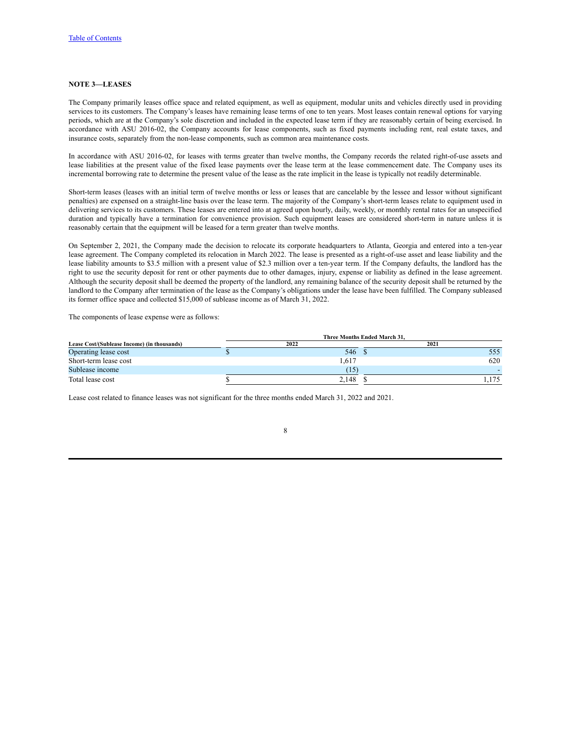## NOTE 3—LEASES

The Company primarily leases office space and related equipment, as well as equipment, modular units and vehicles directly used in providing services to its customers. The Company's leases have remaining lease terms of one to ten years. Most leases contain renewal options for varying periods, which are at the Company's sole discretion and included in the expected lease term if they are reasonably certain of being exercised. In accordance with ASU 2016-02, the Company accounts for lease components, such as fixed payments including rent, real estate taxes, and insurance costs, separately from the non-lease components, such as common area maintenance costs.

In accordance with ASU 2016-02, for leases with terms greater than twelve months, the Company records the related right-of-use assets and lease liabilities at the present value of the fixed lease payments over the lease term at the lease commencement date. The Company uses its incremental borrowing rate to determine the present value of the lease as the rate implicit in the lease is typically not readily determinable.

Short-term leases (leases with an initial term of twelve months or less or leases that are cancelable by the lessee and lessor without significant penalties) are expensed on a straight-line basis over the lease term. The majority of the Company's short-term leases relate to equipment used in delivering services to its customers. These leases are entered into at agreed upon hourly, daily, weekly, or monthly rental rates for an unspecified duration and typically have a termination for convenience provision. Such equipment leases are considered short-term in nature unless it is reasonably certain that the equipment will be leased for a term greater than twelve months.

On September 2, 2021, the Company made the decision to relocate its corporate headquarters to Atlanta, Georgia and entered into a ten-year lease agreement. The Company completed its relocation in March 2022. The lease is presented as a right-of-use asset and lease liability and the lease liability amounts to $3.5 million with a present value of $2.3 million over a ten-year term. If the Company defaults, the landlord has the right to use the security deposit for rent or other payments due to other damages, injury, expense or liability as defined in the lease agreement. Although the security deposit shall be deemed the property of the landlord, any remaining balance of the security deposit shall be returned by the landlord to the Company after termination of the lease as the Company's obligations under the lease have been fulfilled. The Company subleased its former office space and collected $15,000 of sublease income as of March 31, 2022.

The components of lease expense were as follows:

| Lease Cost/(Sublease Income) (in thousands) | Three Months Ended March 31, 2022 | 2021 |
|---|---|---|
| Operating lease cost | $ 546 | $ 555 |
| Short-term lease cost | 1,617 | 620 |
| Sublease income | (15) | - |
| Total lease cost | $ 2,148 | $ 1,175 |

Lease cost related to finance leases was not significant for the three months ended March 31, 2022 and 2021.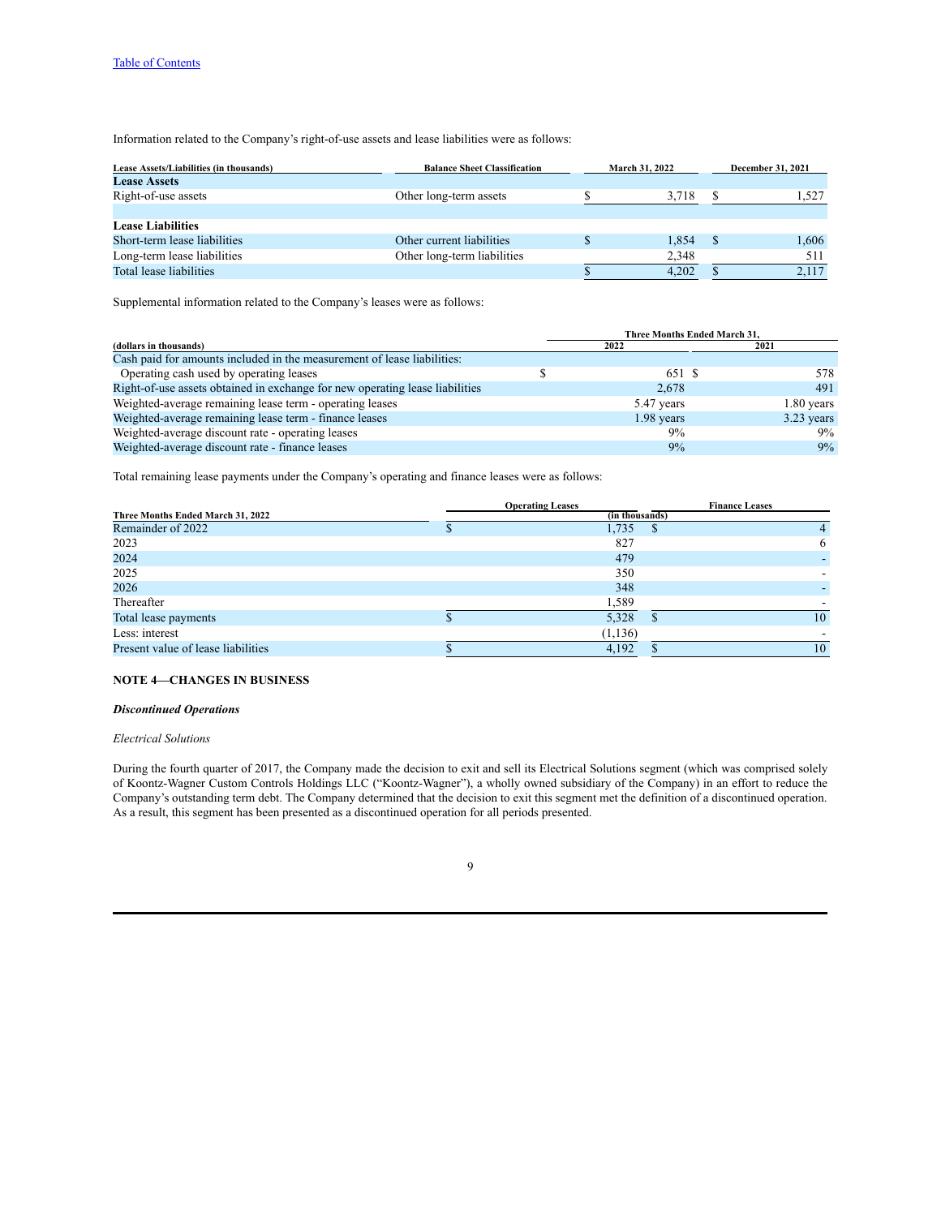Information related to the Company's right-of-use assets and lease liabilities were as follows:

| Lease Assets/Liabilities (in thousands) | Balance Sheet Classification | March 31, 2022 | December 31, 2021 |
|---|---|---|---|
| **Lease Assets** | | | |
| Right-of-use assets | Other long-term assets | $ 3,718 | $ 1,527 |
| | | | |
| **Lease Liabilities** | | | |
| Short-term lease liabilities | Other current liabilities | $ 1,854 | $ 1,606 |
| Long-term lease liabilities | Other long-term liabilities | 2,348 | 511 |
| Total lease liabilities | | $ 4,202 | $ 2,117 |

Supplemental information related to the Company's leases were as follows:

| | Three Months Ended March 31, | |
|---|---|---|
| (dollars in thousands) | 2022 | 2021 |
| Cash paid for amounts included in the measurement of lease liabilities: | | |
| Operating cash used by operating leases | $ 651 | $ 578 |
| Right-of-use assets obtained in exchange for new operating lease liabilities | 2,678 | 491 |
| Weighted-average remaining lease term - operating leases | 5.47 years | 1.80 years |
| Weighted-average remaining lease term - finance leases | 1.98 years | 3.23 years |
| Weighted-average discount rate - operating leases | 9% | 9% |
| Weighted-average discount rate - finance leases | 9% | 9% |

Total remaining lease payments under the Company's operating and finance leases were as follows:

| Three Months Ended March 31, 2022 | Operating Leases | Finance Leases |
|---|---|---|
| | (in thousands) | |
| Remainder of 2022 | $ 1,735 | $ 4 |
| 2023 | 827 | 6 |
| 2024 | 479 | - |
| 2025 | 350 | - |
| 2026 | 348 | - |
| Thereafter | 1,589 | - |
| Total lease payments | $ 5,328 | $ 10 |
| Less: interest | (1,136) | - |
| Present value of lease liabilities | $ 4,192 | $ 10 |

**NOTE 4—CHANGES IN BUSINESS**

***Discontinued Operations***

*Electrical Solutions*

During the fourth quarter of 2017, the Company made the decision to exit and sell its Electrical Solutions segment (which was comprised solely of Koontz-Wagner Custom Controls Holdings LLC ("Koontz-Wagner"), a wholly owned subsidiary of the Company) in an effort to reduce the Company's outstanding term debt. The Company determined that the decision to exit this segment met the definition of a discontinued operation. As a result, this segment has been presented as a discontinued operation for all periods presented.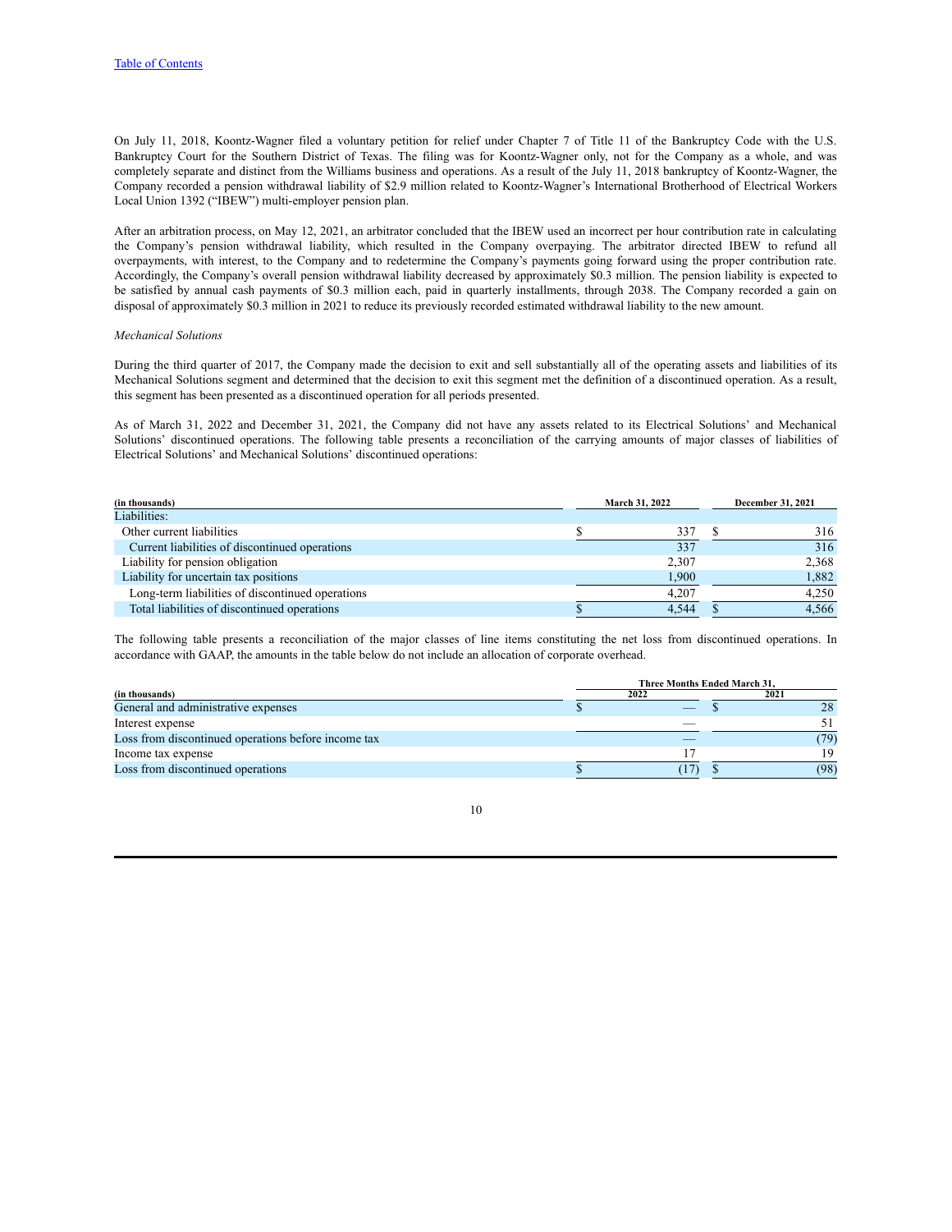On July 11, 2018, Koontz-Wagner filed a voluntary petition for relief under Chapter 7 of Title 11 of the Bankruptcy Code with the U.S. Bankruptcy Court for the Southern District of Texas. The filing was for Koontz-Wagner only, not for the Company as a whole, and was completely separate and distinct from the Williams business and operations. As a result of the July 11, 2018 bankruptcy of Koontz-Wagner, the Company recorded a pension withdrawal liability of $2.9 million related to Koontz-Wagner's International Brotherhood of Electrical Workers Local Union 1392 ("IBEW") multi-employer pension plan.

After an arbitration process, on May 12, 2021, an arbitrator concluded that the IBEW used an incorrect per hour contribution rate in calculating the Company's pension withdrawal liability, which resulted in the Company overpaying. The arbitrator directed IBEW to refund all overpayments, with interest, to the Company and to redetermine the Company's payments going forward using the proper contribution rate. Accordingly, the Company's overall pension withdrawal liability decreased by approximately $0.3 million. The pension liability is expected to be satisfied by annual cash payments of $0.3 million each, paid in quarterly installments, through 2038. The Company recorded a gain on disposal of approximately $0.3 million in 2021 to reduce its previously recorded estimated withdrawal liability to the new amount.

*Mechanical Solutions*

During the third quarter of 2017, the Company made the decision to exit and sell substantially all of the operating assets and liabilities of its Mechanical Solutions segment and determined that the decision to exit this segment met the definition of a discontinued operation. As a result, this segment has been presented as a discontinued operation for all periods presented.

As of March 31, 2022 and December 31, 2021, the Company did not have any assets related to its Electrical Solutions' and Mechanical Solutions' discontinued operations. The following table presents a reconciliation of the carrying amounts of major classes of liabilities of Electrical Solutions' and Mechanical Solutions' discontinued operations:

| (in thousands) | March 31, 2022 | December 31, 2021 |
|---|---|---|
| Liabilities: | | |
| Other current liabilities | $ 337 | $ 316 |
| Current liabilities of discontinued operations | 337 | 316 |
| Liability for pension obligation | 2,307 | 2,368 |
| Liability for uncertain tax positions | 1,900 | 1,882 |
| Long-term liabilities of discontinued operations | 4,207 | 4,250 |
| Total liabilities of discontinued operations | $ 4,544 | $ 4,566 |

The following table presents a reconciliation of the major classes of line items constituting the net loss from discontinued operations. In accordance with GAAP, the amounts in the table below do not include an allocation of corporate overhead.

| | Three Months Ended March 31, | |
|---|---|---|
| (in thousands) | 2022 | 2021 |
| General and administrative expenses | $ — | $ 28 |
| Interest expense | — | 51 |
| Loss from discontinued operations before income tax | — | (79) |
| Income tax expense | 17 | 19 |
| Loss from discontinued operations | $ (17) | $ (98) |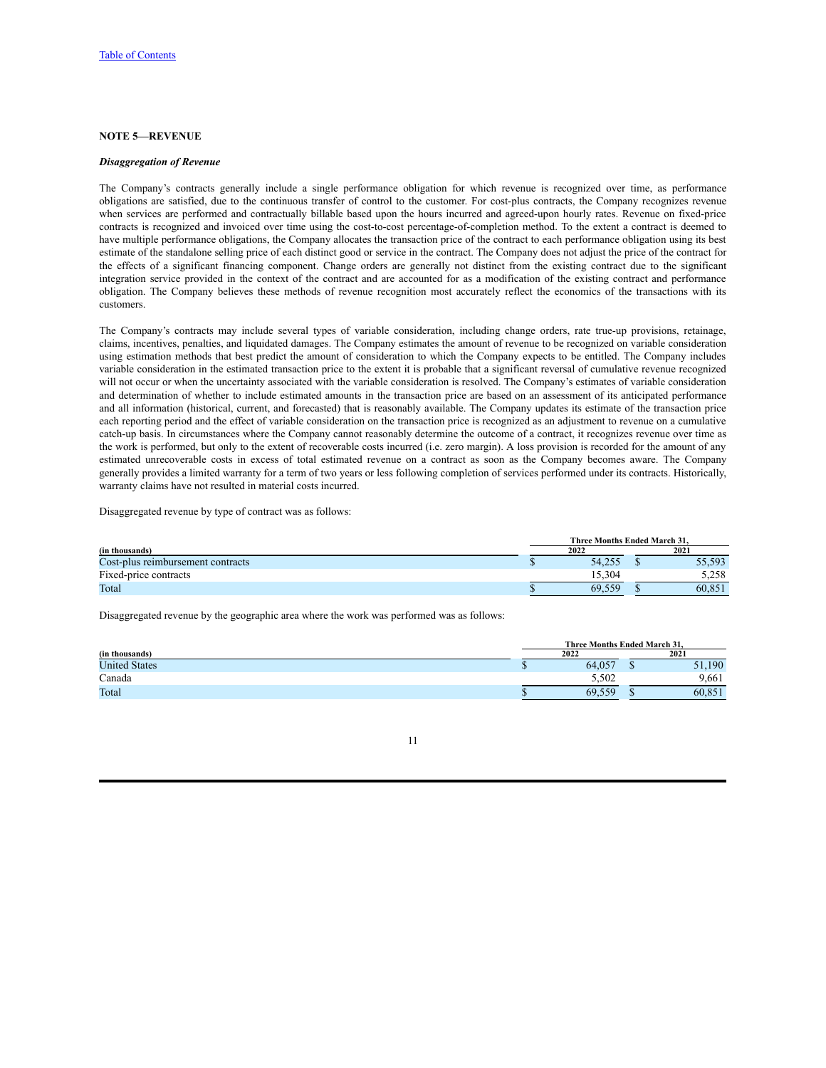## NOTE 5—REVENUE

### *Disaggregation of Revenue*

The Company's contracts generally include a single performance obligation for which revenue is recognized over time, as performance obligations are satisfied, due to the continuous transfer of control to the customer. For cost-plus contracts, the Company recognizes revenue when services are performed and contractually billable based upon the hours incurred and agreed-upon hourly rates. Revenue on fixed-price contracts is recognized and invoiced over time using the cost-to-cost percentage-of-completion method. To the extent a contract is deemed to have multiple performance obligations, the Company allocates the transaction price of the contract to each performance obligation using its best estimate of the standalone selling price of each distinct good or service in the contract. The Company does not adjust the price of the contract for the effects of a significant financing component. Change orders are generally not distinct from the existing contract due to the significant integration service provided in the context of the contract and are accounted for as a modification of the existing contract and performance obligation. The Company believes these methods of revenue recognition most accurately reflect the economics of the transactions with its customers.

The Company's contracts may include several types of variable consideration, including change orders, rate true-up provisions, retainage, claims, incentives, penalties, and liquidated damages. The Company estimates the amount of revenue to be recognized on variable consideration using estimation methods that best predict the amount of consideration to which the Company expects to be entitled. The Company includes variable consideration in the estimated transaction price to the extent it is probable that a significant reversal of cumulative revenue recognized will not occur or when the uncertainty associated with the variable consideration is resolved. The Company's estimates of variable consideration and determination of whether to include estimated amounts in the transaction price are based on an assessment of its anticipated performance and all information (historical, current, and forecasted) that is reasonably available. The Company updates its estimate of the transaction price each reporting period and the effect of variable consideration on the transaction price is recognized as an adjustment to revenue on a cumulative catch-up basis. In circumstances where the Company cannot reasonably determine the outcome of a contract, it recognizes revenue over time as the work is performed, but only to the extent of recoverable costs incurred (i.e. zero margin). A loss provision is recorded for the amount of any estimated unrecoverable costs in excess of total estimated revenue on a contract as soon as the Company becomes aware. The Company generally provides a limited warranty for a term of two years or less following completion of services performed under its contracts. Historically, warranty claims have not resulted in material costs incurred.

Disaggregated revenue by type of contract was as follows:

| | Three Months Ended March 31, | |
|---|---|---|
| **(in thousands)** | **2022** | **2021** |
| Cost-plus reimbursement contracts | $ 54,255 | $ 55,593 |
| Fixed-price contracts | 15,304 | 5,258 |
| Total | $ 69,559 | $ 60,851 |

Disaggregated revenue by the geographic area where the work was performed was as follows:

| | Three Months Ended March 31, | |
|---|---|---|
| **(in thousands)** | **2022** | **2021** |
| United States | $ 64,057 | $ 51,190 |
| Canada | 5,502 | 9,661 |
| Total | $ 69,559 | $ 60,851 |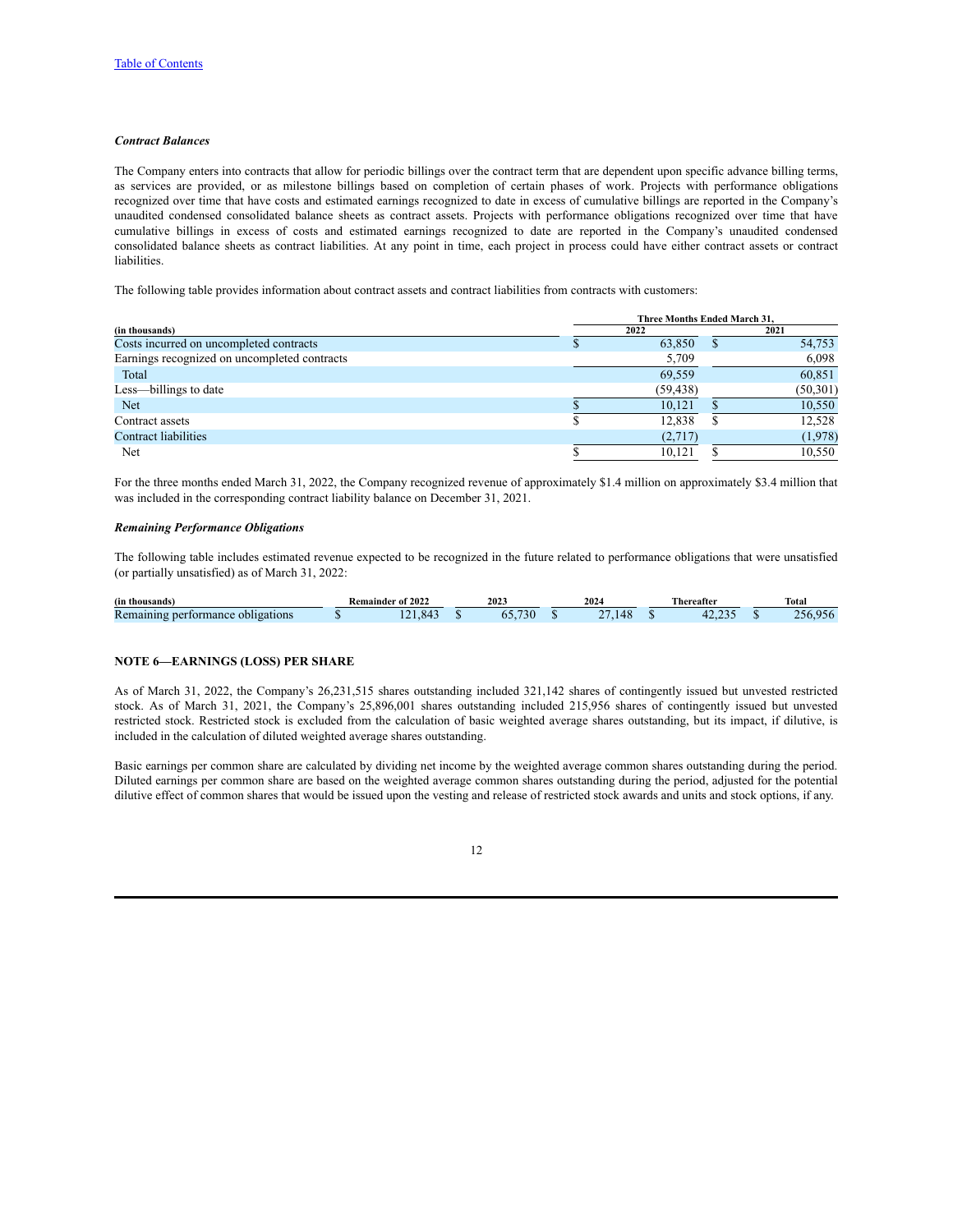### *Contract Balances*

The Company enters into contracts that allow for periodic billings over the contract term that are dependent upon specific advance billing terms, as services are provided, or as milestone billings based on completion of certain phases of work. Projects with performance obligations recognized over time that have costs and estimated earnings recognized to date in excess of cumulative billings are reported in the Company's unaudited condensed consolidated balance sheets as contract assets. Projects with performance obligations recognized over time that have cumulative billings in excess of costs and estimated earnings recognized to date are reported in the Company's unaudited condensed consolidated balance sheets as contract liabilities. At any point in time, each project in process could have either contract assets or contract liabilities.

The following table provides information about contract assets and contract liabilities from contracts with customers:

| | Three Months Ended March 31, | |
|---|---|---|
| **(in thousands)** | **2022** | **2021** |
| Costs incurred on uncompleted contracts | $ 63,850 | $ 54,753 |
| Earnings recognized on uncompleted contracts | 5,709 | 6,098 |
| Total | 69,559 | 60,851 |
| Less—billings to date | (59,438) | (50,301) |
| Net | $ 10,121 | $ 10,550 |
| Contract assets | $ 12,838 | $ 12,528 |
| Contract liabilities | (2,717) | (1,978) |
| Net | $ 10,121 | $ 10,550 |

For the three months ended March 31, 2022, the Company recognized revenue of approximately $1.4 million on approximately $3.4 million that was included in the corresponding contract liability balance on December 31, 2021.

### *Remaining Performance Obligations*

The following table includes estimated revenue expected to be recognized in the future related to performance obligations that were unsatisfied (or partially unsatisfied) as of March 31, 2022:

| (in thousands) | Remainder of 2022 | 2023 | 2024 | Thereafter | Total |
|---|---|---|---|---|---|
| Remaining performance obligations | $ 121,843 | $ 65,730 | $ 27,148 | $ 42,235 | $ 256,956 |

## NOTE 6—EARNINGS (LOSS) PER SHARE

As of March 31, 2022, the Company's 26,231,515 shares outstanding included 321,142 shares of contingently issued but unvested restricted stock. As of March 31, 2021, the Company's 25,896,001 shares outstanding included 215,956 shares of contingently issued but unvested restricted stock. Restricted stock is excluded from the calculation of basic weighted average shares outstanding, but its impact, if dilutive, is included in the calculation of diluted weighted average shares outstanding.

Basic earnings per common share are calculated by dividing net income by the weighted average common shares outstanding during the period. Diluted earnings per common share are based on the weighted average common shares outstanding during the period, adjusted for the potential dilutive effect of common shares that would be issued upon the vesting and release of restricted stock awards and units and stock options, if any.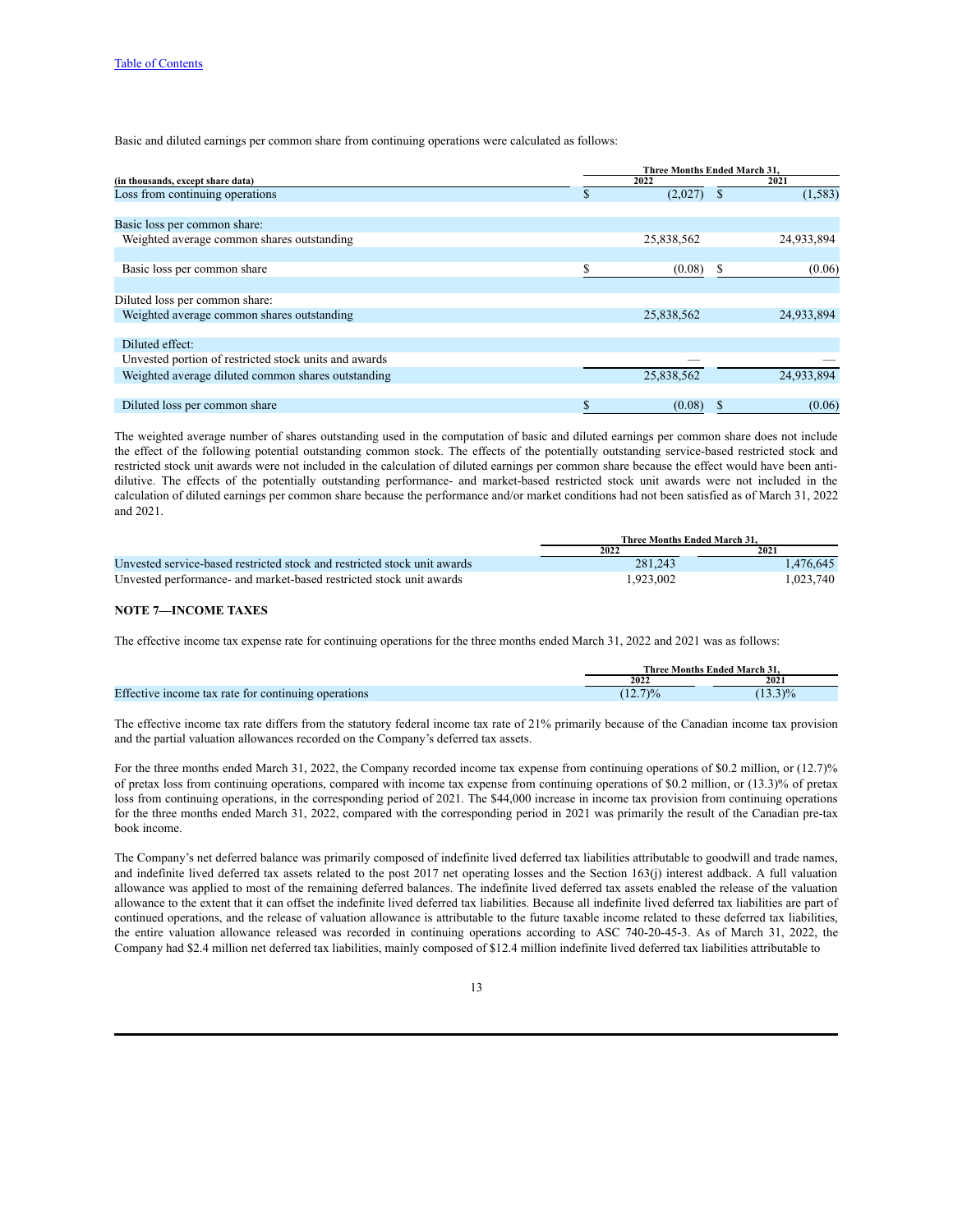[Table of Contents](#)

Basic and diluted earnings per common share from continuing operations were calculated as follows:

| (in thousands, except share data) | Three Months Ended March 31, 2022 | 2021 |
|---|---|---|
| Loss from continuing operations | $ (2,027) | $ (1,583) |
| | | |
| Basic loss per common share: | | |
| Weighted average common shares outstanding | 25,838,562 | 24,933,894 |
| | | |
| Basic loss per common share | $ (0.08) | $ (0.06) |
| | | |
| Diluted loss per common share: | | |
| Weighted average common shares outstanding | 25,838,562 | 24,933,894 |
| | | |
| Diluted effect: | | |
| Unvested portion of restricted stock units and awards | — | — |
| Weighted average diluted common shares outstanding | 25,838,562 | 24,933,894 |
| | | |
| Diluted loss per common share | $ (0.08) | $ (0.06) |

The weighted average number of shares outstanding used in the computation of basic and diluted earnings per common share does not include the effect of the following potential outstanding common stock. The effects of the potentially outstanding service-based restricted stock and restricted stock unit awards were not included in the calculation of diluted earnings per common share because the effect would have been anti-dilutive. The effects of the potentially outstanding performance- and market-based restricted stock unit awards were not included in the calculation of diluted earnings per common share because the performance and/or market conditions had not been satisfied as of March 31, 2022 and 2021.

| | Three Months Ended March 31, 2022 | 2021 |
|---|---|---|
| Unvested service-based restricted stock and restricted stock unit awards | 281,243 | 1,476,645 |
| Unvested performance- and market-based restricted stock unit awards | 1,923,002 | 1,023,740 |

**NOTE 7—INCOME TAXES**

The effective income tax expense rate for continuing operations for the three months ended March 31, 2022 and 2021 was as follows:

| | Three Months Ended March 31, 2022 | 2021 |
|---|---|---|
| Effective income tax rate for continuing operations | (12.7)% | (13.3)% |

The effective income tax rate differs from the statutory federal income tax rate of 21% primarily because of the Canadian income tax provision and the partial valuation allowances recorded on the Company's deferred tax assets.

For the three months ended March 31, 2022, the Company recorded income tax expense from continuing operations of $0.2 million, or (12.7)% of pretax loss from continuing operations, compared with income tax expense from continuing operations of $0.2 million, or (13.3)% of pretax loss from continuing operations, in the corresponding period of 2021. The $44,000 increase in income tax provision from continuing operations for the three months ended March 31, 2022, compared with the corresponding period in 2021 was primarily the result of the Canadian pre-tax book income.

The Company's net deferred balance was primarily composed of indefinite lived deferred tax liabilities attributable to goodwill and trade names, and indefinite lived deferred tax assets related to the post 2017 net operating losses and the Section 163(j) interest addback. A full valuation allowance was applied to most of the remaining deferred balances. The indefinite lived deferred tax assets enabled the release of the valuation allowance to the extent that it can offset the indefinite lived deferred tax liabilities. Because all indefinite lived deferred tax liabilities are part of continued operations, and the release of valuation allowance is attributable to the future taxable income related to these deferred tax liabilities, the entire valuation allowance released was recorded in continuing operations according to ASC 740-20-45-3. As of March 31, 2022, the Company had $2.4 million net deferred tax liabilities, mainly composed of $12.4 million indefinite lived deferred tax liabilities attributable to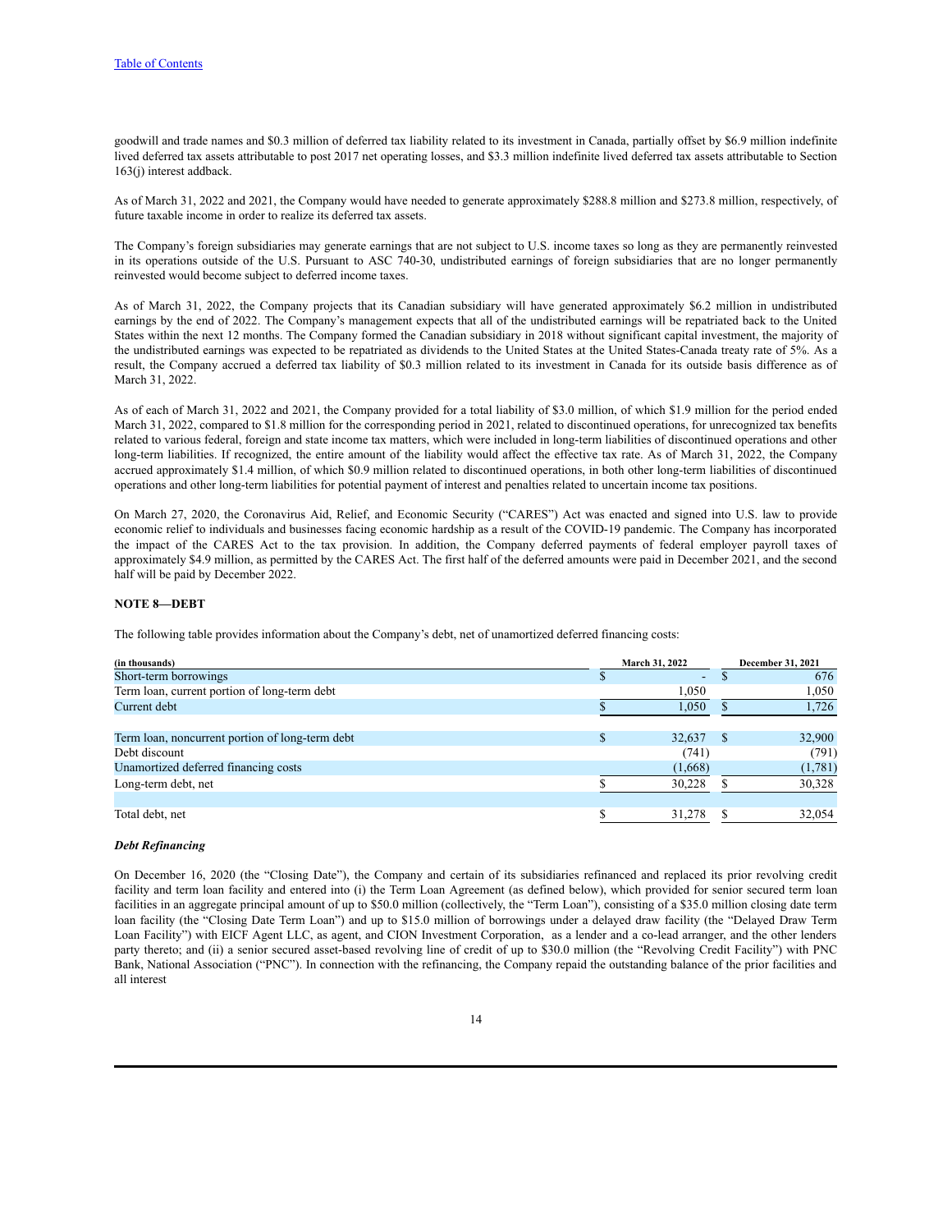goodwill and trade names and $0.3 million of deferred tax liability related to its investment in Canada, partially offset by $6.9 million indefinite lived deferred tax assets attributable to post 2017 net operating losses, and $3.3 million indefinite lived deferred tax assets attributable to Section 163(j) interest addback.

As of March 31, 2022 and 2021, the Company would have needed to generate approximately $288.8 million and $273.8 million, respectively, of future taxable income in order to realize its deferred tax assets.

The Company's foreign subsidiaries may generate earnings that are not subject to U.S. income taxes so long as they are permanently reinvested in its operations outside of the U.S. Pursuant to ASC 740-30, undistributed earnings of foreign subsidiaries that are no longer permanently reinvested would become subject to deferred income taxes.

As of March 31, 2022, the Company projects that its Canadian subsidiary will have generated approximately $6.2 million in undistributed earnings by the end of 2022. The Company's management expects that all of the undistributed earnings will be repatriated back to the United States within the next 12 months. The Company formed the Canadian subsidiary in 2018 without significant capital investment, the majority of the undistributed earnings was expected to be repatriated as dividends to the United States at the United States-Canada treaty rate of 5%. As a result, the Company accrued a deferred tax liability of $0.3 million related to its investment in Canada for its outside basis difference as of March 31, 2022.

As of each of March 31, 2022 and 2021, the Company provided for a total liability of $3.0 million, of which $1.9 million for the period ended March 31, 2022, compared to $1.8 million for the corresponding period in 2021, related to discontinued operations, for unrecognized tax benefits related to various federal, foreign and state income tax matters, which were included in long-term liabilities of discontinued operations and other long-term liabilities. If recognized, the entire amount of the liability would affect the effective tax rate. As of March 31, 2022, the Company accrued approximately $1.4 million, of which $0.9 million related to discontinued operations, in both other long-term liabilities of discontinued operations and other long-term liabilities for potential payment of interest and penalties related to uncertain income tax positions.

On March 27, 2020, the Coronavirus Aid, Relief, and Economic Security ("CARES") Act was enacted and signed into U.S. law to provide economic relief to individuals and businesses facing economic hardship as a result of the COVID-19 pandemic. The Company has incorporated the impact of the CARES Act to the tax provision. In addition, the Company deferred payments of federal employer payroll taxes of approximately $4.9 million, as permitted by the CARES Act. The first half of the deferred amounts were paid in December 2021, and the second half will be paid by December 2022.

## NOTE 8—DEBT

The following table provides information about the Company's debt, net of unamortized deferred financing costs:

| (in thousands) | March 31, 2022 | December 31, 2021 |
|---|---|---|
| Short-term borrowings | $ - | $ 676 |
| Term loan, current portion of long-term debt | 1,050 | 1,050 |
| Current debt | $ 1,050 | $ 1,726 |
| | | |
| Term loan, noncurrent portion of long-term debt | $ 32,637 | $ 32,900 |
| Debt discount | (741) | (791) |
| Unamortized deferred financing costs | (1,668) | (1,781) |
| Long-term debt, net | $ 30,228 | $ 30,328 |
| | | |
| Total debt, net | $ 31,278 | $ 32,054 |

***Debt Refinancing***

On December 16, 2020 (the "Closing Date"), the Company and certain of its subsidiaries refinanced and replaced its prior revolving credit facility and term loan facility and entered into (i) the Term Loan Agreement (as defined below), which provided for senior secured term loan facilities in an aggregate principal amount of up to $50.0 million (collectively, the "Term Loan"), consisting of a $35.0 million closing date term loan facility (the "Closing Date Term Loan") and up to $15.0 million of borrowings under a delayed draw facility (the "Delayed Draw Term Loan Facility") with EICF Agent LLC, as agent, and CION Investment Corporation, as a lender and a co-lead arranger, and the other lenders party thereto; and (ii) a senior secured asset-based revolving line of credit of up to $30.0 million (the "Revolving Credit Facility") with PNC Bank, National Association ("PNC"). In connection with the refinancing, the Company repaid the outstanding balance of the prior facilities and all interest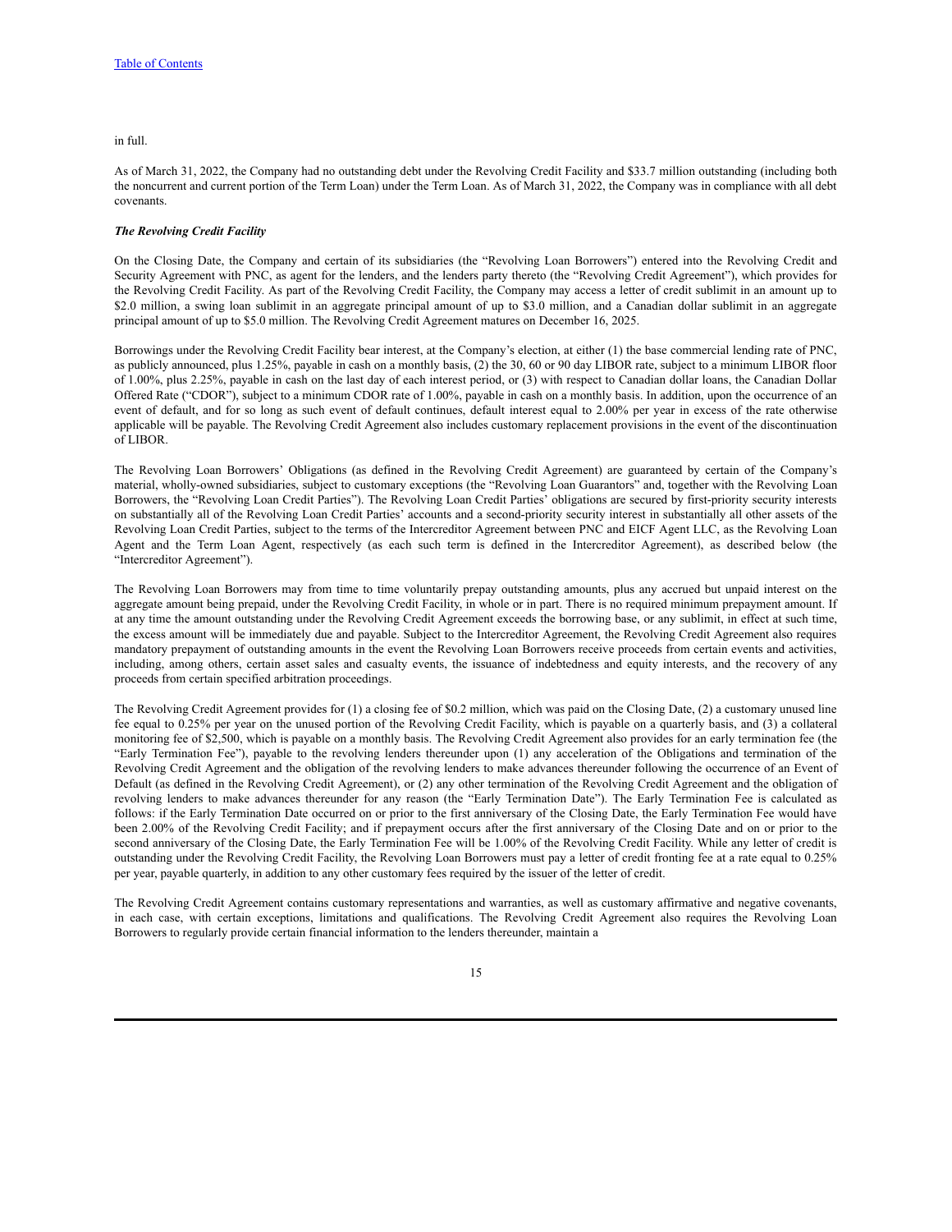in full.

As of March 31, 2022, the Company had no outstanding debt under the Revolving Credit Facility and $33.7 million outstanding (including both the noncurrent and current portion of the Term Loan) under the Term Loan. As of March 31, 2022, the Company was in compliance with all debt covenants.

***The Revolving Credit Facility***

On the Closing Date, the Company and certain of its subsidiaries (the "Revolving Loan Borrowers") entered into the Revolving Credit and Security Agreement with PNC, as agent for the lenders, and the lenders party thereto (the "Revolving Credit Agreement"), which provides for the Revolving Credit Facility. As part of the Revolving Credit Facility, the Company may access a letter of credit sublimit in an amount up to $2.0 million, a swing loan sublimit in an aggregate principal amount of up to $3.0 million, and a Canadian dollar sublimit in an aggregate principal amount of up to $5.0 million. The Revolving Credit Agreement matures on December 16, 2025.

Borrowings under the Revolving Credit Facility bear interest, at the Company's election, at either (1) the base commercial lending rate of PNC, as publicly announced, plus 1.25%, payable in cash on a monthly basis, (2) the 30, 60 or 90 day LIBOR rate, subject to a minimum LIBOR floor of 1.00%, plus 2.25%, payable in cash on the last day of each interest period, or (3) with respect to Canadian dollar loans, the Canadian Dollar Offered Rate ("CDOR"), subject to a minimum CDOR rate of 1.00%, payable in cash on a monthly basis. In addition, upon the occurrence of an event of default, and for so long as such event of default continues, default interest equal to 2.00% per year in excess of the rate otherwise applicable will be payable. The Revolving Credit Agreement also includes customary replacement provisions in the event of the discontinuation of LIBOR.

The Revolving Loan Borrowers' Obligations (as defined in the Revolving Credit Agreement) are guaranteed by certain of the Company's material, wholly-owned subsidiaries, subject to customary exceptions (the "Revolving Loan Guarantors" and, together with the Revolving Loan Borrowers, the "Revolving Loan Credit Parties"). The Revolving Loan Credit Parties' obligations are secured by first-priority security interests on substantially all of the Revolving Loan Credit Parties' accounts and a second-priority security interest in substantially all other assets of the Revolving Loan Credit Parties, subject to the terms of the Intercreditor Agreement between PNC and EICF Agent LLC, as the Revolving Loan Agent and the Term Loan Agent, respectively (as each such term is defined in the Intercreditor Agreement), as described below (the "Intercreditor Agreement").

The Revolving Loan Borrowers may from time to time voluntarily prepay outstanding amounts, plus any accrued but unpaid interest on the aggregate amount being prepaid, under the Revolving Credit Facility, in whole or in part. There is no required minimum prepayment amount. If at any time the amount outstanding under the Revolving Credit Agreement exceeds the borrowing base, or any sublimit, in effect at such time, the excess amount will be immediately due and payable. Subject to the Intercreditor Agreement, the Revolving Credit Agreement also requires mandatory prepayment of outstanding amounts in the event the Revolving Loan Borrowers receive proceeds from certain events and activities, including, among others, certain asset sales and casualty events, the issuance of indebtedness and equity interests, and the recovery of any proceeds from certain specified arbitration proceedings.

The Revolving Credit Agreement provides for (1) a closing fee of $0.2 million, which was paid on the Closing Date, (2) a customary unused line fee equal to 0.25% per year on the unused portion of the Revolving Credit Facility, which is payable on a quarterly basis, and (3) a collateral monitoring fee of $2,500, which is payable on a monthly basis. The Revolving Credit Agreement also provides for an early termination fee (the "Early Termination Fee"), payable to the revolving lenders thereunder upon (1) any acceleration of the Obligations and termination of the Revolving Credit Agreement and the obligation of the revolving lenders to make advances thereunder following the occurrence of an Event of Default (as defined in the Revolving Credit Agreement), or (2) any other termination of the Revolving Credit Agreement and the obligation of revolving lenders to make advances thereunder for any reason (the "Early Termination Date"). The Early Termination Fee is calculated as follows: if the Early Termination Date occurred on or prior to the first anniversary of the Closing Date, the Early Termination Fee would have been 2.00% of the Revolving Credit Facility; and if prepayment occurs after the first anniversary of the Closing Date and on or prior to the second anniversary of the Closing Date, the Early Termination Fee will be 1.00% of the Revolving Credit Facility. While any letter of credit is outstanding under the Revolving Credit Facility, the Revolving Loan Borrowers must pay a letter of credit fronting fee at a rate equal to 0.25% per year, payable quarterly, in addition to any other customary fees required by the issuer of the letter of credit.

The Revolving Credit Agreement contains customary representations and warranties, as well as customary affirmative and negative covenants, in each case, with certain exceptions, limitations and qualifications. The Revolving Credit Agreement also requires the Revolving Loan Borrowers to regularly provide certain financial information to the lenders thereunder, maintain a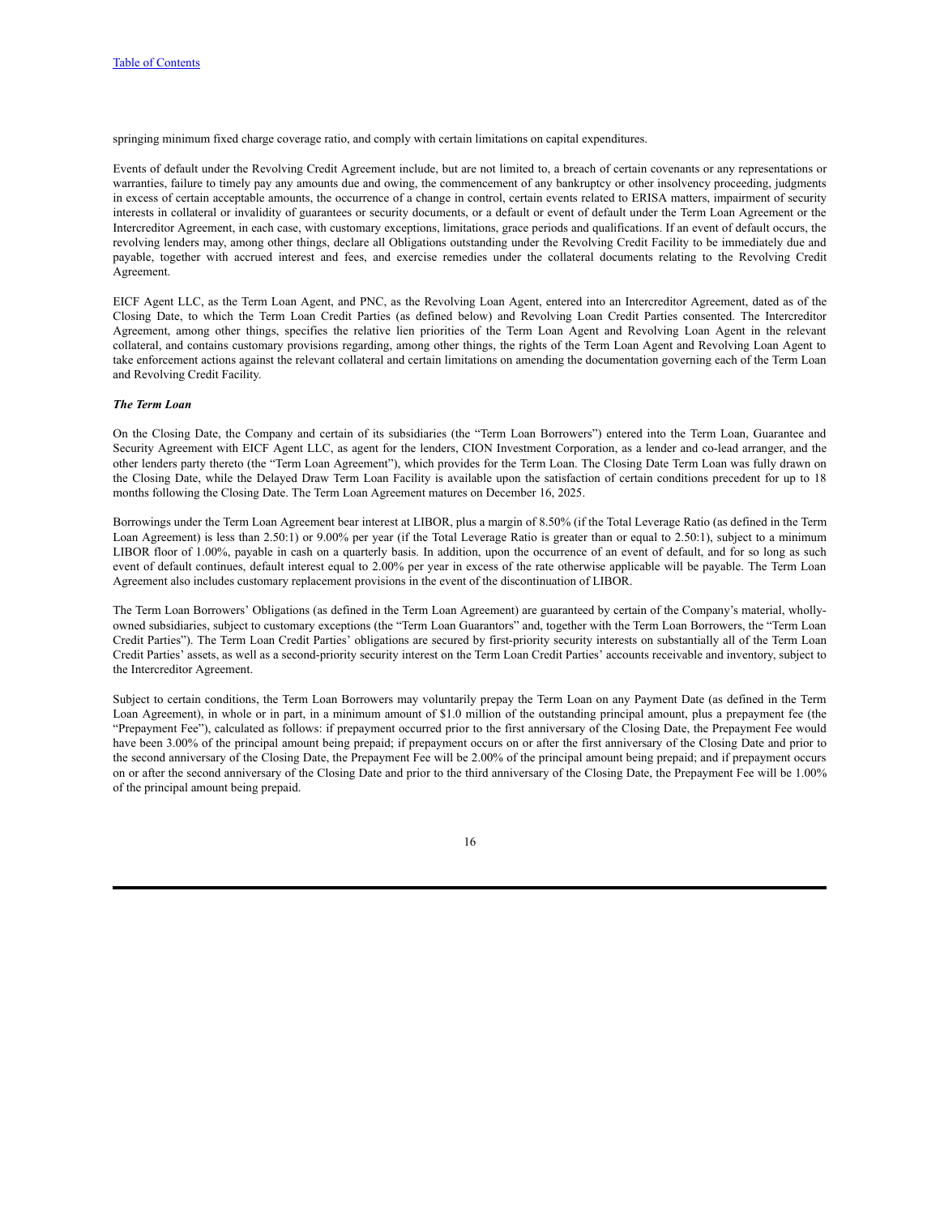springing minimum fixed charge coverage ratio, and comply with certain limitations on capital expenditures.

Events of default under the Revolving Credit Agreement include, but are not limited to, a breach of certain covenants or any representations or warranties, failure to timely pay any amounts due and owing, the commencement of any bankruptcy or other insolvency proceeding, judgments in excess of certain acceptable amounts, the occurrence of a change in control, certain events related to ERISA matters, impairment of security interests in collateral or invalidity of guarantees or security documents, or a default or event of default under the Term Loan Agreement or the Intercreditor Agreement, in each case, with customary exceptions, limitations, grace periods and qualifications. If an event of default occurs, the revolving lenders may, among other things, declare all Obligations outstanding under the Revolving Credit Facility to be immediately due and payable, together with accrued interest and fees, and exercise remedies under the collateral documents relating to the Revolving Credit Agreement.

EICF Agent LLC, as the Term Loan Agent, and PNC, as the Revolving Loan Agent, entered into an Intercreditor Agreement, dated as of the Closing Date, to which the Term Loan Credit Parties (as defined below) and Revolving Loan Credit Parties consented. The Intercreditor Agreement, among other things, specifies the relative lien priorities of the Term Loan Agent and Revolving Loan Agent in the relevant collateral, and contains customary provisions regarding, among other things, the rights of the Term Loan Agent and Revolving Loan Agent to take enforcement actions against the relevant collateral and certain limitations on amending the documentation governing each of the Term Loan and Revolving Credit Facility.

***The Term Loan***

On the Closing Date, the Company and certain of its subsidiaries (the "Term Loan Borrowers") entered into the Term Loan, Guarantee and Security Agreement with EICF Agent LLC, as agent for the lenders, CION Investment Corporation, as a lender and co-lead arranger, and the other lenders party thereto (the "Term Loan Agreement"), which provides for the Term Loan. The Closing Date Term Loan was fully drawn on the Closing Date, while the Delayed Draw Term Loan Facility is available upon the satisfaction of certain conditions precedent for up to 18 months following the Closing Date. The Term Loan Agreement matures on December 16, 2025.

Borrowings under the Term Loan Agreement bear interest at LIBOR, plus a margin of 8.50% (if the Total Leverage Ratio (as defined in the Term Loan Agreement) is less than 2.50:1) or 9.00% per year (if the Total Leverage Ratio is greater than or equal to 2.50:1), subject to a minimum LIBOR floor of 1.00%, payable in cash on a quarterly basis. In addition, upon the occurrence of an event of default, and for so long as such event of default continues, default interest equal to 2.00% per year in excess of the rate otherwise applicable will be payable. The Term Loan Agreement also includes customary replacement provisions in the event of the discontinuation of LIBOR.

The Term Loan Borrowers' Obligations (as defined in the Term Loan Agreement) are guaranteed by certain of the Company's material, wholly-owned subsidiaries, subject to customary exceptions (the "Term Loan Guarantors" and, together with the Term Loan Borrowers, the "Term Loan Credit Parties"). The Term Loan Credit Parties' obligations are secured by first-priority security interests on substantially all of the Term Loan Credit Parties' assets, as well as a second-priority security interest on the Term Loan Credit Parties' accounts receivable and inventory, subject to the Intercreditor Agreement.

Subject to certain conditions, the Term Loan Borrowers may voluntarily prepay the Term Loan on any Payment Date (as defined in the Term Loan Agreement), in whole or in part, in a minimum amount of $1.0 million of the outstanding principal amount, plus a prepayment fee (the "Prepayment Fee"), calculated as follows: if prepayment occurred prior to the first anniversary of the Closing Date, the Prepayment Fee would have been 3.00% of the principal amount being prepaid; if prepayment occurs on or after the first anniversary of the Closing Date and prior to the second anniversary of the Closing Date, the Prepayment Fee will be 2.00% of the principal amount being prepaid; and if prepayment occurs on or after the second anniversary of the Closing Date and prior to the third anniversary of the Closing Date, the Prepayment Fee will be 1.00% of the principal amount being prepaid.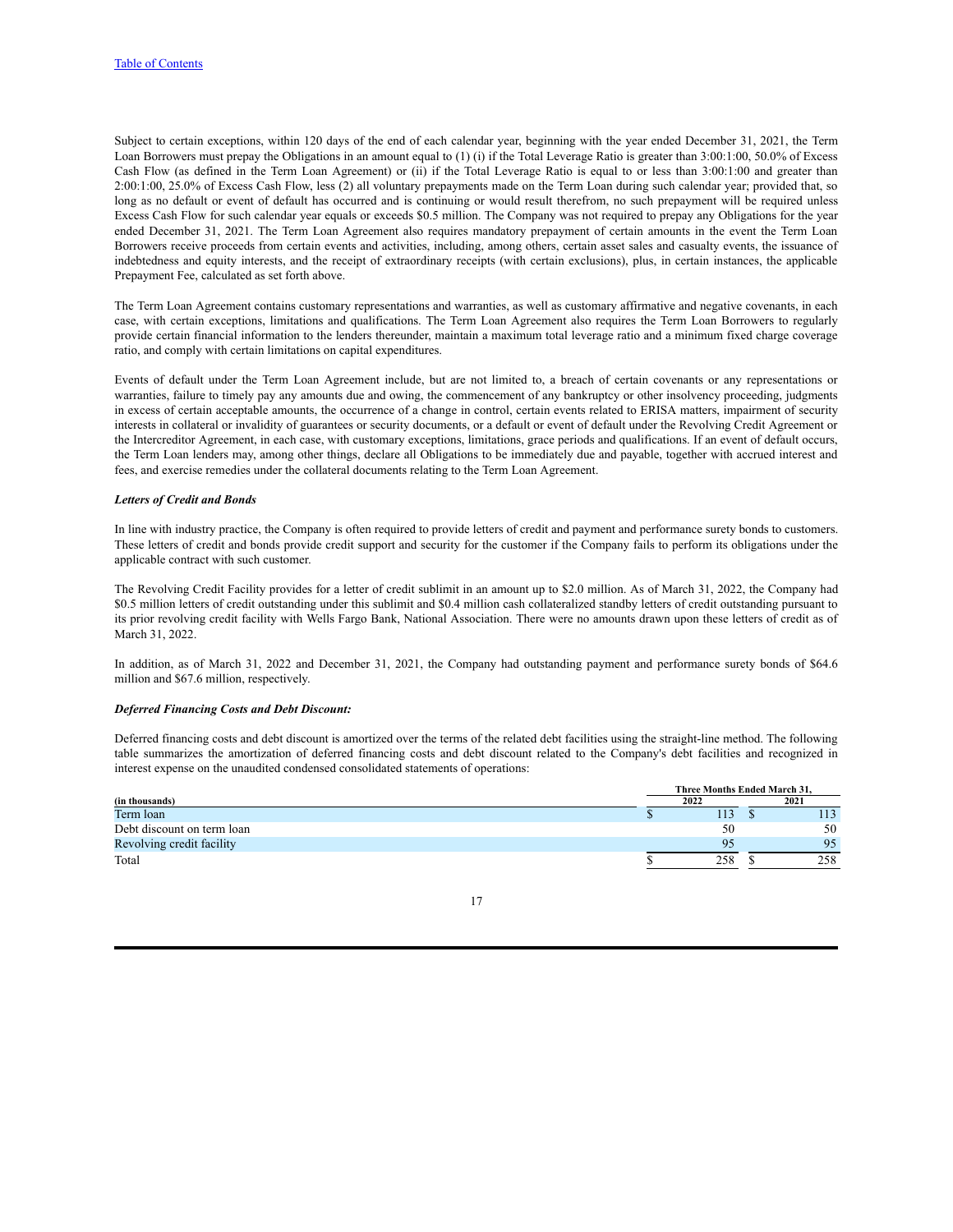Subject to certain exceptions, within 120 days of the end of each calendar year, beginning with the year ended December 31, 2021, the Term Loan Borrowers must prepay the Obligations in an amount equal to (1) (i) if the Total Leverage Ratio is greater than 3:00:1:00, 50.0% of Excess Cash Flow (as defined in the Term Loan Agreement) or (ii) if the Total Leverage Ratio is equal to or less than 3:00:1:00 and greater than 2:00:1:00, 25.0% of Excess Cash Flow, less (2) all voluntary prepayments made on the Term Loan during such calendar year; provided that, so long as no default or event of default has occurred and is continuing or would result therefrom, no such prepayment will be required unless Excess Cash Flow for such calendar year equals or exceeds $0.5 million. The Company was not required to prepay any Obligations for the year ended December 31, 2021. The Term Loan Agreement also requires mandatory prepayment of certain amounts in the event the Term Loan Borrowers receive proceeds from certain events and activities, including, among others, certain asset sales and casualty events, the issuance of indebtedness and equity interests, and the receipt of extraordinary receipts (with certain exclusions), plus, in certain instances, the applicable Prepayment Fee, calculated as set forth above.

The Term Loan Agreement contains customary representations and warranties, as well as customary affirmative and negative covenants, in each case, with certain exceptions, limitations and qualifications. The Term Loan Agreement also requires the Term Loan Borrowers to regularly provide certain financial information to the lenders thereunder, maintain a maximum total leverage ratio and a minimum fixed charge coverage ratio, and comply with certain limitations on capital expenditures.

Events of default under the Term Loan Agreement include, but are not limited to, a breach of certain covenants or any representations or warranties, failure to timely pay any amounts due and owing, the commencement of any bankruptcy or other insolvency proceeding, judgments in excess of certain acceptable amounts, the occurrence of a change in control, certain events related to ERISA matters, impairment of security interests in collateral or invalidity of guarantees or security documents, or a default or event of default under the Revolving Credit Agreement or the Intercreditor Agreement, in each case, with customary exceptions, limitations, grace periods and qualifications. If an event of default occurs, the Term Loan lenders may, among other things, declare all Obligations to be immediately due and payable, together with accrued interest and fees, and exercise remedies under the collateral documents relating to the Term Loan Agreement.

***Letters of Credit and Bonds***

In line with industry practice, the Company is often required to provide letters of credit and payment and performance surety bonds to customers. These letters of credit and bonds provide credit support and security for the customer if the Company fails to perform its obligations under the applicable contract with such customer.

The Revolving Credit Facility provides for a letter of credit sublimit in an amount up to $2.0 million. As of March 31, 2022, the Company had $0.5 million letters of credit outstanding under this sublimit and $0.4 million cash collateralized standby letters of credit outstanding pursuant to its prior revolving credit facility with Wells Fargo Bank, National Association. There were no amounts drawn upon these letters of credit as of March 31, 2022.

In addition, as of March 31, 2022 and December 31, 2021, the Company had outstanding payment and performance surety bonds of $64.6 million and $67.6 million, respectively.

***Deferred Financing Costs and Debt Discount:***

Deferred financing costs and debt discount is amortized over the terms of the related debt facilities using the straight-line method. The following table summarizes the amortization of deferred financing costs and debt discount related to the Company's debt facilities and recognized in interest expense on the unaudited condensed consolidated statements of operations:

| | Three Months Ended March 31, | |
|---|---|---|
| **(in thousands)** | **2022** | **2021** |
| Term loan | $ 113 | $ 113 |
| Debt discount on term loan | 50 | 50 |
| Revolving credit facility | 95 | 95 |
| Total | $ 258 | $ 258 |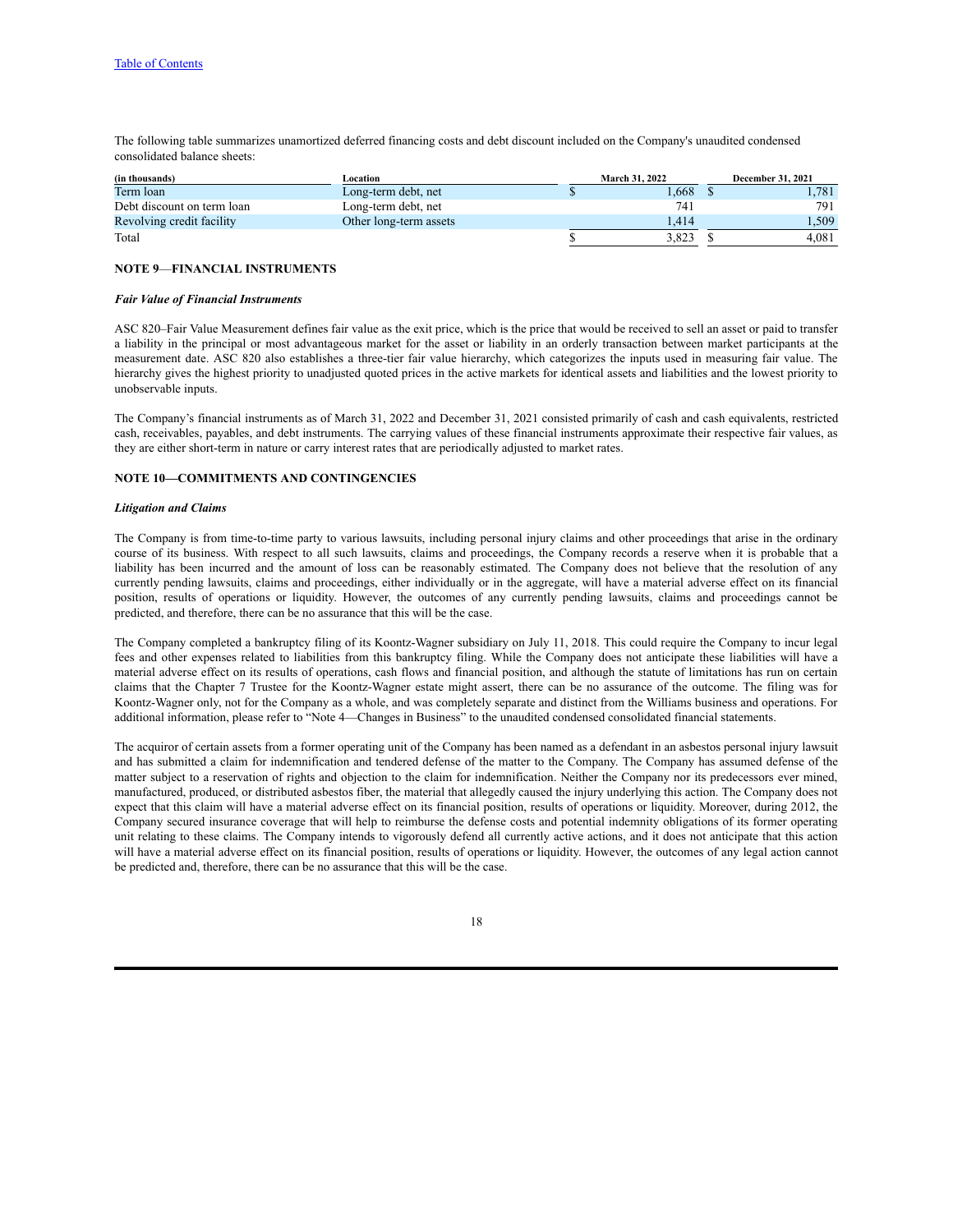The following table summarizes unamortized deferred financing costs and debt discount included on the Company's unaudited condensed consolidated balance sheets:

| (in thousands) | Location | March 31, 2022 | December 31, 2021 |
| --- | --- | --- | --- |
| Term loan | Long-term debt, net | $ 1,668 | $ 1,781 |
| Debt discount on term loan | Long-term debt, net | 741 | 791 |
| Revolving credit facility | Other long-term assets | 1,414 | 1,509 |
| Total | | $ 3,823 | $ 4,081 |

**NOTE 9—FINANCIAL INSTRUMENTS**

***Fair Value of Financial Instruments***

ASC 820–Fair Value Measurement defines fair value as the exit price, which is the price that would be received to sell an asset or paid to transfer a liability in the principal or most advantageous market for the asset or liability in an orderly transaction between market participants at the measurement date. ASC 820 also establishes a three-tier fair value hierarchy, which categorizes the inputs used in measuring fair value. The hierarchy gives the highest priority to unadjusted quoted prices in the active markets for identical assets and liabilities and the lowest priority to unobservable inputs.

The Company's financial instruments as of March 31, 2022 and December 31, 2021 consisted primarily of cash and cash equivalents, restricted cash, receivables, payables, and debt instruments. The carrying values of these financial instruments approximate their respective fair values, as they are either short-term in nature or carry interest rates that are periodically adjusted to market rates.

**NOTE 10—COMMITMENTS AND CONTINGENCIES**

***Litigation and Claims***

The Company is from time-to-time party to various lawsuits, including personal injury claims and other proceedings that arise in the ordinary course of its business. With respect to all such lawsuits, claims and proceedings, the Company records a reserve when it is probable that a liability has been incurred and the amount of loss can be reasonably estimated. The Company does not believe that the resolution of any currently pending lawsuits, claims and proceedings, either individually or in the aggregate, will have a material adverse effect on its financial position, results of operations or liquidity. However, the outcomes of any currently pending lawsuits, claims and proceedings cannot be predicted, and therefore, there can be no assurance that this will be the case.

The Company completed a bankruptcy filing of its Koontz-Wagner subsidiary on July 11, 2018. This could require the Company to incur legal fees and other expenses related to liabilities from this bankruptcy filing. While the Company does not anticipate these liabilities will have a material adverse effect on its results of operations, cash flows and financial position, and although the statute of limitations has run on certain claims that the Chapter 7 Trustee for the Koontz-Wagner estate might assert, there can be no assurance of the outcome. The filing was for Koontz-Wagner only, not for the Company as a whole, and was completely separate and distinct from the Williams business and operations. For additional information, please refer to "Note 4—Changes in Business" to the unaudited condensed consolidated financial statements.

The acquiror of certain assets from a former operating unit of the Company has been named as a defendant in an asbestos personal injury lawsuit and has submitted a claim for indemnification and tendered defense of the matter to the Company. The Company has assumed defense of the matter subject to a reservation of rights and objection to the claim for indemnification. Neither the Company nor its predecessors ever mined, manufactured, produced, or distributed asbestos fiber, the material that allegedly caused the injury underlying this action. The Company does not expect that this claim will have a material adverse effect on its financial position, results of operations or liquidity. Moreover, during 2012, the Company secured insurance coverage that will help to reimburse the defense costs and potential indemnity obligations of its former operating unit relating to these claims. The Company intends to vigorously defend all currently active actions, and it does not anticipate that this action will have a material adverse effect on its financial position, results of operations or liquidity. However, the outcomes of any legal action cannot be predicted and, therefore, there can be no assurance that this will be the case.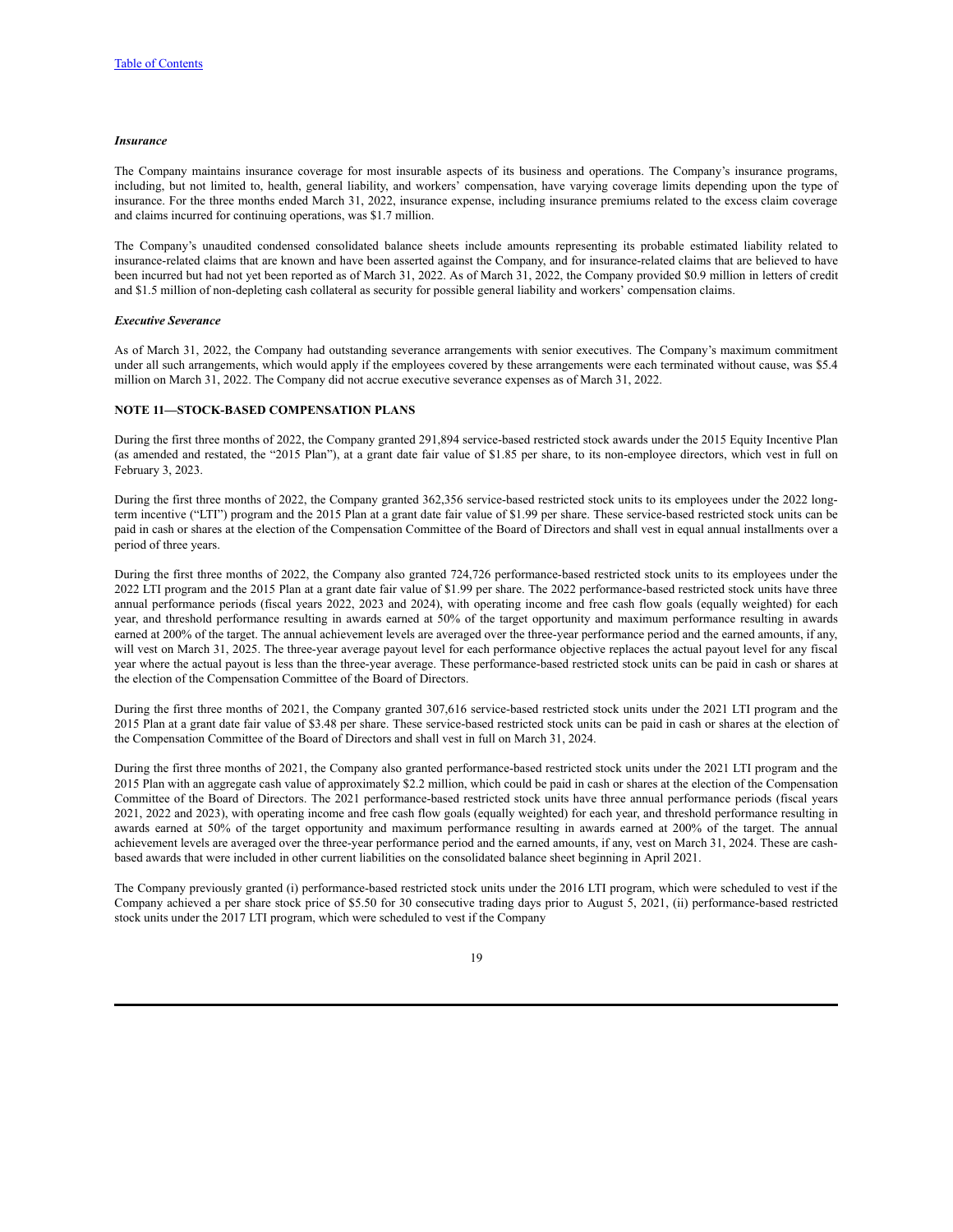*Insurance*

The Company maintains insurance coverage for most insurable aspects of its business and operations. The Company's insurance programs, including, but not limited to, health, general liability, and workers' compensation, have varying coverage limits depending upon the type of insurance. For the three months ended March 31, 2022, insurance expense, including insurance premiums related to the excess claim coverage and claims incurred for continuing operations, was $1.7 million.

The Company's unaudited condensed consolidated balance sheets include amounts representing its probable estimated liability related to insurance-related claims that are known and have been asserted against the Company, and for insurance-related claims that are believed to have been incurred but had not yet been reported as of March 31, 2022. As of March 31, 2022, the Company provided $0.9 million in letters of credit and $1.5 million of non-depleting cash collateral as security for possible general liability and workers' compensation claims.

*Executive Severance*

As of March 31, 2022, the Company had outstanding severance arrangements with senior executives. The Company's maximum commitment under all such arrangements, which would apply if the employees covered by these arrangements were each terminated without cause, was $5.4 million on March 31, 2022. The Company did not accrue executive severance expenses as of March 31, 2022.

**NOTE 11—STOCK-BASED COMPENSATION PLANS**

During the first three months of 2022, the Company granted 291,894 service-based restricted stock awards under the 2015 Equity Incentive Plan (as amended and restated, the "2015 Plan"), at a grant date fair value of $1.85 per share, to its non-employee directors, which vest in full on February 3, 2023.

During the first three months of 2022, the Company granted 362,356 service-based restricted stock units to its employees under the 2022 long-term incentive ("LTI") program and the 2015 Plan at a grant date fair value of $1.99 per share. These service-based restricted stock units can be paid in cash or shares at the election of the Compensation Committee of the Board of Directors and shall vest in equal annual installments over a period of three years.

During the first three months of 2022, the Company also granted 724,726 performance-based restricted stock units to its employees under the 2022 LTI program and the 2015 Plan at a grant date fair value of $1.99 per share. The 2022 performance-based restricted stock units have three annual performance periods (fiscal years 2022, 2023 and 2024), with operating income and free cash flow goals (equally weighted) for each year, and threshold performance resulting in awards earned at 50% of the target opportunity and maximum performance resulting in awards earned at 200% of the target. The annual achievement levels are averaged over the three-year performance period and the earned amounts, if any, will vest on March 31, 2025. The three-year average payout level for each performance objective replaces the actual payout level for any fiscal year where the actual payout is less than the three-year average. These performance-based restricted stock units can be paid in cash or shares at the election of the Compensation Committee of the Board of Directors.

During the first three months of 2021, the Company granted 307,616 service-based restricted stock units under the 2021 LTI program and the 2015 Plan at a grant date fair value of $3.48 per share. These service-based restricted stock units can be paid in cash or shares at the election of the Compensation Committee of the Board of Directors and shall vest in full on March 31, 2024.

During the first three months of 2021, the Company also granted performance-based restricted stock units under the 2021 LTI program and the 2015 Plan with an aggregate cash value of approximately $2.2 million, which could be paid in cash or shares at the election of the Compensation Committee of the Board of Directors. The 2021 performance-based restricted stock units have three annual performance periods (fiscal years 2021, 2022 and 2023), with operating income and free cash flow goals (equally weighted) for each year, and threshold performance resulting in awards earned at 50% of the target opportunity and maximum performance resulting in awards earned at 200% of the target. The annual achievement levels are averaged over the three-year performance period and the earned amounts, if any, vest on March 31, 2024. These are cash-based awards that were included in other current liabilities on the consolidated balance sheet beginning in April 2021.

The Company previously granted (i) performance-based restricted stock units under the 2016 LTI program, which were scheduled to vest if the Company achieved a per share stock price of $5.50 for 30 consecutive trading days prior to August 5, 2021, (ii) performance-based restricted stock units under the 2017 LTI program, which were scheduled to vest if the Company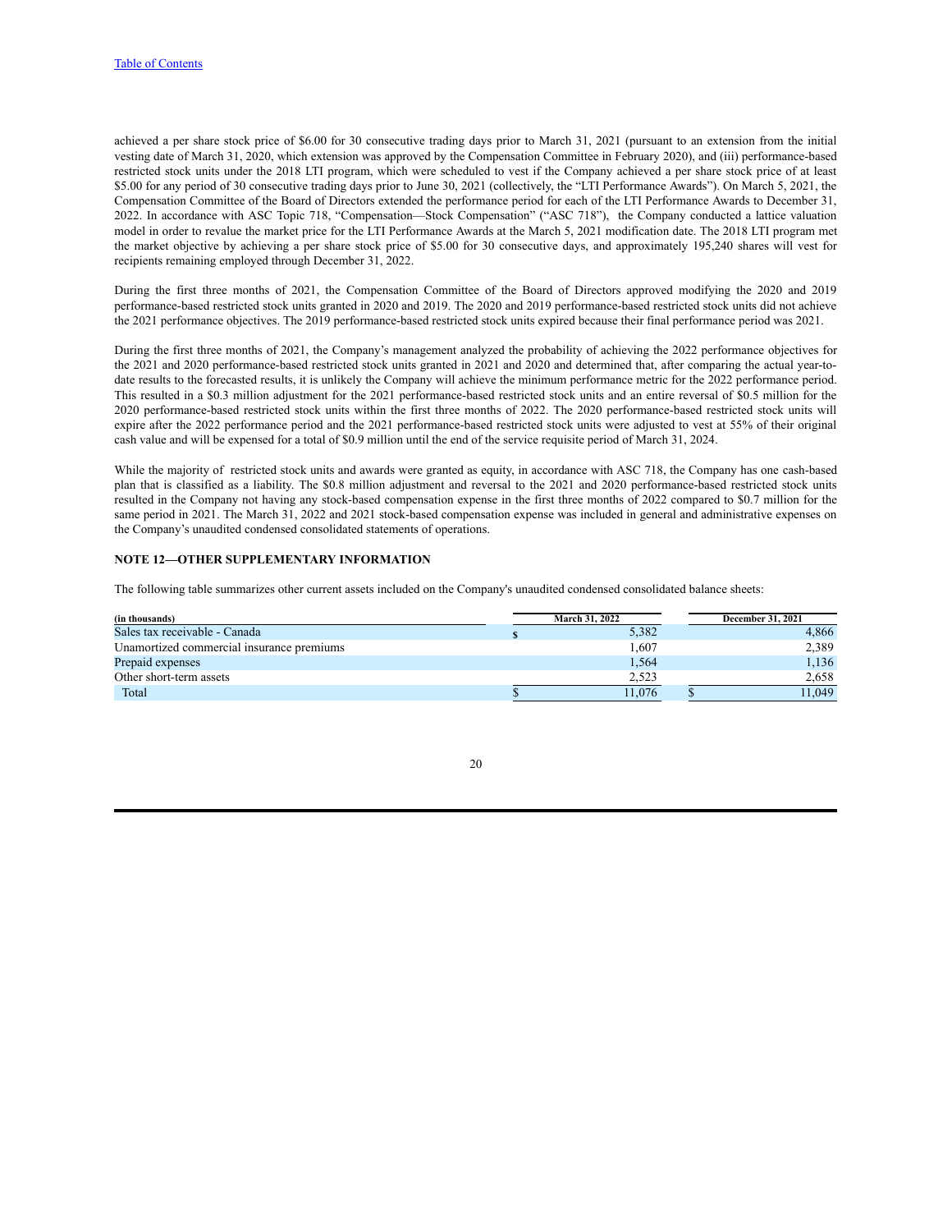achieved a per share stock price of $6.00 for 30 consecutive trading days prior to March 31, 2021 (pursuant to an extension from the initial vesting date of March 31, 2020, which extension was approved by the Compensation Committee in February 2020), and (iii) performance-based restricted stock units under the 2018 LTI program, which were scheduled to vest if the Company achieved a per share stock price of at least $5.00 for any period of 30 consecutive trading days prior to June 30, 2021 (collectively, the "LTI Performance Awards"). On March 5, 2021, the Compensation Committee of the Board of Directors extended the performance period for each of the LTI Performance Awards to December 31, 2022. In accordance with ASC Topic 718, "Compensation—Stock Compensation" ("ASC 718"), the Company conducted a lattice valuation model in order to revalue the market price for the LTI Performance Awards at the March 5, 2021 modification date. The 2018 LTI program met the market objective by achieving a per share stock price of $5.00 for 30 consecutive days, and approximately 195,240 shares will vest for recipients remaining employed through December 31, 2022.

During the first three months of 2021, the Compensation Committee of the Board of Directors approved modifying the 2020 and 2019 performance-based restricted stock units granted in 2020 and 2019. The 2020 and 2019 performance-based restricted stock units did not achieve the 2021 performance objectives. The 2019 performance-based restricted stock units expired because their final performance period was 2021.

During the first three months of 2021, the Company's management analyzed the probability of achieving the 2022 performance objectives for the 2021 and 2020 performance-based restricted stock units granted in 2021 and 2020 and determined that, after comparing the actual year-to-date results to the forecasted results, it is unlikely the Company will achieve the minimum performance metric for the 2022 performance period. This resulted in a $0.3 million adjustment for the 2021 performance-based restricted stock units and an entire reversal of $0.5 million for the 2020 performance-based restricted stock units within the first three months of 2022. The 2020 performance-based restricted stock units will expire after the 2022 performance period and the 2021 performance-based restricted stock units were adjusted to vest at 55% of their original cash value and will be expensed for a total of $0.9 million until the end of the service requisite period of March 31, 2024.

While the majority of restricted stock units and awards were granted as equity, in accordance with ASC 718, the Company has one cash-based plan that is classified as a liability. The $0.8 million adjustment and reversal to the 2021 and 2020 performance-based restricted stock units resulted in the Company not having any stock-based compensation expense in the first three months of 2022 compared to $0.7 million for the same period in 2021. The March 31, 2022 and 2021 stock-based compensation expense was included in general and administrative expenses on the Company's unaudited condensed consolidated statements of operations.

## NOTE 12—OTHER SUPPLEMENTARY INFORMATION

The following table summarizes other current assets included on the Company's unaudited condensed consolidated balance sheets:

| (in thousands) | March 31, 2022 | December 31, 2021 |
|---|---|---|
| Sales tax receivable - Canada | $ 5,382 | 4,866 |
| Unamortized commercial insurance premiums | 1,607 | 2,389 |
| Prepaid expenses | 1,564 | 1,136 |
| Other short-term assets | 2,523 | 2,658 |
| Total | $ 11,076 | $ 11,049 |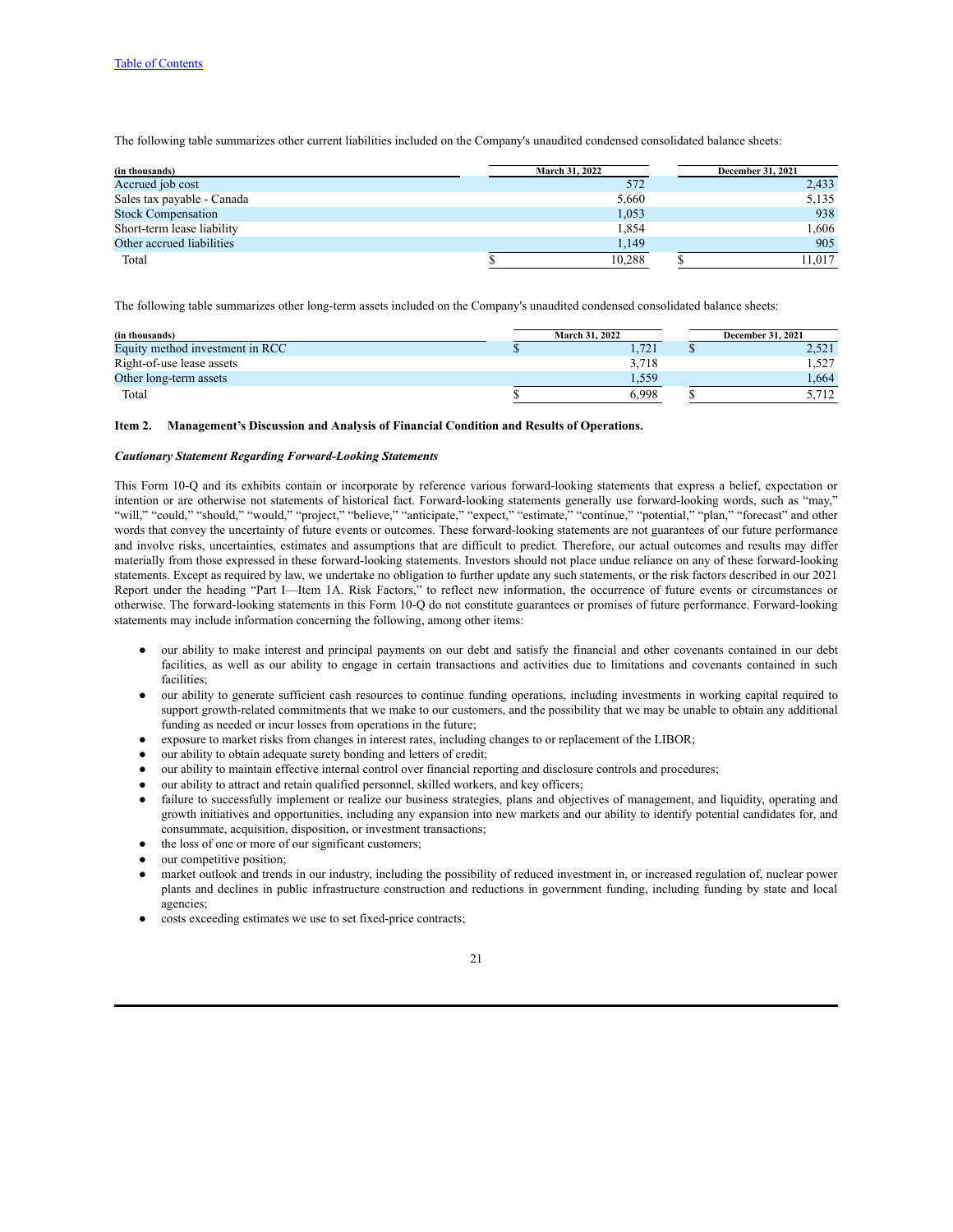Table of Contents

The following table summarizes other current liabilities included on the Company's unaudited condensed consolidated balance sheets:

| (in thousands) | March 31, 2022 | December 31, 2021 |
|---|---|---|
| Accrued job cost | 572 | 2,433 |
| Sales tax payable - Canada | 5,660 | 5,135 |
| Stock Compensation | 1,053 | 938 |
| Short-term lease liability | 1,854 | 1,606 |
| Other accrued liabilities | 1,149 | 905 |
| Total | $ 10,288 | $ 11,017 |

The following table summarizes other long-term assets included on the Company's unaudited condensed consolidated balance sheets:

| (in thousands) | March 31, 2022 | December 31, 2021 |
|---|---|---|
| Equity method investment in RCC | $ 1,721 | $ 2,521 |
| Right-of-use lease assets | 3,718 | 1,527 |
| Other long-term assets | 1,559 | 1,664 |
| Total | $ 6,998 | $ 5,712 |

## Item 2. Management's Discussion and Analysis of Financial Condition and Results of Operations.

### *Cautionary Statement Regarding Forward-Looking Statements*

This Form 10-Q and its exhibits contain or incorporate by reference various forward-looking statements that express a belief, expectation or intention or are otherwise not statements of historical fact. Forward-looking statements generally use forward-looking words, such as "may," "will," "could," "should," "would," "project," "believe," "anticipate," "expect," "estimate," "continue," "potential," "plan," "forecast" and other words that convey the uncertainty of future events or outcomes. These forward-looking statements are not guarantees of our future performance and involve risks, uncertainties, estimates and assumptions that are difficult to predict. Therefore, our actual outcomes and results may differ materially from those expressed in these forward-looking statements. Investors should not place undue reliance on any of these forward-looking statements. Except as required by law, we undertake no obligation to further update any such statements, or the risk factors described in our 2021 Report under the heading "Part I—Item 1A. Risk Factors," to reflect new information, the occurrence of future events or circumstances or otherwise. The forward-looking statements in this Form 10-Q do not constitute guarantees or promises of future performance. Forward-looking statements may include information concerning the following, among other items:

- our ability to make interest and principal payments on our debt and satisfy the financial and other covenants contained in our debt facilities, as well as our ability to engage in certain transactions and activities due to limitations and covenants contained in such facilities;
- our ability to generate sufficient cash resources to continue funding operations, including investments in working capital required to support growth-related commitments that we make to our customers, and the possibility that we may be unable to obtain any additional funding as needed or incur losses from operations in the future;
- exposure to market risks from changes in interest rates, including changes to or replacement of the LIBOR;
- our ability to obtain adequate surety bonding and letters of credit;
- our ability to maintain effective internal control over financial reporting and disclosure controls and procedures;
- our ability to attract and retain qualified personnel, skilled workers, and key officers;
- failure to successfully implement or realize our business strategies, plans and objectives of management, and liquidity, operating and growth initiatives and opportunities, including any expansion into new markets and our ability to identify potential candidates for, and consummate, acquisition, disposition, or investment transactions;
- the loss of one or more of our significant customers;
- our competitive position;
- market outlook and trends in our industry, including the possibility of reduced investment in, or increased regulation of, nuclear power plants and declines in public infrastructure construction and reductions in government funding, including funding by state and local agencies;
- costs exceeding estimates we use to set fixed-price contracts;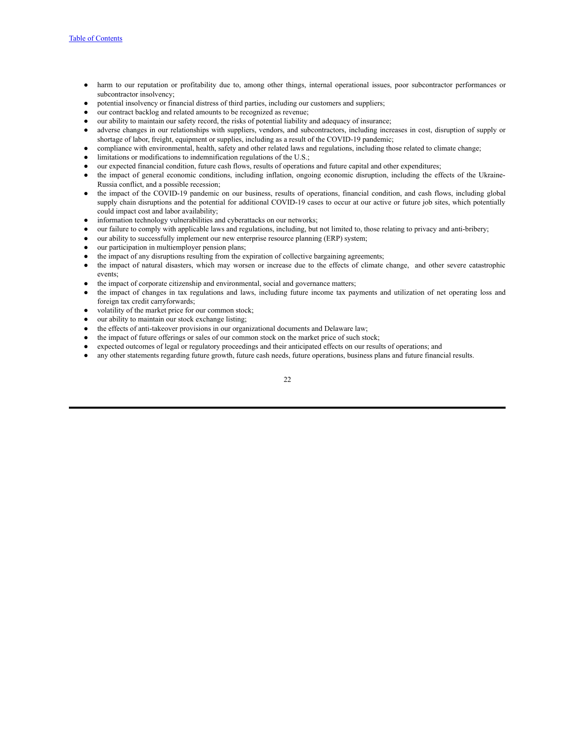- harm to our reputation or profitability due to, among other things, internal operational issues, poor subcontractor performances or subcontractor insolvency;
- potential insolvency or financial distress of third parties, including our customers and suppliers;
- our contract backlog and related amounts to be recognized as revenue;
- our ability to maintain our safety record, the risks of potential liability and adequacy of insurance;
- adverse changes in our relationships with suppliers, vendors, and subcontractors, including increases in cost, disruption of supply or shortage of labor, freight, equipment or supplies, including as a result of the COVID-19 pandemic;
- compliance with environmental, health, safety and other related laws and regulations, including those related to climate change;
- limitations or modifications to indemnification regulations of the U.S.;
- our expected financial condition, future cash flows, results of operations and future capital and other expenditures;
- the impact of general economic conditions, including inflation, ongoing economic disruption, including the effects of the Ukraine-Russia conflict, and a possible recession;
- the impact of the COVID-19 pandemic on our business, results of operations, financial condition, and cash flows, including global supply chain disruptions and the potential for additional COVID-19 cases to occur at our active or future job sites, which potentially could impact cost and labor availability;
- information technology vulnerabilities and cyberattacks on our networks;
- our failure to comply with applicable laws and regulations, including, but not limited to, those relating to privacy and anti-bribery;
- our ability to successfully implement our new enterprise resource planning (ERP) system;
- our participation in multiemployer pension plans;
- the impact of any disruptions resulting from the expiration of collective bargaining agreements;
- the impact of natural disasters, which may worsen or increase due to the effects of climate change, and other severe catastrophic events;
- the impact of corporate citizenship and environmental, social and governance matters;
- the impact of changes in tax regulations and laws, including future income tax payments and utilization of net operating loss and foreign tax credit carryforwards;
- volatility of the market price for our common stock;
- our ability to maintain our stock exchange listing;
- the effects of anti-takeover provisions in our organizational documents and Delaware law;
- the impact of future offerings or sales of our common stock on the market price of such stock;
- expected outcomes of legal or regulatory proceedings and their anticipated effects on our results of operations; and
- any other statements regarding future growth, future cash needs, future operations, business plans and future financial results.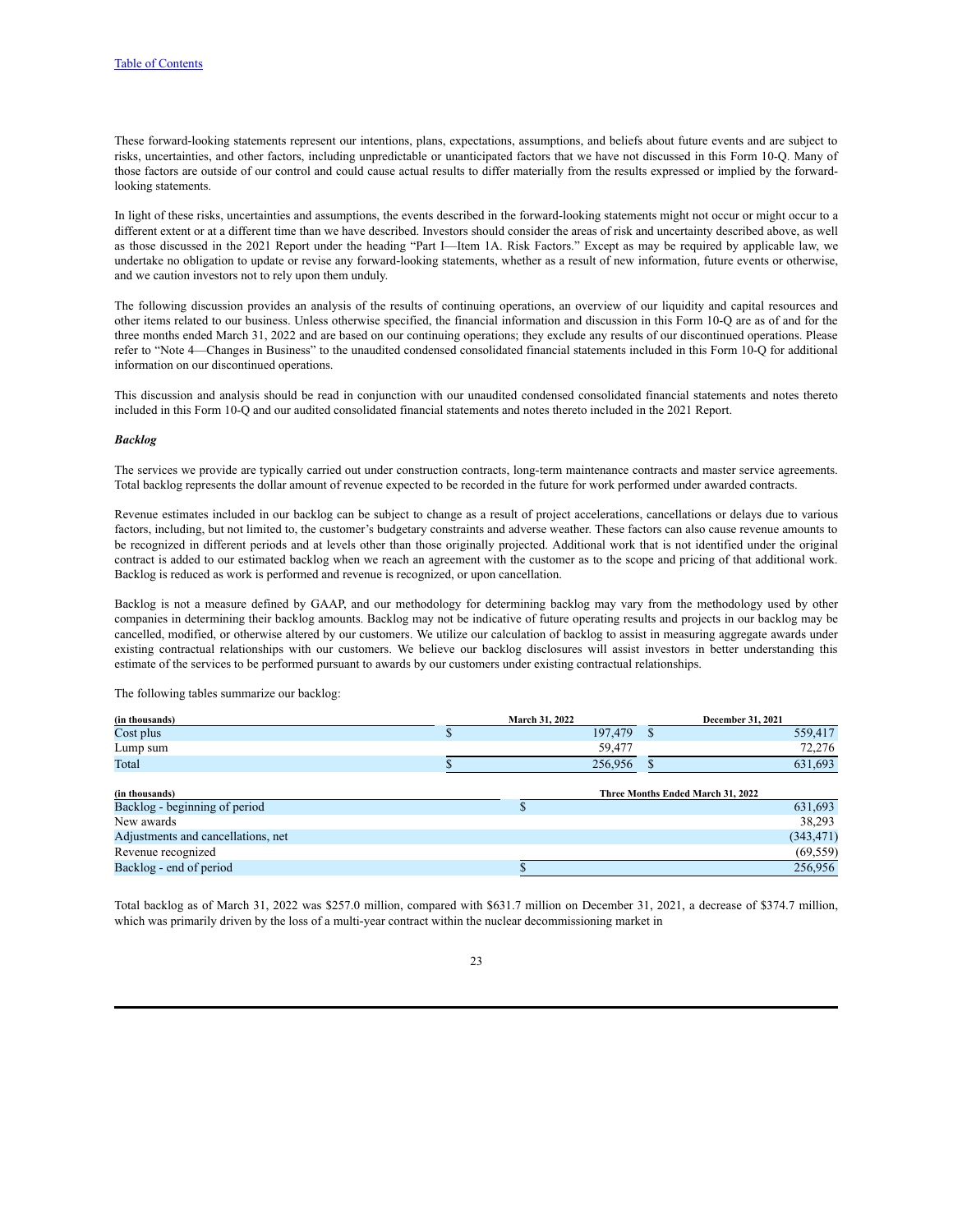These forward-looking statements represent our intentions, plans, expectations, assumptions, and beliefs about future events and are subject to risks, uncertainties, and other factors, including unpredictable or unanticipated factors that we have not discussed in this Form 10-Q. Many of those factors are outside of our control and could cause actual results to differ materially from the results expressed or implied by the forward-looking statements.

In light of these risks, uncertainties and assumptions, the events described in the forward-looking statements might not occur or might occur to a different extent or at a different time than we have described. Investors should consider the areas of risk and uncertainty described above, as well as those discussed in the 2021 Report under the heading "Part I—Item 1A. Risk Factors." Except as may be required by applicable law, we undertake no obligation to update or revise any forward-looking statements, whether as a result of new information, future events or otherwise, and we caution investors not to rely upon them unduly.

The following discussion provides an analysis of the results of continuing operations, an overview of our liquidity and capital resources and other items related to our business. Unless otherwise specified, the financial information and discussion in this Form 10-Q are as of and for the three months ended March 31, 2022 and are based on our continuing operations; they exclude any results of our discontinued operations. Please refer to "Note 4—Changes in Business" to the unaudited condensed consolidated financial statements included in this Form 10-Q for additional information on our discontinued operations.

This discussion and analysis should be read in conjunction with our unaudited condensed consolidated financial statements and notes thereto included in this Form 10-Q and our audited consolidated financial statements and notes thereto included in the 2021 Report.

***Backlog***

The services we provide are typically carried out under construction contracts, long-term maintenance contracts and master service agreements. Total backlog represents the dollar amount of revenue expected to be recorded in the future for work performed under awarded contracts.

Revenue estimates included in our backlog can be subject to change as a result of project accelerations, cancellations or delays due to various factors, including, but not limited to, the customer's budgetary constraints and adverse weather. These factors can also cause revenue amounts to be recognized in different periods and at levels other than those originally projected. Additional work that is not identified under the original contract is added to our estimated backlog when we reach an agreement with the customer as to the scope and pricing of that additional work. Backlog is reduced as work is performed and revenue is recognized, or upon cancellation.

Backlog is not a measure defined by GAAP, and our methodology for determining backlog may vary from the methodology used by other companies in determining their backlog amounts. Backlog may not be indicative of future operating results and projects in our backlog may be cancelled, modified, or otherwise altered by our customers. We utilize our calculation of backlog to assist in measuring aggregate awards under existing contractual relationships with our customers. We believe our backlog disclosures will assist investors in better understanding this estimate of the services to be performed pursuant to awards by our customers under existing contractual relationships.

The following tables summarize our backlog:

| (in thousands) | March 31, 2022 | December 31, 2021 |
|---|---|---|
| Cost plus | $ 197,479 | $ 559,417 |
| Lump sum | 59,477 | 72,276 |
| Total | $ 256,956 | $ 631,693 |

| (in thousands) | Three Months Ended March 31, 2022 |
|---|---|
| Backlog - beginning of period | $ 631,693 |
| New awards | 38,293 |
| Adjustments and cancellations, net | (343,471) |
| Revenue recognized | (69,559) |
| Backlog - end of period | $ 256,956 |

Total backlog as of March 31, 2022 was $257.0 million, compared with $631.7 million on December 31, 2021, a decrease of $374.7 million, which was primarily driven by the loss of a multi-year contract within the nuclear decommissioning market in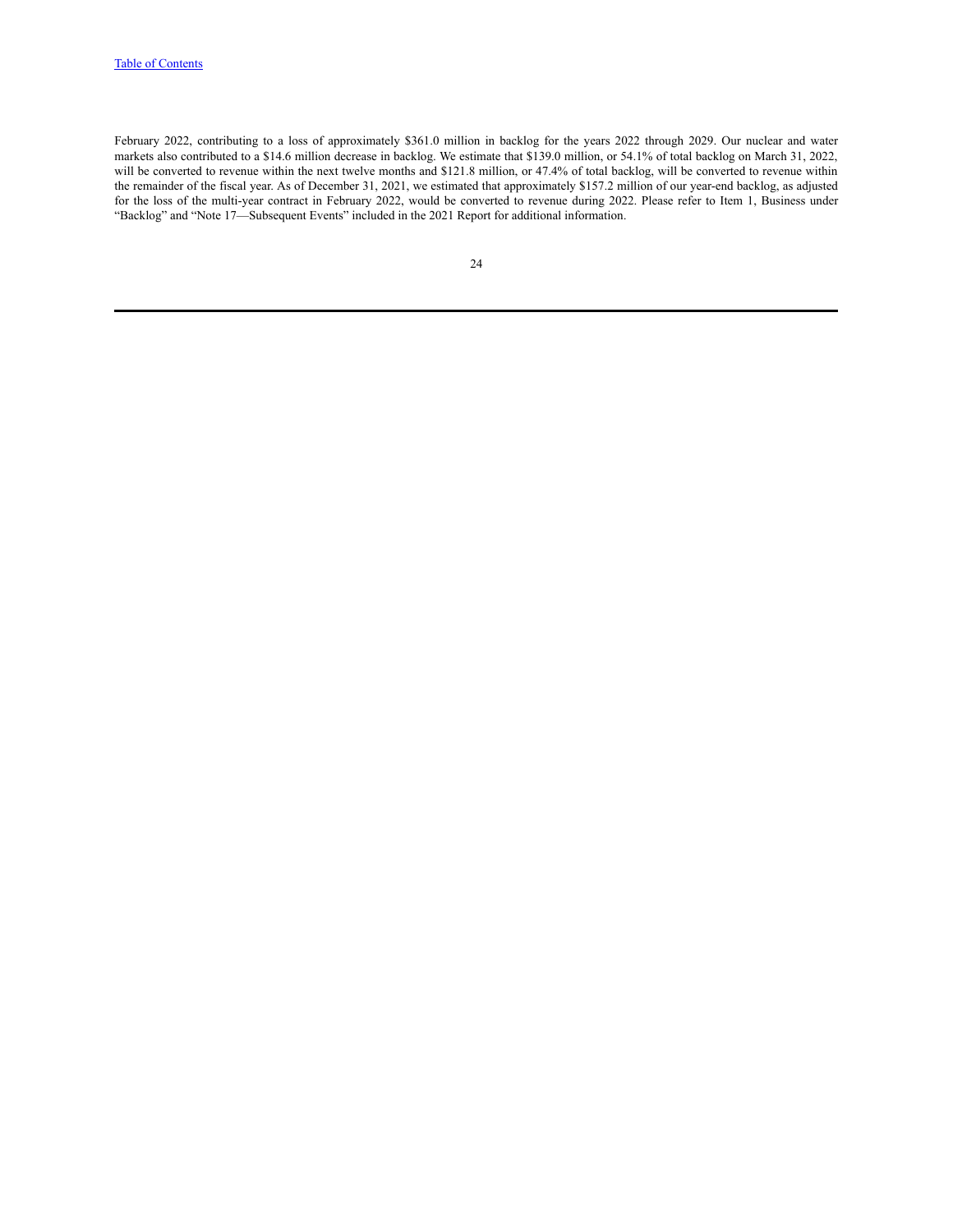February 2022, contributing to a loss of approximately $361.0 million in backlog for the years 2022 through 2029. Our nuclear and water markets also contributed to a $14.6 million decrease in backlog. We estimate that $139.0 million, or 54.1% of total backlog on March 31, 2022, will be converted to revenue within the next twelve months and $121.8 million, or 47.4% of total backlog, will be converted to revenue within the remainder of the fiscal year. As of December 31, 2021, we estimated that approximately $157.2 million of our year-end backlog, as adjusted for the loss of the multi-year contract in February 2022, would be converted to revenue during 2022. Please refer to Item 1, Business under "Backlog" and "Note 17—Subsequent Events" included in the 2021 Report for additional information.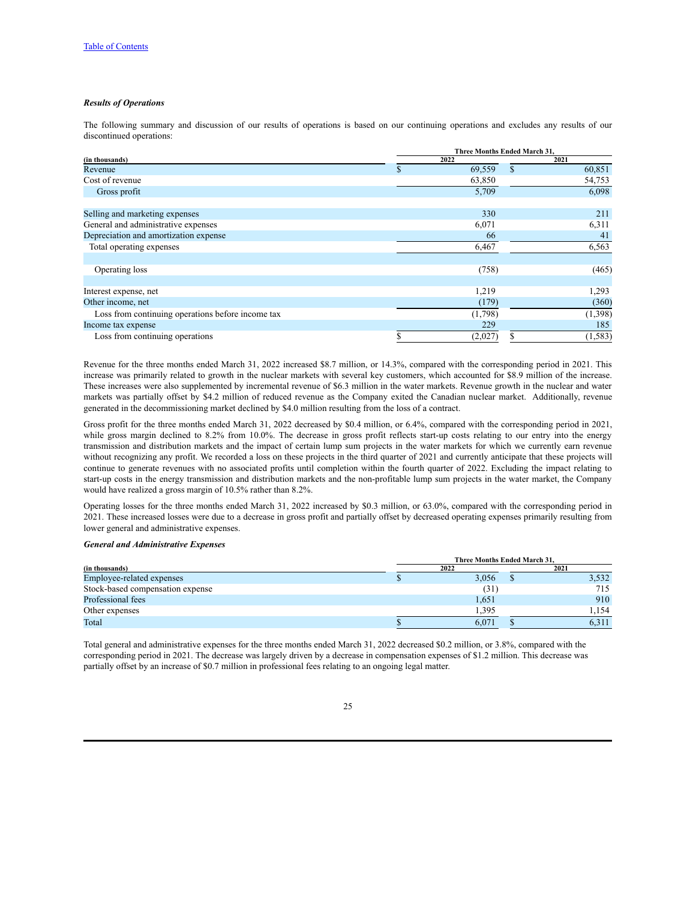*Results of Operations*

The following summary and discussion of our results of operations is based on our continuing operations and excludes any results of our discontinued operations:

| (in thousands) | Three Months Ended March 31, 2022 | 2021 |
|---|---|---|
| Revenue | $ 69,559 | $ 60,851 |
| Cost of revenue | 63,850 | 54,753 |
| Gross profit | 5,709 | 6,098 |
| | | |
| Selling and marketing expenses | 330 | 211 |
| General and administrative expenses | 6,071 | 6,311 |
| Depreciation and amortization expense | 66 | 41 |
| Total operating expenses | 6,467 | 6,563 |
| | | |
| Operating loss | (758) | (465) |
| | | |
| Interest expense, net | 1,219 | 1,293 |
| Other income, net | (179) | (360) |
| Loss from continuing operations before income tax | (1,798) | (1,398) |
| Income tax expense | 229 | 185 |
| Loss from continuing operations | $ (2,027) | $ (1,583) |

Revenue for the three months ended March 31, 2022 increased $8.7 million, or 14.3%, compared with the corresponding period in 2021. This increase was primarily related to growth in the nuclear markets with several key customers, which accounted for $8.9 million of the increase. These increases were also supplemented by incremental revenue of $6.3 million in the water markets. Revenue growth in the nuclear and water markets was partially offset by $4.2 million of reduced revenue as the Company exited the Canadian nuclear market. Additionally, revenue generated in the decommissioning market declined by $4.0 million resulting from the loss of a contract.

Gross profit for the three months ended March 31, 2022 decreased by $0.4 million, or 6.4%, compared with the corresponding period in 2021, while gross margin declined to 8.2% from 10.0%. The decrease in gross profit reflects start-up costs relating to our entry into the energy transmission and distribution markets and the impact of certain lump sum projects in the water markets for which we currently earn revenue without recognizing any profit. We recorded a loss on these projects in the third quarter of 2021 and currently anticipate that these projects will continue to generate revenues with no associated profits until completion within the fourth quarter of 2022. Excluding the impact relating to start-up costs in the energy transmission and distribution markets and the non-profitable lump sum projects in the water market, the Company would have realized a gross margin of 10.5% rather than 8.2%.

Operating losses for the three months ended March 31, 2022 increased by $0.3 million, or 63.0%, compared with the corresponding period in 2021. These increased losses were due to a decrease in gross profit and partially offset by decreased operating expenses primarily resulting from lower general and administrative expenses.

*General and Administrative Expenses*

| (in thousands) | Three Months Ended March 31, 2022 | 2021 |
|---|---|---|
| Employee-related expenses | $ 3,056 | $ 3,532 |
| Stock-based compensation expense | (31) | 715 |
| Professional fees | 1,651 | 910 |
| Other expenses | 1,395 | 1,154 |
| Total | $ 6,071 | $ 6,311 |

Total general and administrative expenses for the three months ended March 31, 2022 decreased $0.2 million, or 3.8%, compared with the corresponding period in 2021. The decrease was largely driven by a decrease in compensation expenses of $1.2 million. This decrease was partially offset by an increase of $0.7 million in professional fees relating to an ongoing legal matter.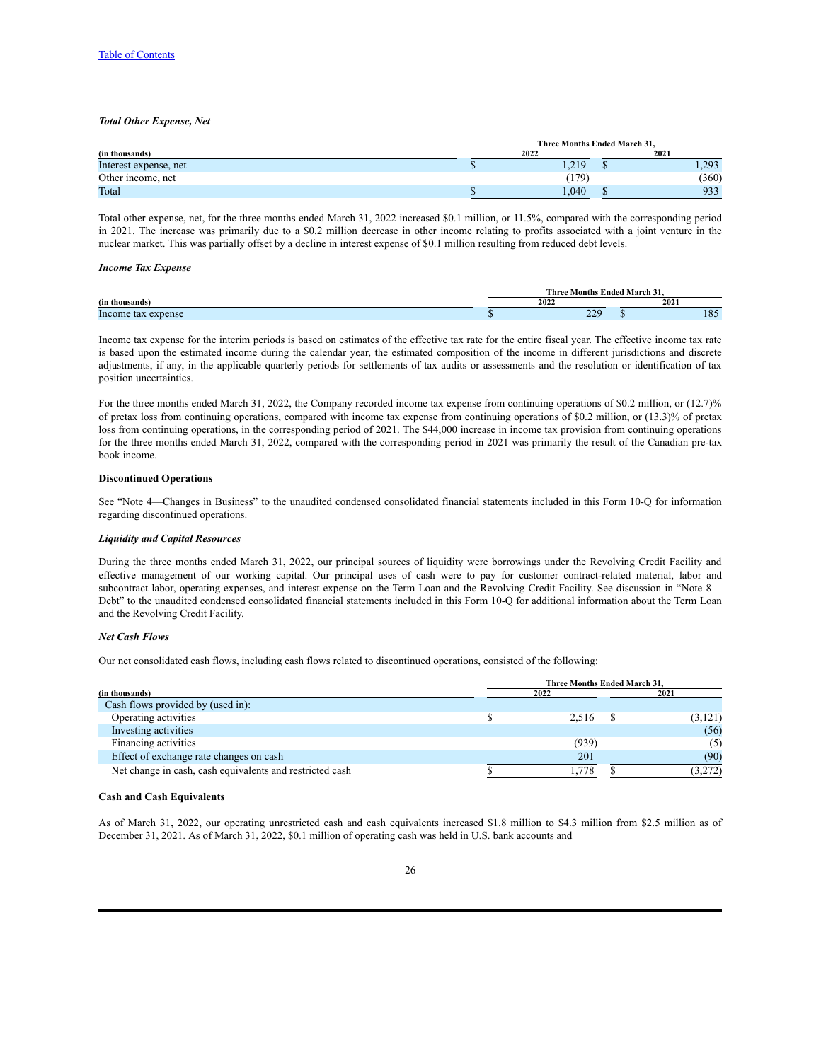[Table of Contents](#)

***Total Other Expense, Net***

| (in thousands) | Three Months Ended March 31, 2022 | 2021 |
|---|---|---|
| Interest expense, net | $ 1,219 | $ 1,293 |
| Other income, net | (179) | (360) |
| Total | $ 1,040 | $ 933 |

Total other expense, net, for the three months ended March 31, 2022 increased $0.1 million, or 11.5%, compared with the corresponding period in 2021. The increase was primarily due to a $0.2 million decrease in other income relating to profits associated with a joint venture in the nuclear market. This was partially offset by a decline in interest expense of $0.1 million resulting from reduced debt levels.

***Income Tax Expense***

| (in thousands) | Three Months Ended March 31, 2022 | 2021 |
|---|---|---|
| Income tax expense | $ 229 | $ 185 |

Income tax expense for the interim periods is based on estimates of the effective tax rate for the entire fiscal year. The effective income tax rate is based upon the estimated income during the calendar year, the estimated composition of the income in different jurisdictions and discrete adjustments, if any, in the applicable quarterly periods for settlements of tax audits or assessments and the resolution or identification of tax position uncertainties.

For the three months ended March 31, 2022, the Company recorded income tax expense from continuing operations of $0.2 million, or (12.7)% of pretax loss from continuing operations, compared with income tax expense from continuing operations of $0.2 million, or (13.3)% of pretax loss from continuing operations, in the corresponding period of 2021. The $44,000 increase in income tax provision from continuing operations for the three months ended March 31, 2022, compared with the corresponding period in 2021 was primarily the result of the Canadian pre-tax book income.

**Discontinued Operations**

See "Note 4—Changes in Business" to the unaudited condensed consolidated financial statements included in this Form 10-Q for information regarding discontinued operations.

***Liquidity and Capital Resources***

During the three months ended March 31, 2022, our principal sources of liquidity were borrowings under the Revolving Credit Facility and effective management of our working capital. Our principal uses of cash were to pay for customer contract-related material, labor and subcontract labor, operating expenses, and interest expense on the Term Loan and the Revolving Credit Facility. See discussion in "Note 8—Debt" to the unaudited condensed consolidated financial statements included in this Form 10-Q for additional information about the Term Loan and the Revolving Credit Facility.

***Net Cash Flows***

Our net consolidated cash flows, including cash flows related to discontinued operations, consisted of the following:

| (in thousands) | Three Months Ended March 31, 2022 | 2021 |
|---|---|---|
| Cash flows provided by (used in): | | |
| Operating activities | $ 2,516 | $ (3,121) |
| Investing activities | — | (56) |
| Financing activities | (939) | (5) |
| Effect of exchange rate changes on cash | 201 | (90) |
| Net change in cash, cash equivalents and restricted cash | $ 1,778 | $ (3,272) |

**Cash and Cash Equivalents**

As of March 31, 2022, our operating unrestricted cash and cash equivalents increased $1.8 million to $4.3 million from $2.5 million as of December 31, 2021. As of March 31, 2022, $0.1 million of operating cash was held in U.S. bank accounts and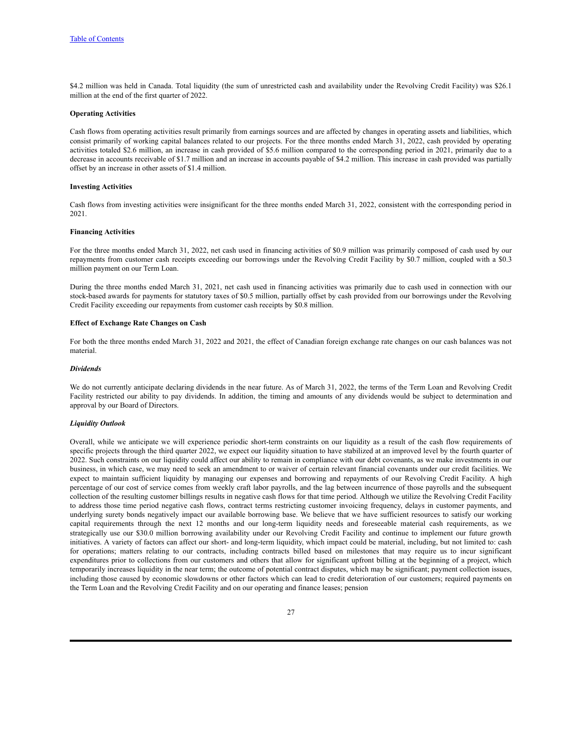$4.2 million was held in Canada. Total liquidity (the sum of unrestricted cash and availability under the Revolving Credit Facility) was $26.1 million at the end of the first quarter of 2022.

**Operating Activities**

Cash flows from operating activities result primarily from earnings sources and are affected by changes in operating assets and liabilities, which consist primarily of working capital balances related to our projects. For the three months ended March 31, 2022, cash provided by operating activities totaled $2.6 million, an increase in cash provided of $5.6 million compared to the corresponding period in 2021, primarily due to a decrease in accounts receivable of $1.7 million and an increase in accounts payable of $4.2 million. This increase in cash provided was partially offset by an increase in other assets of $1.4 million.

**Investing Activities**

Cash flows from investing activities were insignificant for the three months ended March 31, 2022, consistent with the corresponding period in 2021.

**Financing Activities**

For the three months ended March 31, 2022, net cash used in financing activities of $0.9 million was primarily composed of cash used by our repayments from customer cash receipts exceeding our borrowings under the Revolving Credit Facility by $0.7 million, coupled with a $0.3 million payment on our Term Loan.

During the three months ended March 31, 2021, net cash used in financing activities was primarily due to cash used in connection with our stock-based awards for payments for statutory taxes of $0.5 million, partially offset by cash provided from our borrowings under the Revolving Credit Facility exceeding our repayments from customer cash receipts by $0.8 million.

**Effect of Exchange Rate Changes on Cash**

For both the three months ended March 31, 2022 and 2021, the effect of Canadian foreign exchange rate changes on our cash balances was not material.

***Dividends***

We do not currently anticipate declaring dividends in the near future. As of March 31, 2022, the terms of the Term Loan and Revolving Credit Facility restricted our ability to pay dividends. In addition, the timing and amounts of any dividends would be subject to determination and approval by our Board of Directors.

***Liquidity Outlook***

Overall, while we anticipate we will experience periodic short-term constraints on our liquidity as a result of the cash flow requirements of specific projects through the third quarter 2022, we expect our liquidity situation to have stabilized at an improved level by the fourth quarter of 2022. Such constraints on our liquidity could affect our ability to remain in compliance with our debt covenants, as we make investments in our business, in which case, we may need to seek an amendment to or waiver of certain relevant financial covenants under our credit facilities. We expect to maintain sufficient liquidity by managing our expenses and borrowing and repayments of our Revolving Credit Facility. A high percentage of our cost of service comes from weekly craft labor payrolls, and the lag between incurrence of those payrolls and the subsequent collection of the resulting customer billings results in negative cash flows for that time period. Although we utilize the Revolving Credit Facility to address those time period negative cash flows, contract terms restricting customer invoicing frequency, delays in customer payments, and underlying surety bonds negatively impact our available borrowing base. We believe that we have sufficient resources to satisfy our working capital requirements through the next 12 months and our long-term liquidity needs and foreseeable material cash requirements, as we strategically use our $30.0 million borrowing availability under our Revolving Credit Facility and continue to implement our future growth initiatives. A variety of factors can affect our short- and long-term liquidity, which impact could be material, including, but not limited to: cash for operations; matters relating to our contracts, including contracts billed based on milestones that may require us to incur significant expenditures prior to collections from our customers and others that allow for significant upfront billing at the beginning of a project, which temporarily increases liquidity in the near term; the outcome of potential contract disputes, which may be significant; payment collection issues, including those caused by economic slowdowns or other factors which can lead to credit deterioration of our customers; required payments on the Term Loan and the Revolving Credit Facility and on our operating and finance leases; pension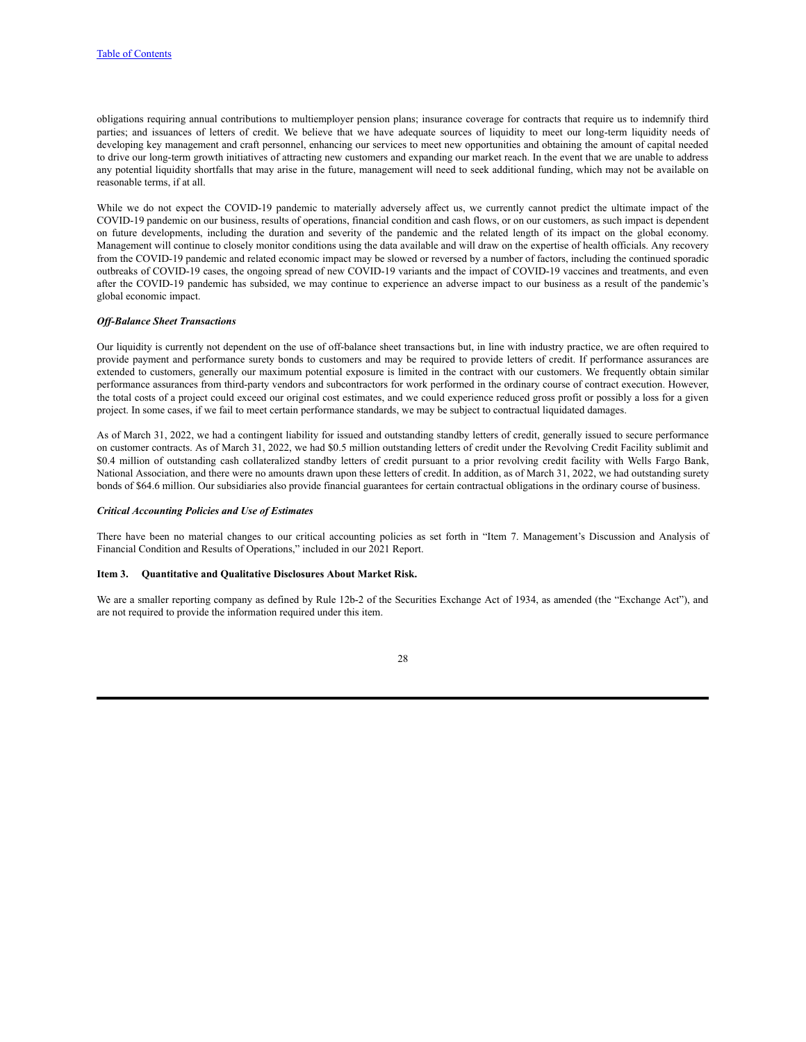obligations requiring annual contributions to multiemployer pension plans; insurance coverage for contracts that require us to indemnify third parties; and issuances of letters of credit. We believe that we have adequate sources of liquidity to meet our long-term liquidity needs of developing key management and craft personnel, enhancing our services to meet new opportunities and obtaining the amount of capital needed to drive our long-term growth initiatives of attracting new customers and expanding our market reach. In the event that we are unable to address any potential liquidity shortfalls that may arise in the future, management will need to seek additional funding, which may not be available on reasonable terms, if at all.

While we do not expect the COVID-19 pandemic to materially adversely affect us, we currently cannot predict the ultimate impact of the COVID-19 pandemic on our business, results of operations, financial condition and cash flows, or on our customers, as such impact is dependent on future developments, including the duration and severity of the pandemic and the related length of its impact on the global economy. Management will continue to closely monitor conditions using the data available and will draw on the expertise of health officials. Any recovery from the COVID-19 pandemic and related economic impact may be slowed or reversed by a number of factors, including the continued sporadic outbreaks of COVID-19 cases, the ongoing spread of new COVID-19 variants and the impact of COVID-19 vaccines and treatments, and even after the COVID-19 pandemic has subsided, we may continue to experience an adverse impact to our business as a result of the pandemic's global economic impact.

***Off-Balance Sheet Transactions***

Our liquidity is currently not dependent on the use of off-balance sheet transactions but, in line with industry practice, we are often required to provide payment and performance surety bonds to customers and may be required to provide letters of credit. If performance assurances are extended to customers, generally our maximum potential exposure is limited in the contract with our customers. We frequently obtain similar performance assurances from third-party vendors and subcontractors for work performed in the ordinary course of contract execution. However, the total costs of a project could exceed our original cost estimates, and we could experience reduced gross profit or possibly a loss for a given project. In some cases, if we fail to meet certain performance standards, we may be subject to contractual liquidated damages.

As of March 31, 2022, we had a contingent liability for issued and outstanding standby letters of credit, generally issued to secure performance on customer contracts. As of March 31, 2022, we had $0.5 million outstanding letters of credit under the Revolving Credit Facility sublimit and $0.4 million of outstanding cash collateralized standby letters of credit pursuant to a prior revolving credit facility with Wells Fargo Bank, National Association, and there were no amounts drawn upon these letters of credit. In addition, as of March 31, 2022, we had outstanding surety bonds of $64.6 million. Our subsidiaries also provide financial guarantees for certain contractual obligations in the ordinary course of business.

***Critical Accounting Policies and Use of Estimates***

There have been no material changes to our critical accounting policies as set forth in "Item 7. Management's Discussion and Analysis of Financial Condition and Results of Operations," included in our 2021 Report.

**Item 3. Quantitative and Qualitative Disclosures About Market Risk.**

We are a smaller reporting company as defined by Rule 12b-2 of the Securities Exchange Act of 1934, as amended (the "Exchange Act"), and are not required to provide the information required under this item.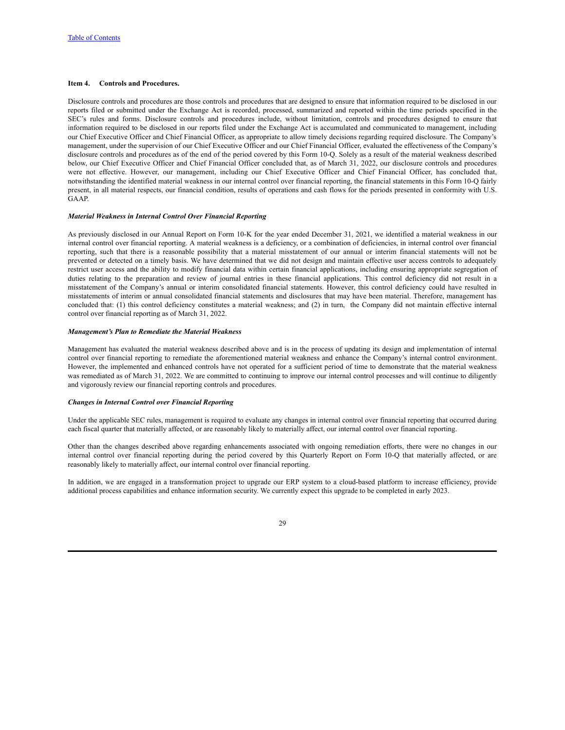## Item 4. Controls and Procedures.

Disclosure controls and procedures are those controls and procedures that are designed to ensure that information required to be disclosed in our reports filed or submitted under the Exchange Act is recorded, processed, summarized and reported within the time periods specified in the SEC's rules and forms. Disclosure controls and procedures include, without limitation, controls and procedures designed to ensure that information required to be disclosed in our reports filed under the Exchange Act is accumulated and communicated to management, including our Chief Executive Officer and Chief Financial Officer, as appropriate to allow timely decisions regarding required disclosure. The Company's management, under the supervision of our Chief Executive Officer and our Chief Financial Officer, evaluated the effectiveness of the Company's disclosure controls and procedures as of the end of the period covered by this Form 10-Q. Solely as a result of the material weakness described below, our Chief Executive Officer and Chief Financial Officer concluded that, as of March 31, 2022, our disclosure controls and procedures were not effective. However, our management, including our Chief Executive Officer and Chief Financial Officer, has concluded that, notwithstanding the identified material weakness in our internal control over financial reporting, the financial statements in this Form 10-Q fairly present, in all material respects, our financial condition, results of operations and cash flows for the periods presented in conformity with U.S. GAAP.

### *Material Weakness in Internal Control Over Financial Reporting*

As previously disclosed in our Annual Report on Form 10-K for the year ended December 31, 2021, we identified a material weakness in our internal control over financial reporting. A material weakness is a deficiency, or a combination of deficiencies, in internal control over financial reporting, such that there is a reasonable possibility that a material misstatement of our annual or interim financial statements will not be prevented or detected on a timely basis. We have determined that we did not design and maintain effective user access controls to adequately restrict user access and the ability to modify financial data within certain financial applications, including ensuring appropriate segregation of duties relating to the preparation and review of journal entries in these financial applications. This control deficiency did not result in a misstatement of the Company's annual or interim consolidated financial statements. However, this control deficiency could have resulted in misstatements of interim or annual consolidated financial statements and disclosures that may have been material. Therefore, management has concluded that: (1) this control deficiency constitutes a material weakness; and (2) in turn, the Company did not maintain effective internal control over financial reporting as of March 31, 2022.

### *Management's Plan to Remediate the Material Weakness*

Management has evaluated the material weakness described above and is in the process of updating its design and implementation of internal control over financial reporting to remediate the aforementioned material weakness and enhance the Company's internal control environment. However, the implemented and enhanced controls have not operated for a sufficient period of time to demonstrate that the material weakness was remediated as of March 31, 2022. We are committed to continuing to improve our internal control processes and will continue to diligently and vigorously review our financial reporting controls and procedures.

### *Changes in Internal Control over Financial Reporting*

Under the applicable SEC rules, management is required to evaluate any changes in internal control over financial reporting that occurred during each fiscal quarter that materially affected, or are reasonably likely to materially affect, our internal control over financial reporting.

Other than the changes described above regarding enhancements associated with ongoing remediation efforts, there were no changes in our internal control over financial reporting during the period covered by this Quarterly Report on Form 10-Q that materially affected, or are reasonably likely to materially affect, our internal control over financial reporting.

In addition, we are engaged in a transformation project to upgrade our ERP system to a cloud-based platform to increase efficiency, provide additional process capabilities and enhance information security. We currently expect this upgrade to be completed in early 2023.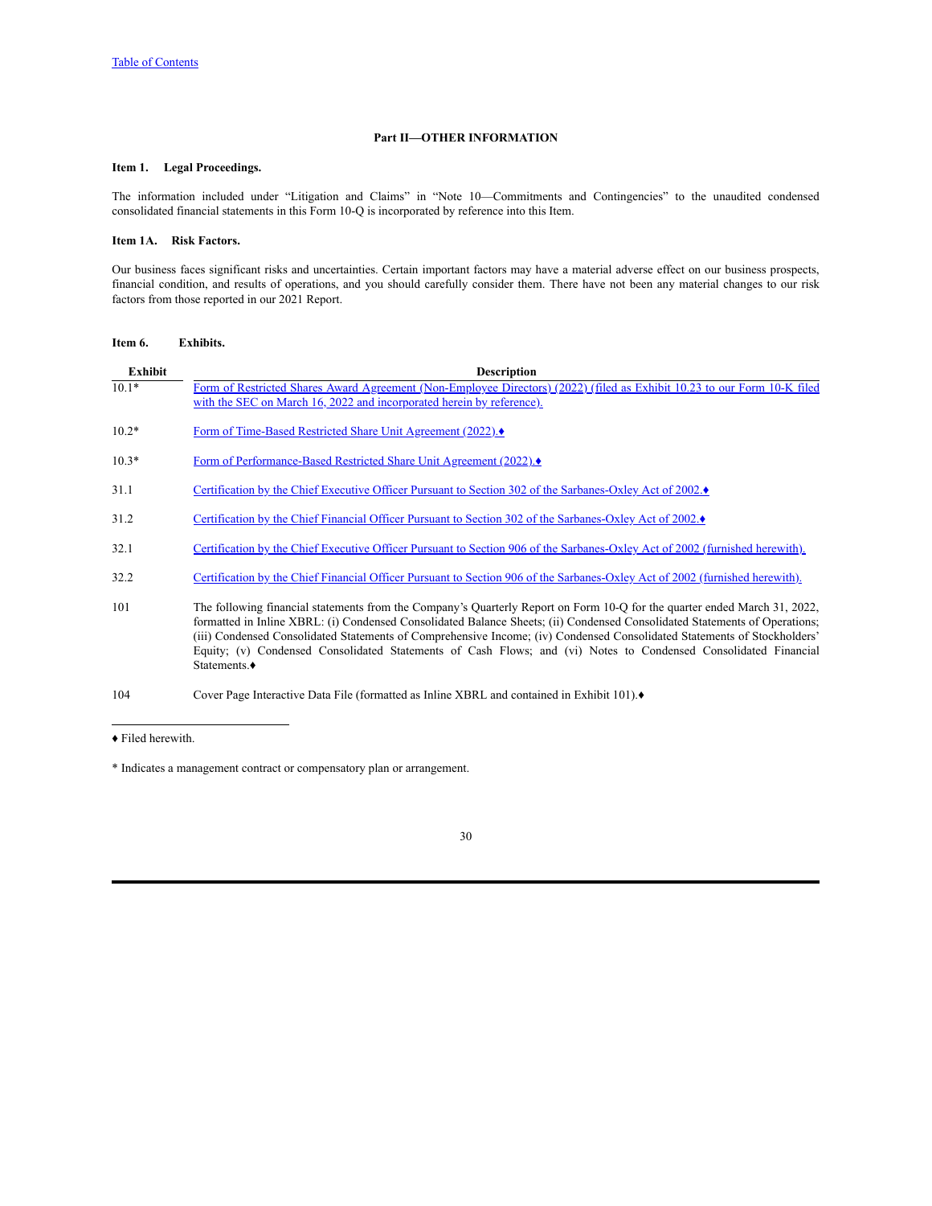## Part II—OTHER INFORMATION

### Item 1. Legal Proceedings.

The information included under "Litigation and Claims" in "Note 10—Commitments and Contingencies" to the unaudited condensed consolidated financial statements in this Form 10-Q is incorporated by reference into this Item.

### Item 1A. Risk Factors.

Our business faces significant risks and uncertainties. Certain important factors may have a material adverse effect on our business prospects, financial condition, and results of operations, and you should carefully consider them. There have not been any material changes to our risk factors from those reported in our 2021 Report.

### Item 6. Exhibits.

| Exhibit | Description |
|---|---|
| 10.1* | Form of Restricted Shares Award Agreement (Non-Employee Directors) (2022) (filed as Exhibit 10.23 to our Form 10-K filed with the SEC on March 16, 2022 and incorporated herein by reference). |
| 10.2* | Form of Time-Based Restricted Share Unit Agreement (2022).♦ |
| 10.3* | Form of Performance-Based Restricted Share Unit Agreement (2022).♦ |
| 31.1 | Certification by the Chief Executive Officer Pursuant to Section 302 of the Sarbanes-Oxley Act of 2002.♦ |
| 31.2 | Certification by the Chief Financial Officer Pursuant to Section 302 of the Sarbanes-Oxley Act of 2002.♦ |
| 32.1 | Certification by the Chief Executive Officer Pursuant to Section 906 of the Sarbanes-Oxley Act of 2002 (furnished herewith). |
| 32.2 | Certification by the Chief Financial Officer Pursuant to Section 906 of the Sarbanes-Oxley Act of 2002 (furnished herewith). |
| 101 | The following financial statements from the Company's Quarterly Report on Form 10-Q for the quarter ended March 31, 2022, formatted in Inline XBRL: (i) Condensed Consolidated Balance Sheets; (ii) Condensed Consolidated Statements of Operations; (iii) Condensed Consolidated Statements of Comprehensive Income; (iv) Condensed Consolidated Statements of Stockholders' Equity; (v) Condensed Consolidated Statements of Cash Flows; and (vi) Notes to Condensed Consolidated Financial Statements.♦ |
| 104 | Cover Page Interactive Data File (formatted as Inline XBRL and contained in Exhibit 101).♦ |

♦ Filed herewith.

* Indicates a management contract or compensatory plan or arrangement.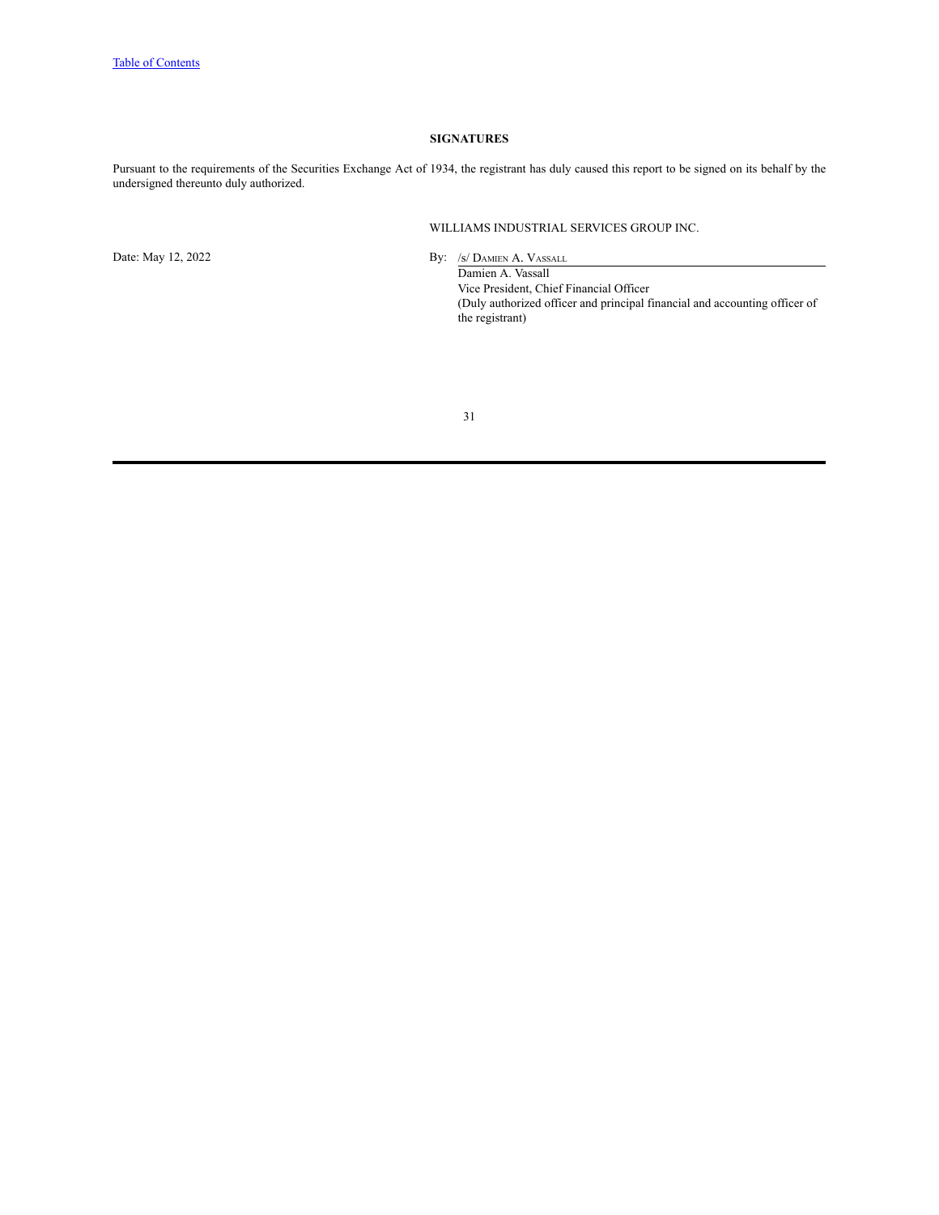## SIGNATURES

Pursuant to the requirements of the Securities Exchange Act of 1934, the registrant has duly caused this report to be signed on its behalf by the undersigned thereunto duly authorized.

WILLIAMS INDUSTRIAL SERVICES GROUP INC.

Date: May 12, 2022

By: /s/ DAMIEN A. VASSALL

Damien A. Vassall
Vice President, Chief Financial Officer
(Duly authorized officer and principal financial and accounting officer of the registrant)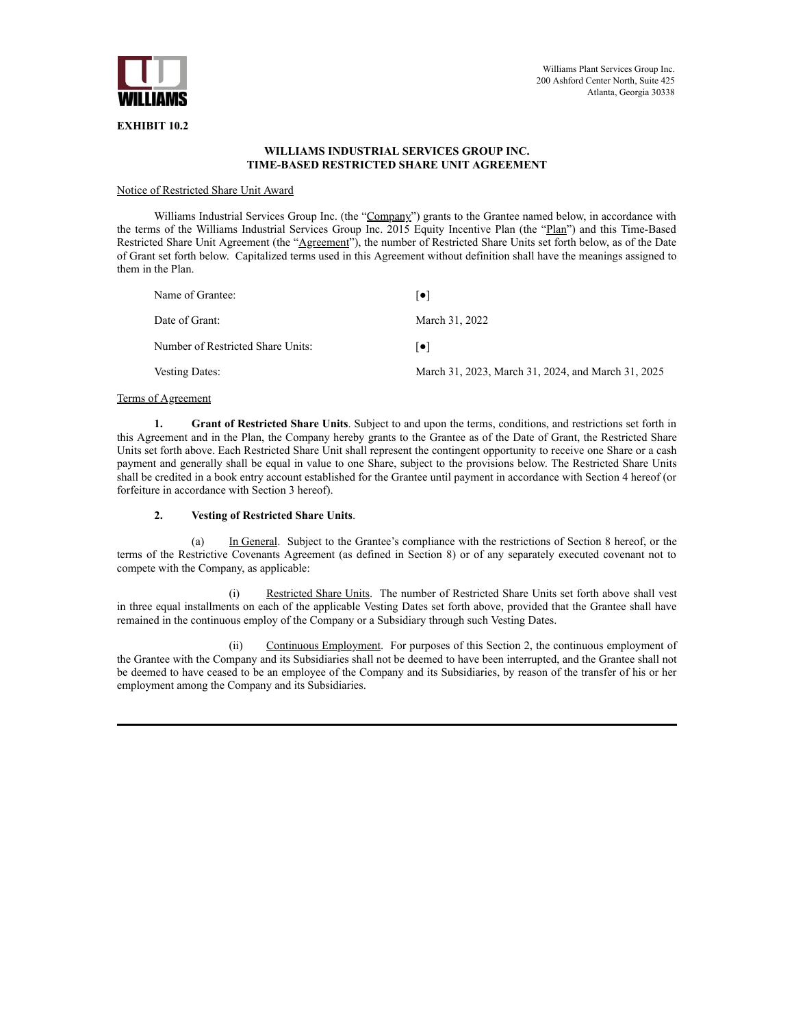Williams Plant Services Group Inc.
200 Ashford Center North, Suite 425
Atlanta, Georgia 30338

**EXHIBIT 10.2**

**WILLIAMS INDUSTRIAL SERVICES GROUP INC.**
**TIME-BASED RESTRICTED SHARE UNIT AGREEMENT**

Notice of Restricted Share Unit Award

Williams Industrial Services Group Inc. (the "Company") grants to the Grantee named below, in accordance with the terms of the Williams Industrial Services Group Inc. 2015 Equity Incentive Plan (the "Plan") and this Time-Based Restricted Share Unit Agreement (the "Agreement"), the number of Restricted Share Units set forth below, as of the Date of Grant set forth below. Capitalized terms used in this Agreement without definition shall have the meanings assigned to them in the Plan.

| | |
|---|---|
| Name of Grantee: | [●] |
| Date of Grant: | March 31, 2022 |
| Number of Restricted Share Units: | [●] |
| Vesting Dates: | March 31, 2023, March 31, 2024, and March 31, 2025 |

Terms of Agreement

**1. Grant of Restricted Share Units**. Subject to and upon the terms, conditions, and restrictions set forth in this Agreement and in the Plan, the Company hereby grants to the Grantee as of the Date of Grant, the Restricted Share Units set forth above. Each Restricted Share Unit shall represent the contingent opportunity to receive one Share or a cash payment and generally shall be equal in value to one Share, subject to the provisions below. The Restricted Share Units shall be credited in a book entry account established for the Grantee until payment in accordance with Section 4 hereof (or forfeiture in accordance with Section 3 hereof).

**2. Vesting of Restricted Share Units**.

(a) In General. Subject to the Grantee's compliance with the restrictions of Section 8 hereof, or the terms of the Restrictive Covenants Agreement (as defined in Section 8) or of any separately executed covenant not to compete with the Company, as applicable:

(i) Restricted Share Units. The number of Restricted Share Units set forth above shall vest in three equal installments on each of the applicable Vesting Dates set forth above, provided that the Grantee shall have remained in the continuous employ of the Company or a Subsidiary through such Vesting Dates.

(ii) Continuous Employment. For purposes of this Section 2, the continuous employment of the Grantee with the Company and its Subsidiaries shall not be deemed to have been interrupted, and the Grantee shall not be deemed to have ceased to be an employee of the Company and its Subsidiaries, by reason of the transfer of his or her employment among the Company and its Subsidiaries.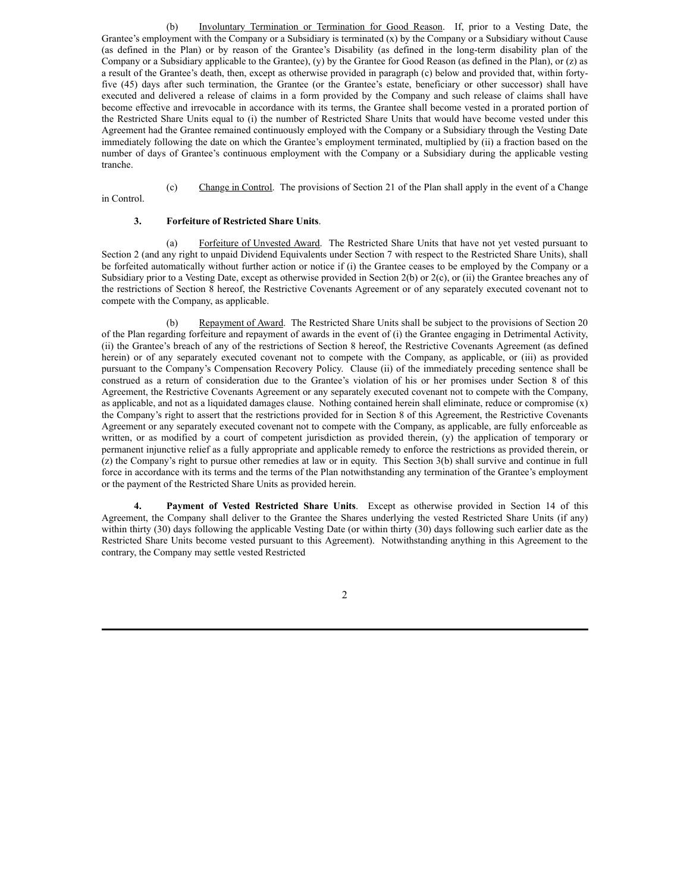(b) Involuntary Termination or Termination for Good Reason. If, prior to a Vesting Date, the Grantee's employment with the Company or a Subsidiary is terminated (x) by the Company or a Subsidiary without Cause (as defined in the Plan) or by reason of the Grantee's Disability (as defined in the long-term disability plan of the Company or a Subsidiary applicable to the Grantee), (y) by the Grantee for Good Reason (as defined in the Plan), or (z) as a result of the Grantee's death, then, except as otherwise provided in paragraph (c) below and provided that, within forty-five (45) days after such termination, the Grantee (or the Grantee's estate, beneficiary or other successor) shall have executed and delivered a release of claims in a form provided by the Company and such release of claims shall have become effective and irrevocable in accordance with its terms, the Grantee shall become vested in a prorated portion of the Restricted Share Units equal to (i) the number of Restricted Share Units that would have become vested under this Agreement had the Grantee remained continuously employed with the Company or a Subsidiary through the Vesting Date immediately following the date on which the Grantee's employment terminated, multiplied by (ii) a fraction based on the number of days of Grantee's continuous employment with the Company or a Subsidiary during the applicable vesting tranche.

(c) Change in Control. The provisions of Section 21 of the Plan shall apply in the event of a Change in Control.

**3. Forfeiture of Restricted Share Units**.

(a) Forfeiture of Unvested Award. The Restricted Share Units that have not yet vested pursuant to Section 2 (and any right to unpaid Dividend Equivalents under Section 7 with respect to the Restricted Share Units), shall be forfeited automatically without further action or notice if (i) the Grantee ceases to be employed by the Company or a Subsidiary prior to a Vesting Date, except as otherwise provided in Section 2(b) or 2(c), or (ii) the Grantee breaches any of the restrictions of Section 8 hereof, the Restrictive Covenants Agreement or of any separately executed covenant not to compete with the Company, as applicable.

(b) Repayment of Award. The Restricted Share Units shall be subject to the provisions of Section 20 of the Plan regarding forfeiture and repayment of awards in the event of (i) the Grantee engaging in Detrimental Activity, (ii) the Grantee's breach of any of the restrictions of Section 8 hereof, the Restrictive Covenants Agreement (as defined herein) or of any separately executed covenant not to compete with the Company, as applicable, or (iii) as provided pursuant to the Company's Compensation Recovery Policy. Clause (ii) of the immediately preceding sentence shall be construed as a return of consideration due to the Grantee's violation of his or her promises under Section 8 of this Agreement, the Restrictive Covenants Agreement or any separately executed covenant not to compete with the Company, as applicable, and not as a liquidated damages clause. Nothing contained herein shall eliminate, reduce or compromise (x) the Company's right to assert that the restrictions provided for in Section 8 of this Agreement, the Restrictive Covenants Agreement or any separately executed covenant not to compete with the Company, as applicable, are fully enforceable as written, or as modified by a court of competent jurisdiction as provided therein, (y) the application of temporary or permanent injunctive relief as a fully appropriate and applicable remedy to enforce the restrictions as provided therein, or (z) the Company's right to pursue other remedies at law or in equity. This Section 3(b) shall survive and continue in full force in accordance with its terms and the terms of the Plan notwithstanding any termination of the Grantee's employment or the payment of the Restricted Share Units as provided herein.

**4. Payment of Vested Restricted Share Units**. Except as otherwise provided in Section 14 of this Agreement, the Company shall deliver to the Grantee the Shares underlying the vested Restricted Share Units (if any) within thirty (30) days following the applicable Vesting Date (or within thirty (30) days following such earlier date as the Restricted Share Units become vested pursuant to this Agreement). Notwithstanding anything in this Agreement to the contrary, the Company may settle vested Restricted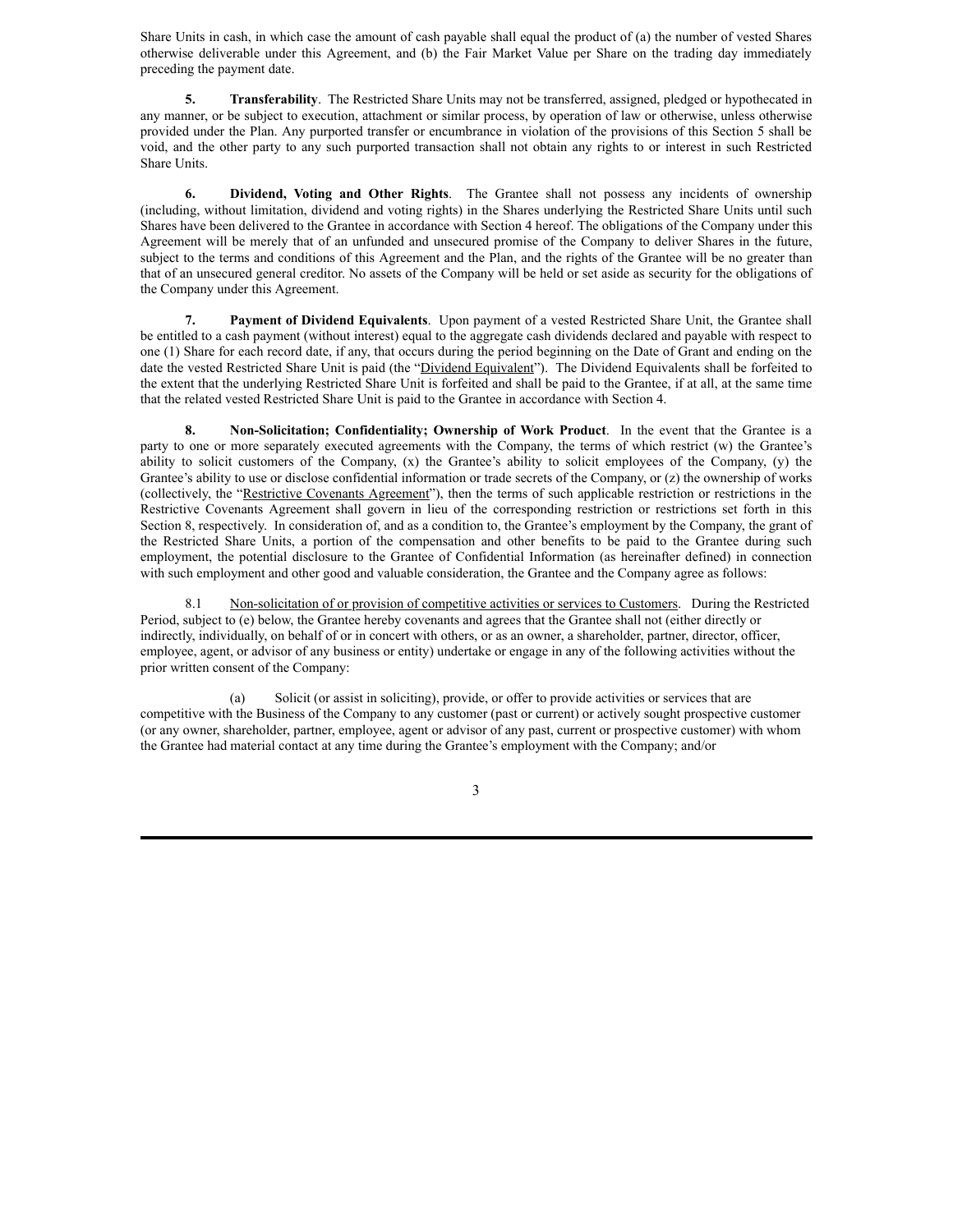Share Units in cash, in which case the amount of cash payable shall equal the product of (a) the number of vested Shares otherwise deliverable under this Agreement, and (b) the Fair Market Value per Share on the trading day immediately preceding the payment date.

**5. Transferability**. The Restricted Share Units may not be transferred, assigned, pledged or hypothecated in any manner, or be subject to execution, attachment or similar process, by operation of law or otherwise, unless otherwise provided under the Plan. Any purported transfer or encumbrance in violation of the provisions of this Section 5 shall be void, and the other party to any such purported transaction shall not obtain any rights to or interest in such Restricted Share Units.

**6. Dividend, Voting and Other Rights**. The Grantee shall not possess any incidents of ownership (including, without limitation, dividend and voting rights) in the Shares underlying the Restricted Share Units until such Shares have been delivered to the Grantee in accordance with Section 4 hereof. The obligations of the Company under this Agreement will be merely that of an unfunded and unsecured promise of the Company to deliver Shares in the future, subject to the terms and conditions of this Agreement and the Plan, and the rights of the Grantee will be no greater than that of an unsecured general creditor. No assets of the Company will be held or set aside as security for the obligations of the Company under this Agreement.

**7. Payment of Dividend Equivalents**. Upon payment of a vested Restricted Share Unit, the Grantee shall be entitled to a cash payment (without interest) equal to the aggregate cash dividends declared and payable with respect to one (1) Share for each record date, if any, that occurs during the period beginning on the Date of Grant and ending on the date the vested Restricted Share Unit is paid (the "Dividend Equivalent"). The Dividend Equivalents shall be forfeited to the extent that the underlying Restricted Share Unit is forfeited and shall be paid to the Grantee, if at all, at the same time that the related vested Restricted Share Unit is paid to the Grantee in accordance with Section 4.

**8. Non-Solicitation; Confidentiality; Ownership of Work Product**. In the event that the Grantee is a party to one or more separately executed agreements with the Company, the terms of which restrict (w) the Grantee's ability to solicit customers of the Company, (x) the Grantee's ability to solicit employees of the Company, (y) the Grantee's ability to use or disclose confidential information or trade secrets of the Company, or (z) the ownership of works (collectively, the "Restrictive Covenants Agreement"), then the terms of such applicable restriction or restrictions in the Restrictive Covenants Agreement shall govern in lieu of the corresponding restriction or restrictions set forth in this Section 8, respectively. In consideration of, and as a condition to, the Grantee's employment by the Company, the grant of the Restricted Share Units, a portion of the compensation and other benefits to be paid to the Grantee during such employment, the potential disclosure to the Grantee of Confidential Information (as hereinafter defined) in connection with such employment and other good and valuable consideration, the Grantee and the Company agree as follows:

8.1 Non-solicitation of or provision of competitive activities or services to Customers. During the Restricted Period, subject to (e) below, the Grantee hereby covenants and agrees that the Grantee shall not (either directly or indirectly, individually, on behalf of or in concert with others, or as an owner, a shareholder, partner, director, officer, employee, agent, or advisor of any business or entity) undertake or engage in any of the following activities without the prior written consent of the Company:

(a) Solicit (or assist in soliciting), provide, or offer to provide activities or services that are competitive with the Business of the Company to any customer (past or current) or actively sought prospective customer (or any owner, shareholder, partner, employee, agent or advisor of any past, current or prospective customer) with whom the Grantee had material contact at any time during the Grantee's employment with the Company; and/or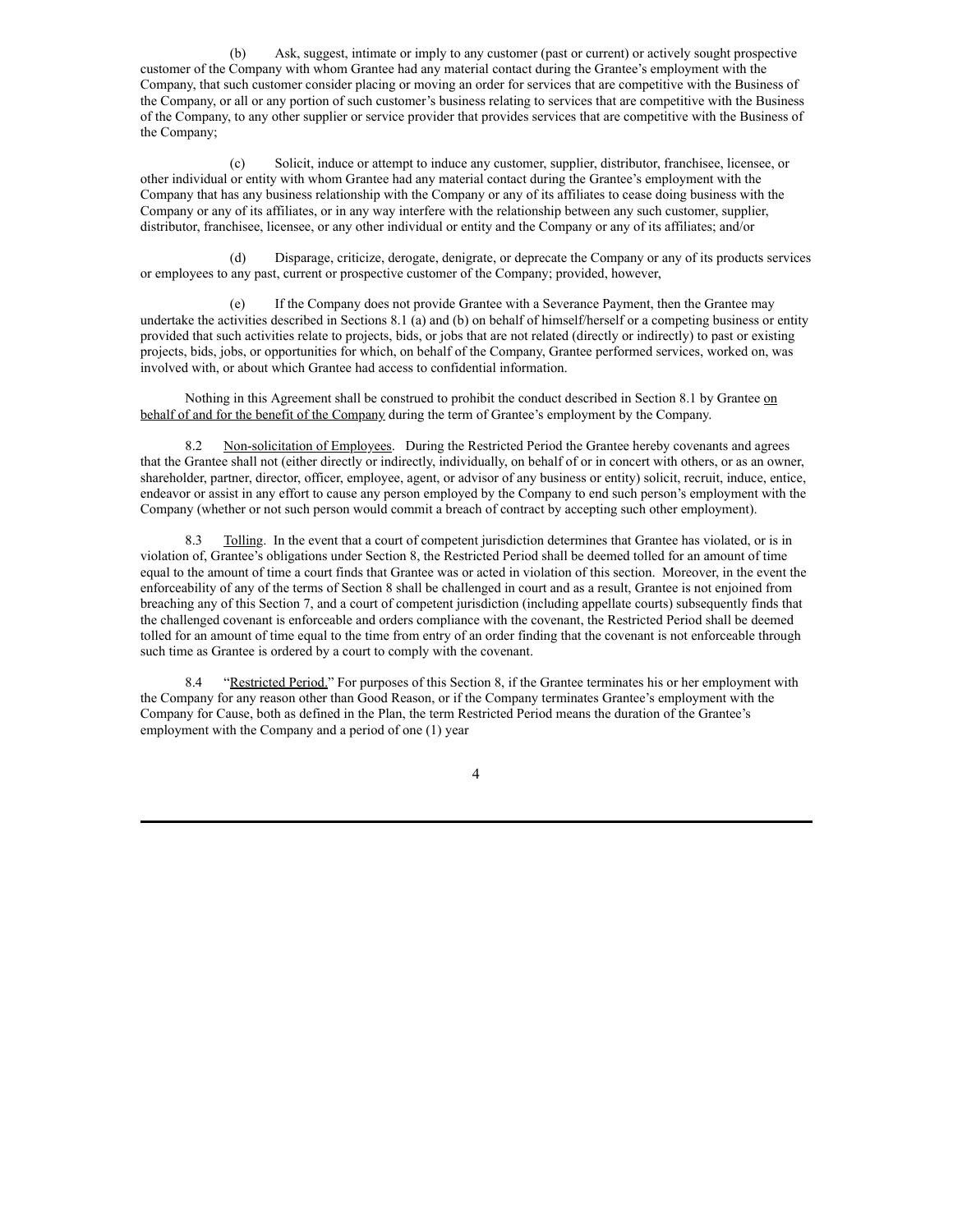(b) Ask, suggest, intimate or imply to any customer (past or current) or actively sought prospective customer of the Company with whom Grantee had any material contact during the Grantee's employment with the Company, that such customer consider placing or moving an order for services that are competitive with the Business of the Company, or all or any portion of such customer's business relating to services that are competitive with the Business of the Company, to any other supplier or service provider that provides services that are competitive with the Business of the Company;

(c) Solicit, induce or attempt to induce any customer, supplier, distributor, franchisee, licensee, or other individual or entity with whom Grantee had any material contact during the Grantee's employment with the Company that has any business relationship with the Company or any of its affiliates to cease doing business with the Company or any of its affiliates, or in any way interfere with the relationship between any such customer, supplier, distributor, franchisee, licensee, or any other individual or entity and the Company or any of its affiliates; and/or

(d) Disparage, criticize, derogate, denigrate, or deprecate the Company or any of its products services or employees to any past, current or prospective customer of the Company; provided, however,

(e) If the Company does not provide Grantee with a Severance Payment, then the Grantee may undertake the activities described in Sections 8.1 (a) and (b) on behalf of himself/herself or a competing business or entity provided that such activities relate to projects, bids, or jobs that are not related (directly or indirectly) to past or existing projects, bids, jobs, or opportunities for which, on behalf of the Company, Grantee performed services, worked on, was involved with, or about which Grantee had access to confidential information.

Nothing in this Agreement shall be construed to prohibit the conduct described in Section 8.1 by Grantee on behalf of and for the benefit of the Company during the term of Grantee's employment by the Company.

8.2 Non-solicitation of Employees. During the Restricted Period the Grantee hereby covenants and agrees that the Grantee shall not (either directly or indirectly, individually, on behalf of or in concert with others, or as an owner, shareholder, partner, director, officer, employee, agent, or advisor of any business or entity) solicit, recruit, induce, entice, endeavor or assist in any effort to cause any person employed by the Company to end such person's employment with the Company (whether or not such person would commit a breach of contract by accepting such other employment).

8.3 Tolling. In the event that a court of competent jurisdiction determines that Grantee has violated, or is in violation of, Grantee's obligations under Section 8, the Restricted Period shall be deemed tolled for an amount of time equal to the amount of time a court finds that Grantee was or acted in violation of this section. Moreover, in the event the enforceability of any of the terms of Section 8 shall be challenged in court and as a result, Grantee is not enjoined from breaching any of this Section 7, and a court of competent jurisdiction (including appellate courts) subsequently finds that the challenged covenant is enforceable and orders compliance with the covenant, the Restricted Period shall be deemed tolled for an amount of time equal to the time from entry of an order finding that the covenant is not enforceable through such time as Grantee is ordered by a court to comply with the covenant.

8.4 "Restricted Period." For purposes of this Section 8, if the Grantee terminates his or her employment with the Company for any reason other than Good Reason, or if the Company terminates Grantee's employment with the Company for Cause, both as defined in the Plan, the term Restricted Period means the duration of the Grantee's employment with the Company and a period of one (1) year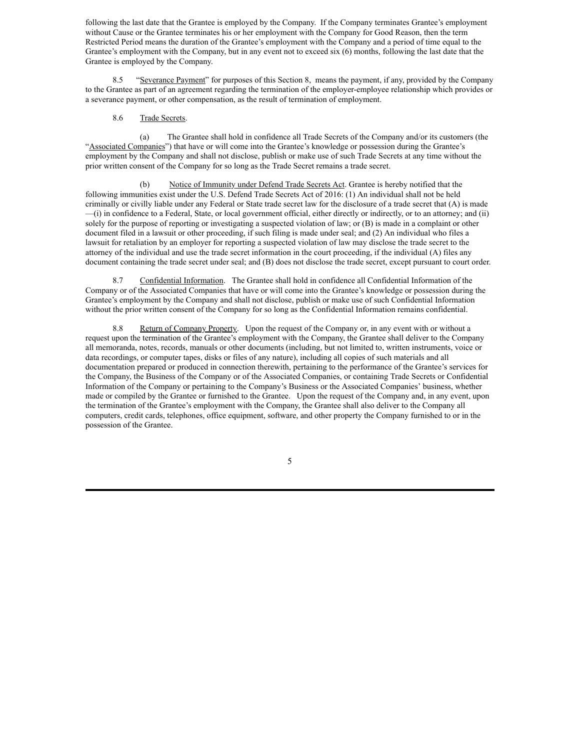following the last date that the Grantee is employed by the Company. If the Company terminates Grantee's employment without Cause or the Grantee terminates his or her employment with the Company for Good Reason, then the term Restricted Period means the duration of the Grantee's employment with the Company and a period of time equal to the Grantee's employment with the Company, but in any event not to exceed six (6) months, following the last date that the Grantee is employed by the Company.

8.5 "Severance Payment" for purposes of this Section 8, means the payment, if any, provided by the Company to the Grantee as part of an agreement regarding the termination of the employer-employee relationship which provides or a severance payment, or other compensation, as the result of termination of employment.

8.6 Trade Secrets.

(a) The Grantee shall hold in confidence all Trade Secrets of the Company and/or its customers (the "Associated Companies") that have or will come into the Grantee's knowledge or possession during the Grantee's employment by the Company and shall not disclose, publish or make use of such Trade Secrets at any time without the prior written consent of the Company for so long as the Trade Secret remains a trade secret.

(b) Notice of Immunity under Defend Trade Secrets Act. Grantee is hereby notified that the following immunities exist under the U.S. Defend Trade Secrets Act of 2016: (1) An individual shall not be held criminally or civilly liable under any Federal or State trade secret law for the disclosure of a trade secret that (A) is made —(i) in confidence to a Federal, State, or local government official, either directly or indirectly, or to an attorney; and (ii) solely for the purpose of reporting or investigating a suspected violation of law; or (B) is made in a complaint or other document filed in a lawsuit or other proceeding, if such filing is made under seal; and (2) An individual who files a lawsuit for retaliation by an employer for reporting a suspected violation of law may disclose the trade secret to the attorney of the individual and use the trade secret information in the court proceeding, if the individual (A) files any document containing the trade secret under seal; and (B) does not disclose the trade secret, except pursuant to court order.

8.7 Confidential Information. The Grantee shall hold in confidence all Confidential Information of the Company or of the Associated Companies that have or will come into the Grantee's knowledge or possession during the Grantee's employment by the Company and shall not disclose, publish or make use of such Confidential Information without the prior written consent of the Company for so long as the Confidential Information remains confidential.

8.8 Return of Company Property. Upon the request of the Company or, in any event with or without a request upon the termination of the Grantee's employment with the Company, the Grantee shall deliver to the Company all memoranda, notes, records, manuals or other documents (including, but not limited to, written instruments, voice or data recordings, or computer tapes, disks or files of any nature), including all copies of such materials and all documentation prepared or produced in connection therewith, pertaining to the performance of the Grantee's services for the Company, the Business of the Company or of the Associated Companies, or containing Trade Secrets or Confidential Information of the Company or pertaining to the Company's Business or the Associated Companies' business, whether made or compiled by the Grantee or furnished to the Grantee. Upon the request of the Company and, in any event, upon the termination of the Grantee's employment with the Company, the Grantee shall also deliver to the Company all computers, credit cards, telephones, office equipment, software, and other property the Company furnished to or in the possession of the Grantee.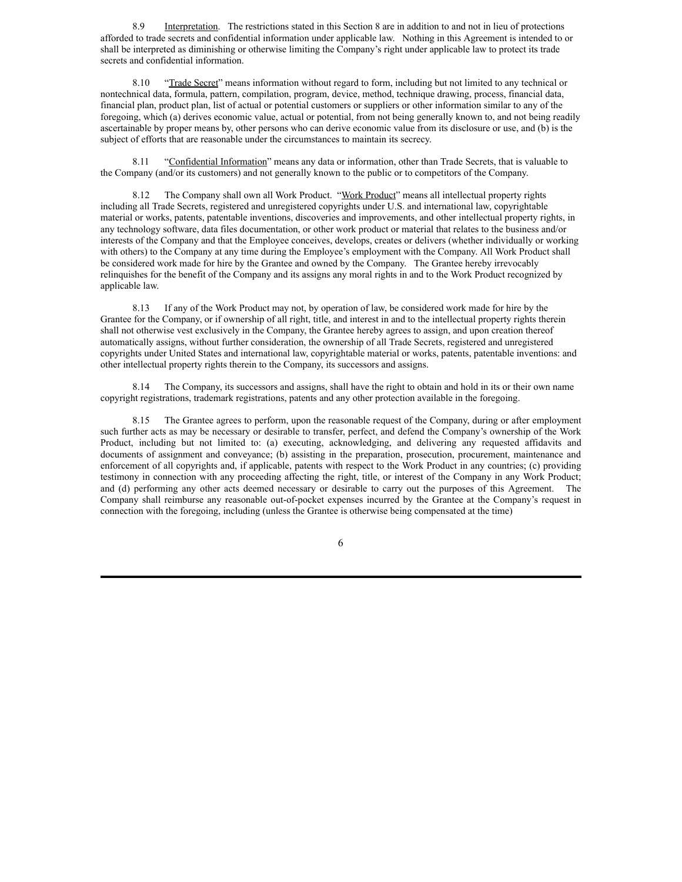8.9 Interpretation. The restrictions stated in this Section 8 are in addition to and not in lieu of protections afforded to trade secrets and confidential information under applicable law. Nothing in this Agreement is intended to or shall be interpreted as diminishing or otherwise limiting the Company's right under applicable law to protect its trade secrets and confidential information.

8.10 "Trade Secret" means information without regard to form, including but not limited to any technical or nontechnical data, formula, pattern, compilation, program, device, method, technique drawing, process, financial data, financial plan, product plan, list of actual or potential customers or suppliers or other information similar to any of the foregoing, which (a) derives economic value, actual or potential, from not being generally known to, and not being readily ascertainable by proper means by, other persons who can derive economic value from its disclosure or use, and (b) is the subject of efforts that are reasonable under the circumstances to maintain its secrecy.

8.11 "Confidential Information" means any data or information, other than Trade Secrets, that is valuable to the Company (and/or its customers) and not generally known to the public or to competitors of the Company.

8.12 The Company shall own all Work Product. "Work Product" means all intellectual property rights including all Trade Secrets, registered and unregistered copyrights under U.S. and international law, copyrightable material or works, patents, patentable inventions, discoveries and improvements, and other intellectual property rights, in any technology software, data files documentation, or other work product or material that relates to the business and/or interests of the Company and that the Employee conceives, develops, creates or delivers (whether individually or working with others) to the Company at any time during the Employee's employment with the Company. All Work Product shall be considered work made for hire by the Grantee and owned by the Company. The Grantee hereby irrevocably relinquishes for the benefit of the Company and its assigns any moral rights in and to the Work Product recognized by applicable law.

8.13 If any of the Work Product may not, by operation of law, be considered work made for hire by the Grantee for the Company, or if ownership of all right, title, and interest in and to the intellectual property rights therein shall not otherwise vest exclusively in the Company, the Grantee hereby agrees to assign, and upon creation thereof automatically assigns, without further consideration, the ownership of all Trade Secrets, registered and unregistered copyrights under United States and international law, copyrightable material or works, patents, patentable inventions: and other intellectual property rights therein to the Company, its successors and assigns.

8.14 The Company, its successors and assigns, shall have the right to obtain and hold in its or their own name copyright registrations, trademark registrations, patents and any other protection available in the foregoing.

8.15 The Grantee agrees to perform, upon the reasonable request of the Company, during or after employment such further acts as may be necessary or desirable to transfer, perfect, and defend the Company's ownership of the Work Product, including but not limited to: (a) executing, acknowledging, and delivering any requested affidavits and documents of assignment and conveyance; (b) assisting in the preparation, prosecution, procurement, maintenance and enforcement of all copyrights and, if applicable, patents with respect to the Work Product in any countries; (c) providing testimony in connection with any proceeding affecting the right, title, or interest of the Company in any Work Product; and (d) performing any other acts deemed necessary or desirable to carry out the purposes of this Agreement. The Company shall reimburse any reasonable out-of-pocket expenses incurred by the Grantee at the Company's request in connection with the foregoing, including (unless the Grantee is otherwise being compensated at the time)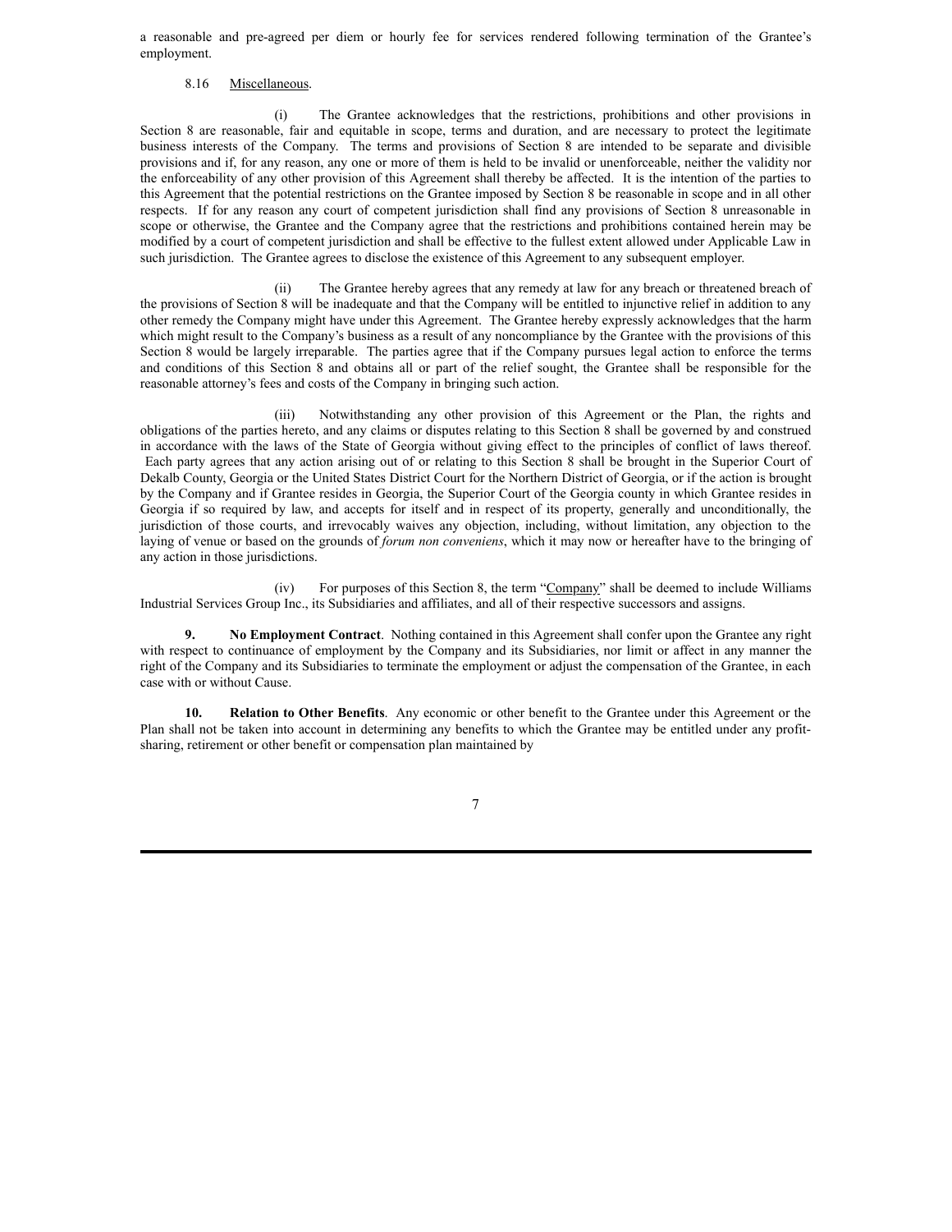a reasonable and pre-agreed per diem or hourly fee for services rendered following termination of the Grantee's employment.

8.16 Miscellaneous.

(i) The Grantee acknowledges that the restrictions, prohibitions and other provisions in Section 8 are reasonable, fair and equitable in scope, terms and duration, and are necessary to protect the legitimate business interests of the Company. The terms and provisions of Section 8 are intended to be separate and divisible provisions and if, for any reason, any one or more of them is held to be invalid or unenforceable, neither the validity nor the enforceability of any other provision of this Agreement shall thereby be affected. It is the intention of the parties to this Agreement that the potential restrictions on the Grantee imposed by Section 8 be reasonable in scope and in all other respects. If for any reason any court of competent jurisdiction shall find any provisions of Section 8 unreasonable in scope or otherwise, the Grantee and the Company agree that the restrictions and prohibitions contained herein may be modified by a court of competent jurisdiction and shall be effective to the fullest extent allowed under Applicable Law in such jurisdiction. The Grantee agrees to disclose the existence of this Agreement to any subsequent employer.

(ii) The Grantee hereby agrees that any remedy at law for any breach or threatened breach of the provisions of Section 8 will be inadequate and that the Company will be entitled to injunctive relief in addition to any other remedy the Company might have under this Agreement. The Grantee hereby expressly acknowledges that the harm which might result to the Company's business as a result of any noncompliance by the Grantee with the provisions of this Section 8 would be largely irreparable. The parties agree that if the Company pursues legal action to enforce the terms and conditions of this Section 8 and obtains all or part of the relief sought, the Grantee shall be responsible for the reasonable attorney's fees and costs of the Company in bringing such action.

(iii) Notwithstanding any other provision of this Agreement or the Plan, the rights and obligations of the parties hereto, and any claims or disputes relating to this Section 8 shall be governed by and construed in accordance with the laws of the State of Georgia without giving effect to the principles of conflict of laws thereof. Each party agrees that any action arising out of or relating to this Section 8 shall be brought in the Superior Court of Dekalb County, Georgia or the United States District Court for the Northern District of Georgia, or if the action is brought by the Company and if Grantee resides in Georgia, the Superior Court of the Georgia county in which Grantee resides in Georgia if so required by law, and accepts for itself and in respect of its property, generally and unconditionally, the jurisdiction of those courts, and irrevocably waives any objection, including, without limitation, any objection to the laying of venue or based on the grounds of *forum non conveniens*, which it may now or hereafter have to the bringing of any action in those jurisdictions.

(iv) For purposes of this Section 8, the term "Company" shall be deemed to include Williams Industrial Services Group Inc., its Subsidiaries and affiliates, and all of their respective successors and assigns.

**9. No Employment Contract**. Nothing contained in this Agreement shall confer upon the Grantee any right with respect to continuance of employment by the Company and its Subsidiaries, nor limit or affect in any manner the right of the Company and its Subsidiaries to terminate the employment or adjust the compensation of the Grantee, in each case with or without Cause.

**10. Relation to Other Benefits**. Any economic or other benefit to the Grantee under this Agreement or the Plan shall not be taken into account in determining any benefits to which the Grantee may be entitled under any profit-sharing, retirement or other benefit or compensation plan maintained by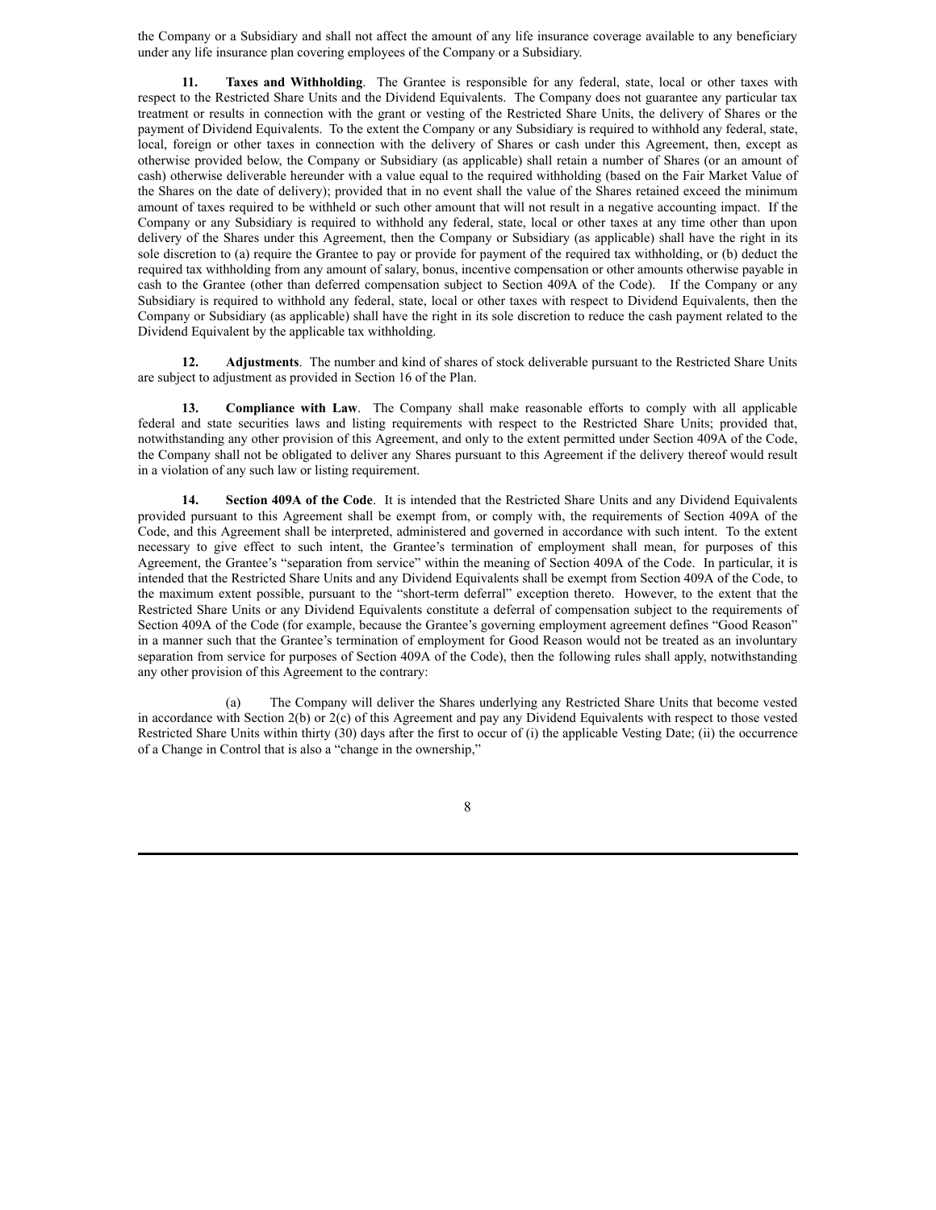the Company or a Subsidiary and shall not affect the amount of any life insurance coverage available to any beneficiary under any life insurance plan covering employees of the Company or a Subsidiary.

**11. Taxes and Withholding**. The Grantee is responsible for any federal, state, local or other taxes with respect to the Restricted Share Units and the Dividend Equivalents. The Company does not guarantee any particular tax treatment or results in connection with the grant or vesting of the Restricted Share Units, the delivery of Shares or the payment of Dividend Equivalents. To the extent the Company or any Subsidiary is required to withhold any federal, state, local, foreign or other taxes in connection with the delivery of Shares or cash under this Agreement, then, except as otherwise provided below, the Company or Subsidiary (as applicable) shall retain a number of Shares (or an amount of cash) otherwise deliverable hereunder with a value equal to the required withholding (based on the Fair Market Value of the Shares on the date of delivery); provided that in no event shall the value of the Shares retained exceed the minimum amount of taxes required to be withheld or such other amount that will not result in a negative accounting impact. If the Company or any Subsidiary is required to withhold any federal, state, local or other taxes at any time other than upon delivery of the Shares under this Agreement, then the Company or Subsidiary (as applicable) shall have the right in its sole discretion to (a) require the Grantee to pay or provide for payment of the required tax withholding, or (b) deduct the required tax withholding from any amount of salary, bonus, incentive compensation or other amounts otherwise payable in cash to the Grantee (other than deferred compensation subject to Section 409A of the Code). If the Company or any Subsidiary is required to withhold any federal, state, local or other taxes with respect to Dividend Equivalents, then the Company or Subsidiary (as applicable) shall have the right in its sole discretion to reduce the cash payment related to the Dividend Equivalent by the applicable tax withholding.

**12. Adjustments**. The number and kind of shares of stock deliverable pursuant to the Restricted Share Units are subject to adjustment as provided in Section 16 of the Plan.

**13. Compliance with Law**. The Company shall make reasonable efforts to comply with all applicable federal and state securities laws and listing requirements with respect to the Restricted Share Units; provided that, notwithstanding any other provision of this Agreement, and only to the extent permitted under Section 409A of the Code, the Company shall not be obligated to deliver any Shares pursuant to this Agreement if the delivery thereof would result in a violation of any such law or listing requirement.

**14. Section 409A of the Code**. It is intended that the Restricted Share Units and any Dividend Equivalents provided pursuant to this Agreement shall be exempt from, or comply with, the requirements of Section 409A of the Code, and this Agreement shall be interpreted, administered and governed in accordance with such intent. To the extent necessary to give effect to such intent, the Grantee's termination of employment shall mean, for purposes of this Agreement, the Grantee's "separation from service" within the meaning of Section 409A of the Code. In particular, it is intended that the Restricted Share Units and any Dividend Equivalents shall be exempt from Section 409A of the Code, to the maximum extent possible, pursuant to the "short-term deferral" exception thereto. However, to the extent that the Restricted Share Units or any Dividend Equivalents constitute a deferral of compensation subject to the requirements of Section 409A of the Code (for example, because the Grantee's governing employment agreement defines "Good Reason" in a manner such that the Grantee's termination of employment for Good Reason would not be treated as an involuntary separation from service for purposes of Section 409A of the Code), then the following rules shall apply, notwithstanding any other provision of this Agreement to the contrary:

(a) The Company will deliver the Shares underlying any Restricted Share Units that become vested in accordance with Section 2(b) or 2(c) of this Agreement and pay any Dividend Equivalents with respect to those vested Restricted Share Units within thirty (30) days after the first to occur of (i) the applicable Vesting Date; (ii) the occurrence of a Change in Control that is also a "change in the ownership,"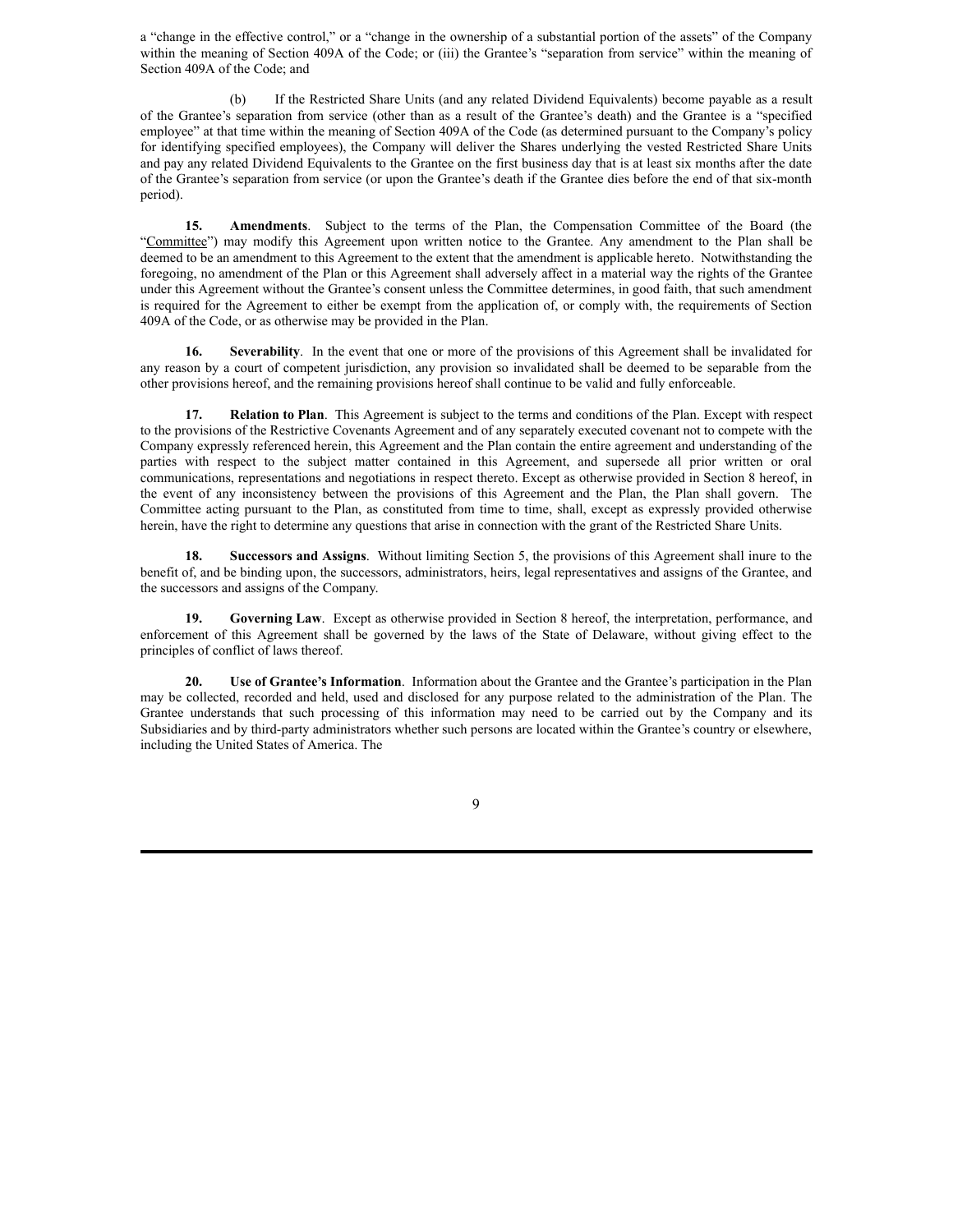a "change in the effective control," or a "change in the ownership of a substantial portion of the assets" of the Company within the meaning of Section 409A of the Code; or (iii) the Grantee's "separation from service" within the meaning of Section 409A of the Code; and

(b) If the Restricted Share Units (and any related Dividend Equivalents) become payable as a result of the Grantee's separation from service (other than as a result of the Grantee's death) and the Grantee is a "specified employee" at that time within the meaning of Section 409A of the Code (as determined pursuant to the Company's policy for identifying specified employees), the Company will deliver the Shares underlying the vested Restricted Share Units and pay any related Dividend Equivalents to the Grantee on the first business day that is at least six months after the date of the Grantee's separation from service (or upon the Grantee's death if the Grantee dies before the end of that six-month period).

**15. Amendments**. Subject to the terms of the Plan, the Compensation Committee of the Board (the "Committee") may modify this Agreement upon written notice to the Grantee. Any amendment to the Plan shall be deemed to be an amendment to this Agreement to the extent that the amendment is applicable hereto. Notwithstanding the foregoing, no amendment of the Plan or this Agreement shall adversely affect in a material way the rights of the Grantee under this Agreement without the Grantee's consent unless the Committee determines, in good faith, that such amendment is required for the Agreement to either be exempt from the application of, or comply with, the requirements of Section 409A of the Code, or as otherwise may be provided in the Plan.

**16. Severability**. In the event that one or more of the provisions of this Agreement shall be invalidated for any reason by a court of competent jurisdiction, any provision so invalidated shall be deemed to be separable from the other provisions hereof, and the remaining provisions hereof shall continue to be valid and fully enforceable.

**17. Relation to Plan**. This Agreement is subject to the terms and conditions of the Plan. Except with respect to the provisions of the Restrictive Covenants Agreement and of any separately executed covenant not to compete with the Company expressly referenced herein, this Agreement and the Plan contain the entire agreement and understanding of the parties with respect to the subject matter contained in this Agreement, and supersede all prior written or oral communications, representations and negotiations in respect thereto. Except as otherwise provided in Section 8 hereof, in the event of any inconsistency between the provisions of this Agreement and the Plan, the Plan shall govern. The Committee acting pursuant to the Plan, as constituted from time to time, shall, except as expressly provided otherwise herein, have the right to determine any questions that arise in connection with the grant of the Restricted Share Units.

**18. Successors and Assigns**. Without limiting Section 5, the provisions of this Agreement shall inure to the benefit of, and be binding upon, the successors, administrators, heirs, legal representatives and assigns of the Grantee, and the successors and assigns of the Company.

**19. Governing Law**. Except as otherwise provided in Section 8 hereof, the interpretation, performance, and enforcement of this Agreement shall be governed by the laws of the State of Delaware, without giving effect to the principles of conflict of laws thereof.

**20. Use of Grantee's Information**. Information about the Grantee and the Grantee's participation in the Plan may be collected, recorded and held, used and disclosed for any purpose related to the administration of the Plan. The Grantee understands that such processing of this information may need to be carried out by the Company and its Subsidiaries and by third-party administrators whether such persons are located within the Grantee's country or elsewhere, including the United States of America. The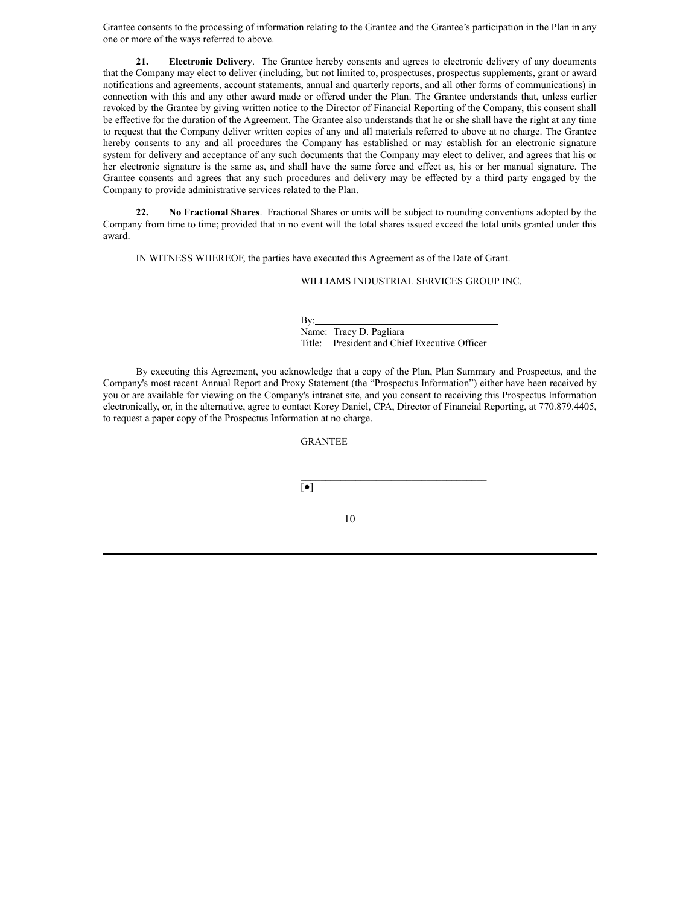Grantee consents to the processing of information relating to the Grantee and the Grantee's participation in the Plan in any one or more of the ways referred to above.

**21. Electronic Delivery**. The Grantee hereby consents and agrees to electronic delivery of any documents that the Company may elect to deliver (including, but not limited to, prospectuses, prospectus supplements, grant or award notifications and agreements, account statements, annual and quarterly reports, and all other forms of communications) in connection with this and any other award made or offered under the Plan. The Grantee understands that, unless earlier revoked by the Grantee by giving written notice to the Director of Financial Reporting of the Company, this consent shall be effective for the duration of the Agreement. The Grantee also understands that he or she shall have the right at any time to request that the Company deliver written copies of any and all materials referred to above at no charge. The Grantee hereby consents to any and all procedures the Company has established or may establish for an electronic signature system for delivery and acceptance of any such documents that the Company may elect to deliver, and agrees that his or her electronic signature is the same as, and shall have the same force and effect as, his or her manual signature. The Grantee consents and agrees that any such procedures and delivery may be effected by a third party engaged by the Company to provide administrative services related to the Plan.

**22. No Fractional Shares**. Fractional Shares or units will be subject to rounding conventions adopted by the Company from time to time; provided that in no event will the total shares issued exceed the total units granted under this award.

IN WITNESS WHEREOF, the parties have executed this Agreement as of the Date of Grant.

WILLIAMS INDUSTRIAL SERVICES GROUP INC.

By:\_\_\_\_\_\_\_\_\_\_\_\_\_\_\_\_\_\_\_\_\_\_\_\_\_\_\_\_\_\_\_\_\_\_
Name: Tracy D. Pagliara
Title: President and Chief Executive Officer

By executing this Agreement, you acknowledge that a copy of the Plan, Plan Summary and Prospectus, and the Company's most recent Annual Report and Proxy Statement (the "Prospectus Information") either have been received by you or are available for viewing on the Company's intranet site, and you consent to receiving this Prospectus Information electronically, or, in the alternative, agree to contact Korey Daniel, CPA, Director of Financial Reporting, at 770.879.4405, to request a paper copy of the Prospectus Information at no charge.

GRANTEE

\_\_\_\_\_\_\_\_\_\_\_\_\_\_\_\_\_\_\_\_\_\_\_\_\_\_\_\_\_\_\_\_\_\_\_\_
[●]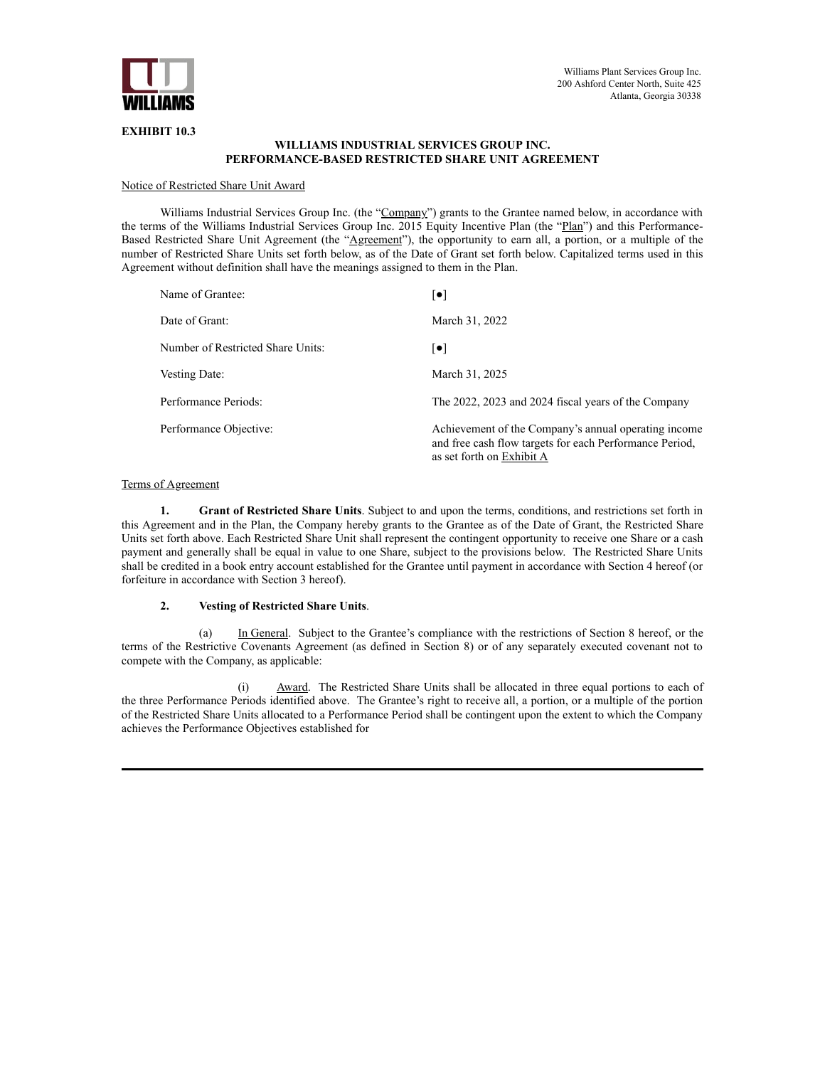Williams Plant Services Group Inc.
200 Ashford Center North, Suite 425
Atlanta, Georgia 30338

**EXHIBIT 10.3**

**WILLIAMS INDUSTRIAL SERVICES GROUP INC.**
**PERFORMANCE-BASED RESTRICTED SHARE UNIT AGREEMENT**

Notice of Restricted Share Unit Award

Williams Industrial Services Group Inc. (the "Company") grants to the Grantee named below, in accordance with the terms of the Williams Industrial Services Group Inc. 2015 Equity Incentive Plan (the "Plan") and this Performance-Based Restricted Share Unit Agreement (the "Agreement"), the opportunity to earn all, a portion, or a multiple of the number of Restricted Share Units set forth below, as of the Date of Grant set forth below. Capitalized terms used in this Agreement without definition shall have the meanings assigned to them in the Plan.

| | |
|---|---|
| Name of Grantee: | [●] |
| Date of Grant: | March 31, 2022 |
| Number of Restricted Share Units: | [●] |
| Vesting Date: | March 31, 2025 |
| Performance Periods: | The 2022, 2023 and 2024 fiscal years of the Company |
| Performance Objective: | Achievement of the Company's annual operating income and free cash flow targets for each Performance Period, as set forth on Exhibit A |

Terms of Agreement

**1. Grant of Restricted Share Units**. Subject to and upon the terms, conditions, and restrictions set forth in this Agreement and in the Plan, the Company hereby grants to the Grantee as of the Date of Grant, the Restricted Share Units set forth above. Each Restricted Share Unit shall represent the contingent opportunity to receive one Share or a cash payment and generally shall be equal in value to one Share, subject to the provisions below. The Restricted Share Units shall be credited in a book entry account established for the Grantee until payment in accordance with Section 4 hereof (or forfeiture in accordance with Section 3 hereof).

**2. Vesting of Restricted Share Units**.

(a) In General. Subject to the Grantee's compliance with the restrictions of Section 8 hereof, or the terms of the Restrictive Covenants Agreement (as defined in Section 8) or of any separately executed covenant not to compete with the Company, as applicable:

(i) Award. The Restricted Share Units shall be allocated in three equal portions to each of the three Performance Periods identified above. The Grantee's right to receive all, a portion, or a multiple of the portion of the Restricted Share Units allocated to a Performance Period shall be contingent upon the extent to which the Company achieves the Performance Objectives established for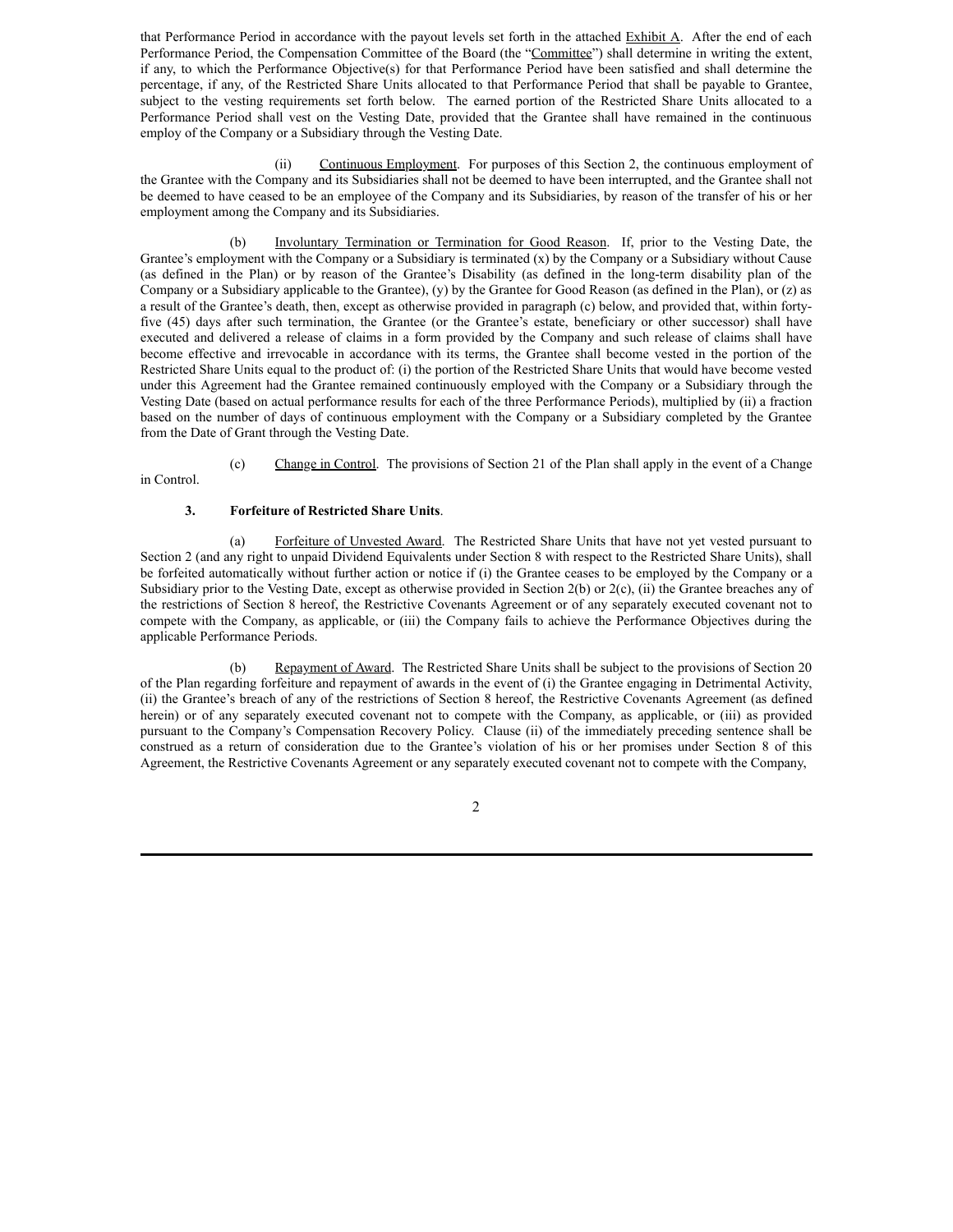that Performance Period in accordance with the payout levels set forth in the attached Exhibit A. After the end of each Performance Period, the Compensation Committee of the Board (the "Committee") shall determine in writing the extent, if any, to which the Performance Objective(s) for that Performance Period have been satisfied and shall determine the percentage, if any, of the Restricted Share Units allocated to that Performance Period that shall be payable to Grantee, subject to the vesting requirements set forth below. The earned portion of the Restricted Share Units allocated to a Performance Period shall vest on the Vesting Date, provided that the Grantee shall have remained in the continuous employ of the Company or a Subsidiary through the Vesting Date.

(ii) Continuous Employment. For purposes of this Section 2, the continuous employment of the Grantee with the Company and its Subsidiaries shall not be deemed to have been interrupted, and the Grantee shall not be deemed to have ceased to be an employee of the Company and its Subsidiaries, by reason of the transfer of his or her employment among the Company and its Subsidiaries.

(b) Involuntary Termination or Termination for Good Reason. If, prior to the Vesting Date, the Grantee's employment with the Company or a Subsidiary is terminated (x) by the Company or a Subsidiary without Cause (as defined in the Plan) or by reason of the Grantee's Disability (as defined in the long-term disability plan of the Company or a Subsidiary applicable to the Grantee), (y) by the Grantee for Good Reason (as defined in the Plan), or (z) as a result of the Grantee's death, then, except as otherwise provided in paragraph (c) below, and provided that, within forty-five (45) days after such termination, the Grantee (or the Grantee's estate, beneficiary or other successor) shall have executed and delivered a release of claims in a form provided by the Company and such release of claims shall have become effective and irrevocable in accordance with its terms, the Grantee shall become vested in the portion of the Restricted Share Units equal to the product of: (i) the portion of the Restricted Share Units that would have become vested under this Agreement had the Grantee remained continuously employed with the Company or a Subsidiary through the Vesting Date (based on actual performance results for each of the three Performance Periods), multiplied by (ii) a fraction based on the number of days of continuous employment with the Company or a Subsidiary completed by the Grantee from the Date of Grant through the Vesting Date.

(c) Change in Control. The provisions of Section 21 of the Plan shall apply in the event of a Change in Control.

**3. Forfeiture of Restricted Share Units**.

(a) Forfeiture of Unvested Award. The Restricted Share Units that have not yet vested pursuant to Section 2 (and any right to unpaid Dividend Equivalents under Section 8 with respect to the Restricted Share Units), shall be forfeited automatically without further action or notice if (i) the Grantee ceases to be employed by the Company or a Subsidiary prior to the Vesting Date, except as otherwise provided in Section 2(b) or 2(c), (ii) the Grantee breaches any of the restrictions of Section 8 hereof, the Restrictive Covenants Agreement or of any separately executed covenant not to compete with the Company, as applicable, or (iii) the Company fails to achieve the Performance Objectives during the applicable Performance Periods.

(b) Repayment of Award. The Restricted Share Units shall be subject to the provisions of Section 20 of the Plan regarding forfeiture and repayment of awards in the event of (i) the Grantee engaging in Detrimental Activity, (ii) the Grantee's breach of any of the restrictions of Section 8 hereof, the Restrictive Covenants Agreement (as defined herein) or of any separately executed covenant not to compete with the Company, as applicable, or (iii) as provided pursuant to the Company's Compensation Recovery Policy. Clause (ii) of the immediately preceding sentence shall be construed as a return of consideration due to the Grantee's violation of his or her promises under Section 8 of this Agreement, the Restrictive Covenants Agreement or any separately executed covenant not to compete with the Company,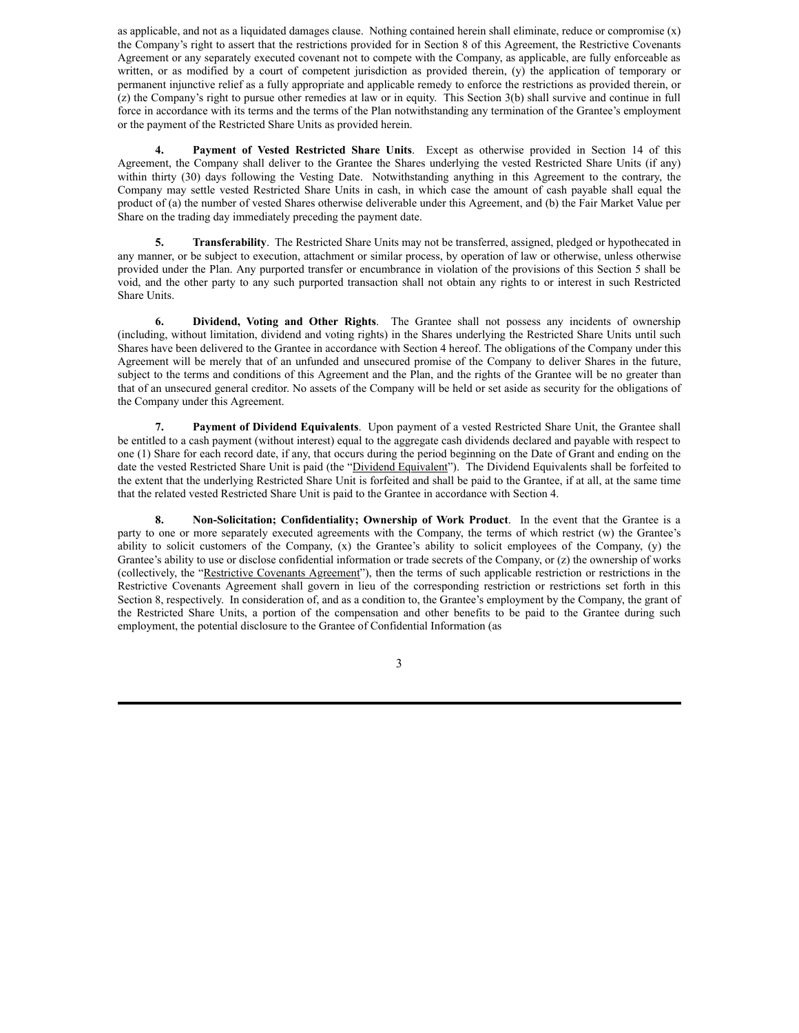as applicable, and not as a liquidated damages clause. Nothing contained herein shall eliminate, reduce or compromise (x) the Company's right to assert that the restrictions provided for in Section 8 of this Agreement, the Restrictive Covenants Agreement or any separately executed covenant not to compete with the Company, as applicable, are fully enforceable as written, or as modified by a court of competent jurisdiction as provided therein, (y) the application of temporary or permanent injunctive relief as a fully appropriate and applicable remedy to enforce the restrictions as provided therein, or (z) the Company's right to pursue other remedies at law or in equity. This Section 3(b) shall survive and continue in full force in accordance with its terms and the terms of the Plan notwithstanding any termination of the Grantee's employment or the payment of the Restricted Share Units as provided herein.

**4. Payment of Vested Restricted Share Units**. Except as otherwise provided in Section 14 of this Agreement, the Company shall deliver to the Grantee the Shares underlying the vested Restricted Share Units (if any) within thirty (30) days following the Vesting Date. Notwithstanding anything in this Agreement to the contrary, the Company may settle vested Restricted Share Units in cash, in which case the amount of cash payable shall equal the product of (a) the number of vested Shares otherwise deliverable under this Agreement, and (b) the Fair Market Value per Share on the trading day immediately preceding the payment date.

**5. Transferability**. The Restricted Share Units may not be transferred, assigned, pledged or hypothecated in any manner, or be subject to execution, attachment or similar process, by operation of law or otherwise, unless otherwise provided under the Plan. Any purported transfer or encumbrance in violation of the provisions of this Section 5 shall be void, and the other party to any such purported transaction shall not obtain any rights to or interest in such Restricted Share Units.

**6. Dividend, Voting and Other Rights**. The Grantee shall not possess any incidents of ownership (including, without limitation, dividend and voting rights) in the Shares underlying the Restricted Share Units until such Shares have been delivered to the Grantee in accordance with Section 4 hereof. The obligations of the Company under this Agreement will be merely that of an unfunded and unsecured promise of the Company to deliver Shares in the future, subject to the terms and conditions of this Agreement and the Plan, and the rights of the Grantee will be no greater than that of an unsecured general creditor. No assets of the Company will be held or set aside as security for the obligations of the Company under this Agreement.

**7. Payment of Dividend Equivalents**. Upon payment of a vested Restricted Share Unit, the Grantee shall be entitled to a cash payment (without interest) equal to the aggregate cash dividends declared and payable with respect to one (1) Share for each record date, if any, that occurs during the period beginning on the Date of Grant and ending on the date the vested Restricted Share Unit is paid (the "Dividend Equivalent"). The Dividend Equivalents shall be forfeited to the extent that the underlying Restricted Share Unit is forfeited and shall be paid to the Grantee, if at all, at the same time that the related vested Restricted Share Unit is paid to the Grantee in accordance with Section 4.

**8. Non-Solicitation; Confidentiality; Ownership of Work Product**. In the event that the Grantee is a party to one or more separately executed agreements with the Company, the terms of which restrict (w) the Grantee's ability to solicit customers of the Company, (x) the Grantee's ability to solicit employees of the Company, (y) the Grantee's ability to use or disclose confidential information or trade secrets of the Company, or (z) the ownership of works (collectively, the "Restrictive Covenants Agreement"), then the terms of such applicable restriction or restrictions in the Restrictive Covenants Agreement shall govern in lieu of the corresponding restriction or restrictions set forth in this Section 8, respectively. In consideration of, and as a condition to, the Grantee's employment by the Company, the grant of the Restricted Share Units, a portion of the compensation and other benefits to be paid to the Grantee during such employment, the potential disclosure to the Grantee of Confidential Information (as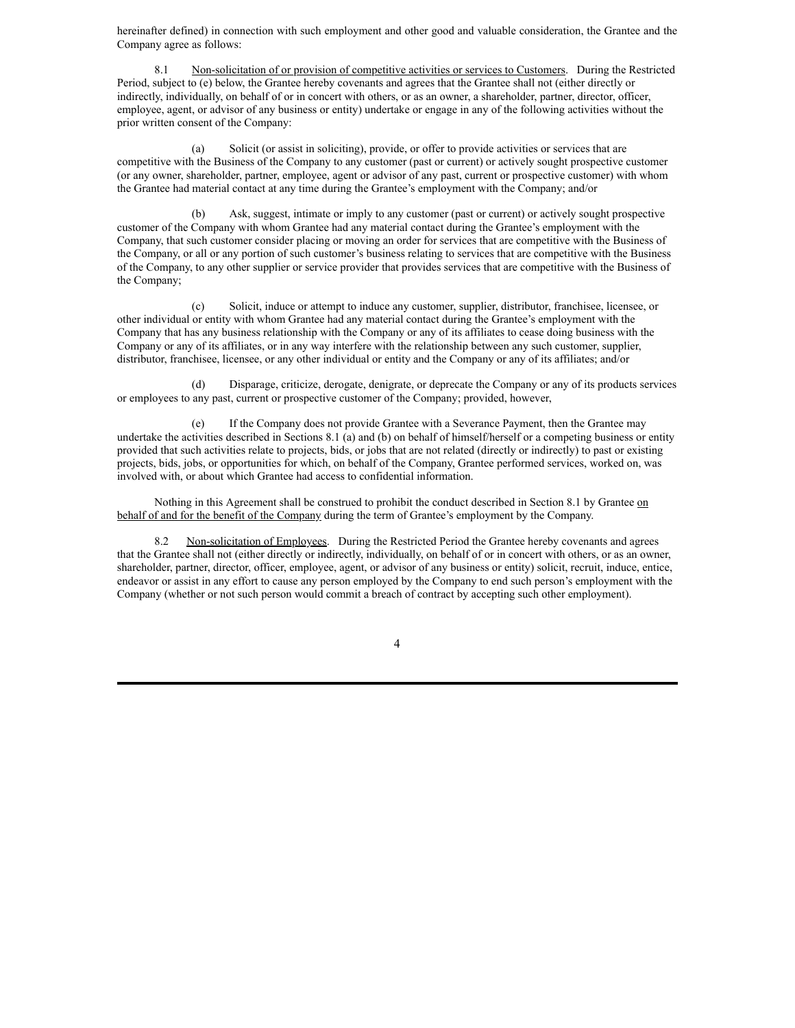hereinafter defined) in connection with such employment and other good and valuable consideration, the Grantee and the Company agree as follows:

8.1 Non-solicitation of or provision of competitive activities or services to Customers. During the Restricted Period, subject to (e) below, the Grantee hereby covenants and agrees that the Grantee shall not (either directly or indirectly, individually, on behalf of or in concert with others, or as an owner, a shareholder, partner, director, officer, employee, agent, or advisor of any business or entity) undertake or engage in any of the following activities without the prior written consent of the Company:

(a) Solicit (or assist in soliciting), provide, or offer to provide activities or services that are competitive with the Business of the Company to any customer (past or current) or actively sought prospective customer (or any owner, shareholder, partner, employee, agent or advisor of any past, current or prospective customer) with whom the Grantee had material contact at any time during the Grantee's employment with the Company; and/or

(b) Ask, suggest, intimate or imply to any customer (past or current) or actively sought prospective customer of the Company with whom Grantee had any material contact during the Grantee's employment with the Company, that such customer consider placing or moving an order for services that are competitive with the Business of the Company, or all or any portion of such customer's business relating to services that are competitive with the Business of the Company, to any other supplier or service provider that provides services that are competitive with the Business of the Company;

(c) Solicit, induce or attempt to induce any customer, supplier, distributor, franchisee, licensee, or other individual or entity with whom Grantee had any material contact during the Grantee's employment with the Company that has any business relationship with the Company or any of its affiliates to cease doing business with the Company or any of its affiliates, or in any way interfere with the relationship between any such customer, supplier, distributor, franchisee, licensee, or any other individual or entity and the Company or any of its affiliates; and/or

(d) Disparage, criticize, derogate, denigrate, or deprecate the Company or any of its products services or employees to any past, current or prospective customer of the Company; provided, however,

(e) If the Company does not provide Grantee with a Severance Payment, then the Grantee may undertake the activities described in Sections 8.1 (a) and (b) on behalf of himself/herself or a competing business or entity provided that such activities relate to projects, bids, or jobs that are not related (directly or indirectly) to past or existing projects, bids, jobs, or opportunities for which, on behalf of the Company, Grantee performed services, worked on, was involved with, or about which Grantee had access to confidential information.

Nothing in this Agreement shall be construed to prohibit the conduct described in Section 8.1 by Grantee on behalf of and for the benefit of the Company during the term of Grantee's employment by the Company.

8.2 Non-solicitation of Employees. During the Restricted Period the Grantee hereby covenants and agrees that the Grantee shall not (either directly or indirectly, individually, on behalf of or in concert with others, or as an owner, shareholder, partner, director, officer, employee, agent, or advisor of any business or entity) solicit, recruit, induce, entice, endeavor or assist in any effort to cause any person employed by the Company to end such person's employment with the Company (whether or not such person would commit a breach of contract by accepting such other employment).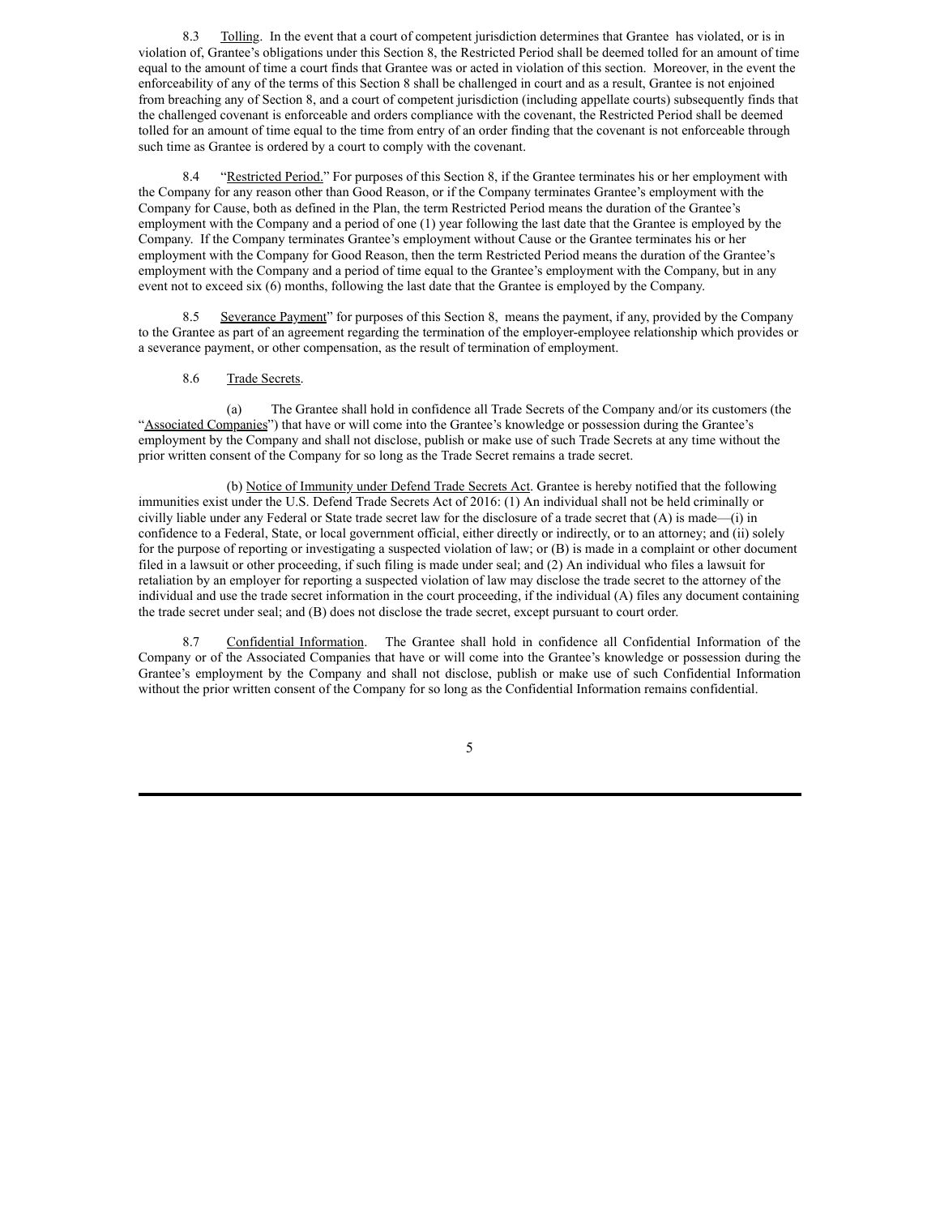8.3 Tolling. In the event that a court of competent jurisdiction determines that Grantee has violated, or is in violation of, Grantee's obligations under this Section 8, the Restricted Period shall be deemed tolled for an amount of time equal to the amount of time a court finds that Grantee was or acted in violation of this section. Moreover, in the event the enforceability of any of the terms of this Section 8 shall be challenged in court and as a result, Grantee is not enjoined from breaching any of Section 8, and a court of competent jurisdiction (including appellate courts) subsequently finds that the challenged covenant is enforceable and orders compliance with the covenant, the Restricted Period shall be deemed tolled for an amount of time equal to the time from entry of an order finding that the covenant is not enforceable through such time as Grantee is ordered by a court to comply with the covenant.

8.4 "Restricted Period." For purposes of this Section 8, if the Grantee terminates his or her employment with the Company for any reason other than Good Reason, or if the Company terminates Grantee's employment with the Company for Cause, both as defined in the Plan, the term Restricted Period means the duration of the Grantee's employment with the Company and a period of one (1) year following the last date that the Grantee is employed by the Company. If the Company terminates Grantee's employment without Cause or the Grantee terminates his or her employment with the Company for Good Reason, then the term Restricted Period means the duration of the Grantee's employment with the Company and a period of time equal to the Grantee's employment with the Company, but in any event not to exceed six (6) months, following the last date that the Grantee is employed by the Company.

8.5 Severance Payment" for purposes of this Section 8, means the payment, if any, provided by the Company to the Grantee as part of an agreement regarding the termination of the employer-employee relationship which provides or a severance payment, or other compensation, as the result of termination of employment.

8.6 Trade Secrets.

(a) The Grantee shall hold in confidence all Trade Secrets of the Company and/or its customers (the "Associated Companies") that have or will come into the Grantee's knowledge or possession during the Grantee's employment by the Company and shall not disclose, publish or make use of such Trade Secrets at any time without the prior written consent of the Company for so long as the Trade Secret remains a trade secret.

(b) Notice of Immunity under Defend Trade Secrets Act. Grantee is hereby notified that the following immunities exist under the U.S. Defend Trade Secrets Act of 2016: (1) An individual shall not be held criminally or civilly liable under any Federal or State trade secret law for the disclosure of a trade secret that (A) is made—(i) in confidence to a Federal, State, or local government official, either directly or indirectly, or to an attorney; and (ii) solely for the purpose of reporting or investigating a suspected violation of law; or (B) is made in a complaint or other document filed in a lawsuit or other proceeding, if such filing is made under seal; and (2) An individual who files a lawsuit for retaliation by an employer for reporting a suspected violation of law may disclose the trade secret to the attorney of the individual and use the trade secret information in the court proceeding, if the individual (A) files any document containing the trade secret under seal; and (B) does not disclose the trade secret, except pursuant to court order.

8.7 Confidential Information. The Grantee shall hold in confidence all Confidential Information of the Company or of the Associated Companies that have or will come into the Grantee's knowledge or possession during the Grantee's employment by the Company and shall not disclose, publish or make use of such Confidential Information without the prior written consent of the Company for so long as the Confidential Information remains confidential.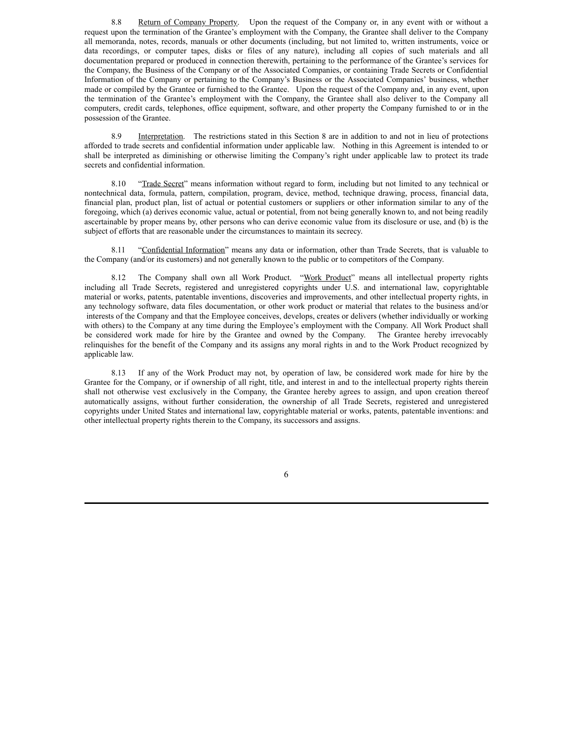8.8 Return of Company Property. Upon the request of the Company or, in any event with or without a request upon the termination of the Grantee's employment with the Company, the Grantee shall deliver to the Company all memoranda, notes, records, manuals or other documents (including, but not limited to, written instruments, voice or data recordings, or computer tapes, disks or files of any nature), including all copies of such materials and all documentation prepared or produced in connection therewith, pertaining to the performance of the Grantee's services for the Company, the Business of the Company or of the Associated Companies, or containing Trade Secrets or Confidential Information of the Company or pertaining to the Company's Business or the Associated Companies' business, whether made or compiled by the Grantee or furnished to the Grantee. Upon the request of the Company and, in any event, upon the termination of the Grantee's employment with the Company, the Grantee shall also deliver to the Company all computers, credit cards, telephones, office equipment, software, and other property the Company furnished to or in the possession of the Grantee.

8.9 Interpretation. The restrictions stated in this Section 8 are in addition to and not in lieu of protections afforded to trade secrets and confidential information under applicable law. Nothing in this Agreement is intended to or shall be interpreted as diminishing or otherwise limiting the Company's right under applicable law to protect its trade secrets and confidential information.

8.10 "Trade Secret" means information without regard to form, including but not limited to any technical or nontechnical data, formula, pattern, compilation, program, device, method, technique drawing, process, financial data, financial plan, product plan, list of actual or potential customers or suppliers or other information similar to any of the foregoing, which (a) derives economic value, actual or potential, from not being generally known to, and not being readily ascertainable by proper means by, other persons who can derive economic value from its disclosure or use, and (b) is the subject of efforts that are reasonable under the circumstances to maintain its secrecy.

8.11 "Confidential Information" means any data or information, other than Trade Secrets, that is valuable to the Company (and/or its customers) and not generally known to the public or to competitors of the Company.

8.12 The Company shall own all Work Product. "Work Product" means all intellectual property rights including all Trade Secrets, registered and unregistered copyrights under U.S. and international law, copyrightable material or works, patents, patentable inventions, discoveries and improvements, and other intellectual property rights, in any technology software, data files documentation, or other work product or material that relates to the business and/or interests of the Company and that the Employee conceives, develops, creates or delivers (whether individually or working with others) to the Company at any time during the Employee's employment with the Company. All Work Product shall be considered work made for hire by the Grantee and owned by the Company. The Grantee hereby irrevocably relinquishes for the benefit of the Company and its assigns any moral rights in and to the Work Product recognized by applicable law.

8.13 If any of the Work Product may not, by operation of law, be considered work made for hire by the Grantee for the Company, or if ownership of all right, title, and interest in and to the intellectual property rights therein shall not otherwise vest exclusively in the Company, the Grantee hereby agrees to assign, and upon creation thereof automatically assigns, without further consideration, the ownership of all Trade Secrets, registered and unregistered copyrights under United States and international law, copyrightable material or works, patents, patentable inventions: and other intellectual property rights therein to the Company, its successors and assigns.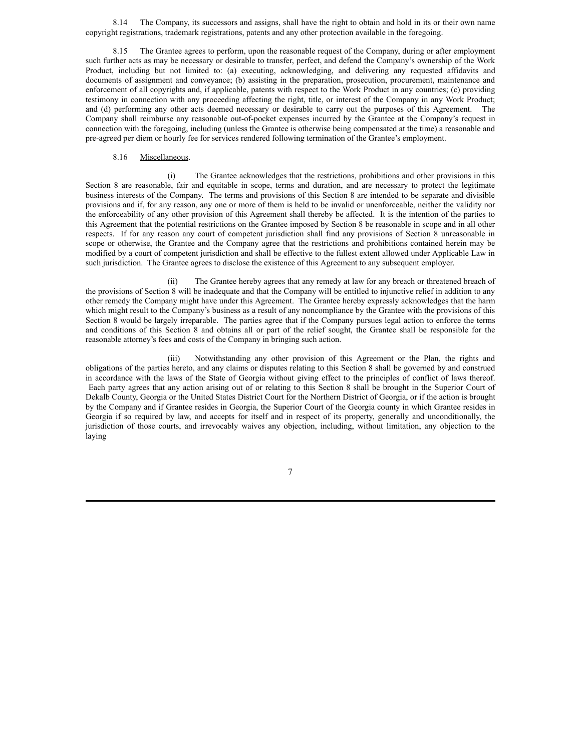8.14 The Company, its successors and assigns, shall have the right to obtain and hold in its or their own name copyright registrations, trademark registrations, patents and any other protection available in the foregoing.

8.15 The Grantee agrees to perform, upon the reasonable request of the Company, during or after employment such further acts as may be necessary or desirable to transfer, perfect, and defend the Company's ownership of the Work Product, including but not limited to: (a) executing, acknowledging, and delivering any requested affidavits and documents of assignment and conveyance; (b) assisting in the preparation, prosecution, procurement, maintenance and enforcement of all copyrights and, if applicable, patents with respect to the Work Product in any countries; (c) providing testimony in connection with any proceeding affecting the right, title, or interest of the Company in any Work Product; and (d) performing any other acts deemed necessary or desirable to carry out the purposes of this Agreement. The Company shall reimburse any reasonable out-of-pocket expenses incurred by the Grantee at the Company's request in connection with the foregoing, including (unless the Grantee is otherwise being compensated at the time) a reasonable and pre-agreed per diem or hourly fee for services rendered following termination of the Grantee's employment.

8.16 Miscellaneous.

(i) The Grantee acknowledges that the restrictions, prohibitions and other provisions in this Section 8 are reasonable, fair and equitable in scope, terms and duration, and are necessary to protect the legitimate business interests of the Company. The terms and provisions of this Section 8 are intended to be separate and divisible provisions and if, for any reason, any one or more of them is held to be invalid or unenforceable, neither the validity nor the enforceability of any other provision of this Agreement shall thereby be affected. It is the intention of the parties to this Agreement that the potential restrictions on the Grantee imposed by Section 8 be reasonable in scope and in all other respects. If for any reason any court of competent jurisdiction shall find any provisions of Section 8 unreasonable in scope or otherwise, the Grantee and the Company agree that the restrictions and prohibitions contained herein may be modified by a court of competent jurisdiction and shall be effective to the fullest extent allowed under Applicable Law in such jurisdiction. The Grantee agrees to disclose the existence of this Agreement to any subsequent employer.

(ii) The Grantee hereby agrees that any remedy at law for any breach or threatened breach of the provisions of Section 8 will be inadequate and that the Company will be entitled to injunctive relief in addition to any other remedy the Company might have under this Agreement. The Grantee hereby expressly acknowledges that the harm which might result to the Company's business as a result of any noncompliance by the Grantee with the provisions of this Section 8 would be largely irreparable. The parties agree that if the Company pursues legal action to enforce the terms and conditions of this Section 8 and obtains all or part of the relief sought, the Grantee shall be responsible for the reasonable attorney's fees and costs of the Company in bringing such action.

(iii) Notwithstanding any other provision of this Agreement or the Plan, the rights and obligations of the parties hereto, and any claims or disputes relating to this Section 8 shall be governed by and construed in accordance with the laws of the State of Georgia without giving effect to the principles of conflict of laws thereof. Each party agrees that any action arising out of or relating to this Section 8 shall be brought in the Superior Court of Dekalb County, Georgia or the United States District Court for the Northern District of Georgia, or if the action is brought by the Company and if Grantee resides in Georgia, the Superior Court of the Georgia county in which Grantee resides in Georgia if so required by law, and accepts for itself and in respect of its property, generally and unconditionally, the jurisdiction of those courts, and irrevocably waives any objection, including, without limitation, any objection to the laying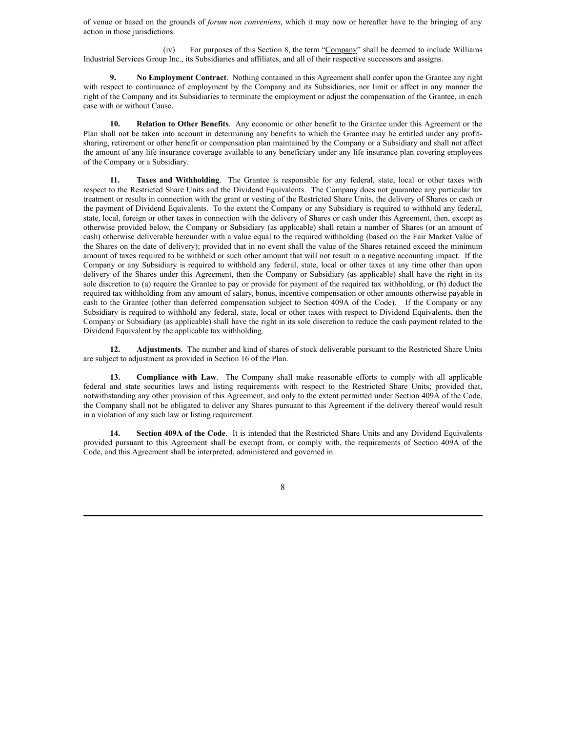of venue or based on the grounds of *forum non conveniens*, which it may now or hereafter have to the bringing of any action in those jurisdictions.

(iv) For purposes of this Section 8, the term "Company" shall be deemed to include Williams Industrial Services Group Inc., its Subsidiaries and affiliates, and all of their respective successors and assigns.

**9. No Employment Contract**. Nothing contained in this Agreement shall confer upon the Grantee any right with respect to continuance of employment by the Company and its Subsidiaries, nor limit or affect in any manner the right of the Company and its Subsidiaries to terminate the employment or adjust the compensation of the Grantee, in each case with or without Cause.

**10. Relation to Other Benefits**. Any economic or other benefit to the Grantee under this Agreement or the Plan shall not be taken into account in determining any benefits to which the Grantee may be entitled under any profit-sharing, retirement or other benefit or compensation plan maintained by the Company or a Subsidiary and shall not affect the amount of any life insurance coverage available to any beneficiary under any life insurance plan covering employees of the Company or a Subsidiary.

**11. Taxes and Withholding**. The Grantee is responsible for any federal, state, local or other taxes with respect to the Restricted Share Units and the Dividend Equivalents. The Company does not guarantee any particular tax treatment or results in connection with the grant or vesting of the Restricted Share Units, the delivery of Shares or cash or the payment of Dividend Equivalents. To the extent the Company or any Subsidiary is required to withhold any federal, state, local, foreign or other taxes in connection with the delivery of Shares or cash under this Agreement, then, except as otherwise provided below, the Company or Subsidiary (as applicable) shall retain a number of Shares (or an amount of cash) otherwise deliverable hereunder with a value equal to the required withholding (based on the Fair Market Value of the Shares on the date of delivery); provided that in no event shall the value of the Shares retained exceed the minimum amount of taxes required to be withheld or such other amount that will not result in a negative accounting impact. If the Company or any Subsidiary is required to withhold any federal, state, local or other taxes at any time other than upon delivery of the Shares under this Agreement, then the Company or Subsidiary (as applicable) shall have the right in its sole discretion to (a) require the Grantee to pay or provide for payment of the required tax withholding, or (b) deduct the required tax withholding from any amount of salary, bonus, incentive compensation or other amounts otherwise payable in cash to the Grantee (other than deferred compensation subject to Section 409A of the Code). If the Company or any Subsidiary is required to withhold any federal, state, local or other taxes with respect to Dividend Equivalents, then the Company or Subsidiary (as applicable) shall have the right in its sole discretion to reduce the cash payment related to the Dividend Equivalent by the applicable tax withholding.

**12. Adjustments**. The number and kind of shares of stock deliverable pursuant to the Restricted Share Units are subject to adjustment as provided in Section 16 of the Plan.

**13. Compliance with Law**. The Company shall make reasonable efforts to comply with all applicable federal and state securities laws and listing requirements with respect to the Restricted Share Units; provided that, notwithstanding any other provision of this Agreement, and only to the extent permitted under Section 409A of the Code, the Company shall not be obligated to deliver any Shares pursuant to this Agreement if the delivery thereof would result in a violation of any such law or listing requirement.

**14. Section 409A of the Code**. It is intended that the Restricted Share Units and any Dividend Equivalents provided pursuant to this Agreement shall be exempt from, or comply with, the requirements of Section 409A of the Code, and this Agreement shall be interpreted, administered and governed in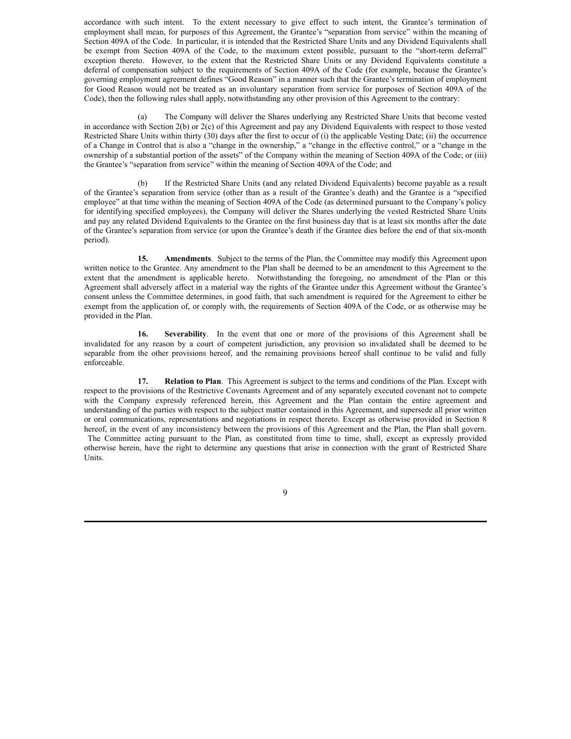accordance with such intent. To the extent necessary to give effect to such intent, the Grantee's termination of employment shall mean, for purposes of this Agreement, the Grantee's "separation from service" within the meaning of Section 409A of the Code. In particular, it is intended that the Restricted Share Units and any Dividend Equivalents shall be exempt from Section 409A of the Code, to the maximum extent possible, pursuant to the "short-term deferral" exception thereto. However, to the extent that the Restricted Share Units or any Dividend Equivalents constitute a deferral of compensation subject to the requirements of Section 409A of the Code (for example, because the Grantee's governing employment agreement defines "Good Reason" in a manner such that the Grantee's termination of employment for Good Reason would not be treated as an involuntary separation from service for purposes of Section 409A of the Code), then the following rules shall apply, notwithstanding any other provision of this Agreement to the contrary:

(a) The Company will deliver the Shares underlying any Restricted Share Units that become vested in accordance with Section 2(b) or 2(c) of this Agreement and pay any Dividend Equivalents with respect to those vested Restricted Share Units within thirty (30) days after the first to occur of (i) the applicable Vesting Date; (ii) the occurrence of a Change in Control that is also a "change in the ownership," a "change in the effective control," or a "change in the ownership of a substantial portion of the assets" of the Company within the meaning of Section 409A of the Code; or (iii) the Grantee's "separation from service" within the meaning of Section 409A of the Code; and

(b) If the Restricted Share Units (and any related Dividend Equivalents) become payable as a result of the Grantee's separation from service (other than as a result of the Grantee's death) and the Grantee is a "specified employee" at that time within the meaning of Section 409A of the Code (as determined pursuant to the Company's policy for identifying specified employees), the Company will deliver the Shares underlying the vested Restricted Share Units and pay any related Dividend Equivalents to the Grantee on the first business day that is at least six months after the date of the Grantee's separation from service (or upon the Grantee's death if the Grantee dies before the end of that six-month period).

**15. Amendments**. Subject to the terms of the Plan, the Committee may modify this Agreement upon written notice to the Grantee. Any amendment to the Plan shall be deemed to be an amendment to this Agreement to the extent that the amendment is applicable hereto. Notwithstanding the foregoing, no amendment of the Plan or this Agreement shall adversely affect in a material way the rights of the Grantee under this Agreement without the Grantee's consent unless the Committee determines, in good faith, that such amendment is required for the Agreement to either be exempt from the application of, or comply with, the requirements of Section 409A of the Code, or as otherwise may be provided in the Plan.

**16. Severability**. In the event that one or more of the provisions of this Agreement shall be invalidated for any reason by a court of competent jurisdiction, any provision so invalidated shall be deemed to be separable from the other provisions hereof, and the remaining provisions hereof shall continue to be valid and fully enforceable.

**17. Relation to Plan**. This Agreement is subject to the terms and conditions of the Plan. Except with respect to the provisions of the Restrictive Covenants Agreement and of any separately executed covenant not to compete with the Company expressly referenced herein, this Agreement and the Plan contain the entire agreement and understanding of the parties with respect to the subject matter contained in this Agreement, and supersede all prior written or oral communications, representations and negotiations in respect thereto. Except as otherwise provided in Section 8 hereof, in the event of any inconsistency between the provisions of this Agreement and the Plan, the Plan shall govern. The Committee acting pursuant to the Plan, as constituted from time to time, shall, except as expressly provided otherwise herein, have the right to determine any questions that arise in connection with the grant of Restricted Share Units.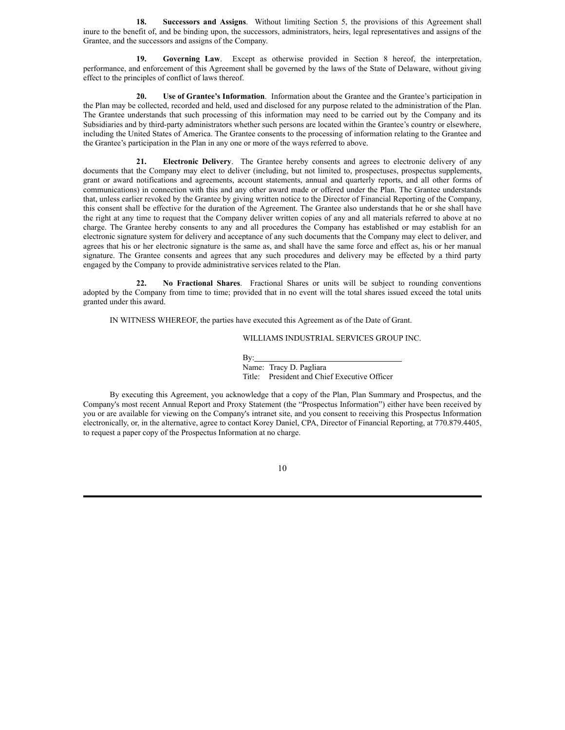**18. Successors and Assigns**. Without limiting Section 5, the provisions of this Agreement shall inure to the benefit of, and be binding upon, the successors, administrators, heirs, legal representatives and assigns of the Grantee, and the successors and assigns of the Company.

**19. Governing Law**. Except as otherwise provided in Section 8 hereof, the interpretation, performance, and enforcement of this Agreement shall be governed by the laws of the State of Delaware, without giving effect to the principles of conflict of laws thereof.

**20. Use of Grantee's Information**. Information about the Grantee and the Grantee's participation in the Plan may be collected, recorded and held, used and disclosed for any purpose related to the administration of the Plan. The Grantee understands that such processing of this information may need to be carried out by the Company and its Subsidiaries and by third-party administrators whether such persons are located within the Grantee's country or elsewhere, including the United States of America. The Grantee consents to the processing of information relating to the Grantee and the Grantee's participation in the Plan in any one or more of the ways referred to above.

**21. Electronic Delivery**. The Grantee hereby consents and agrees to electronic delivery of any documents that the Company may elect to deliver (including, but not limited to, prospectuses, prospectus supplements, grant or award notifications and agreements, account statements, annual and quarterly reports, and all other forms of communications) in connection with this and any other award made or offered under the Plan. The Grantee understands that, unless earlier revoked by the Grantee by giving written notice to the Director of Financial Reporting of the Company, this consent shall be effective for the duration of the Agreement. The Grantee also understands that he or she shall have the right at any time to request that the Company deliver written copies of any and all materials referred to above at no charge. The Grantee hereby consents to any and all procedures the Company has established or may establish for an electronic signature system for delivery and acceptance of any such documents that the Company may elect to deliver, and agrees that his or her electronic signature is the same as, and shall have the same force and effect as, his or her manual signature. The Grantee consents and agrees that any such procedures and delivery may be effected by a third party engaged by the Company to provide administrative services related to the Plan.

**22. No Fractional Shares**. Fractional Shares or units will be subject to rounding conventions adopted by the Company from time to time; provided that in no event will the total shares issued exceed the total units granted under this award.

IN WITNESS WHEREOF, the parties have executed this Agreement as of the Date of Grant.

WILLIAMS INDUSTRIAL SERVICES GROUP INC.

By:\_\_\_\_\_\_\_\_\_\_\_\_\_\_\_\_\_\_\_\_\_\_\_\_\_\_\_\_\_\_\_\_\_\_
Name: Tracy D. Pagliara
Title: President and Chief Executive Officer

By executing this Agreement, you acknowledge that a copy of the Plan, Plan Summary and Prospectus, and the Company's most recent Annual Report and Proxy Statement (the "Prospectus Information") either have been received by you or are available for viewing on the Company's intranet site, and you consent to receiving this Prospectus Information electronically, or, in the alternative, agree to contact Korey Daniel, CPA, Director of Financial Reporting, at 770.879.4405, to request a paper copy of the Prospectus Information at no charge.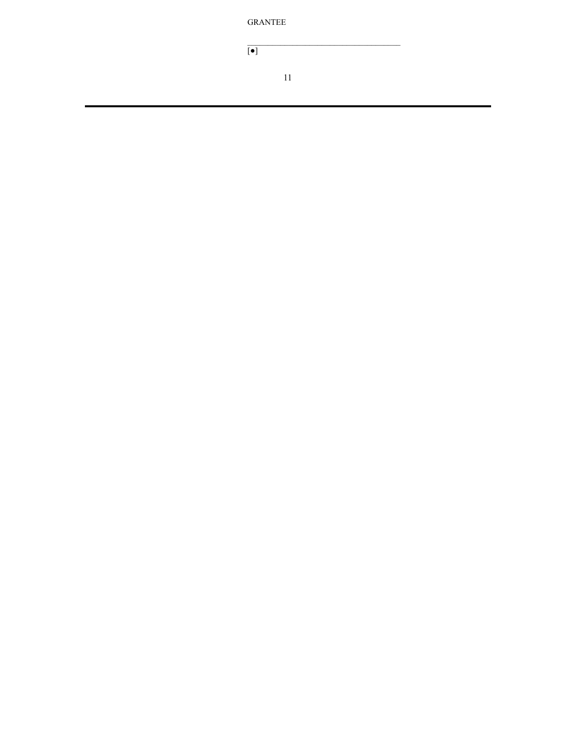GRANTEE

\_\_\_\_\_\_\_\_\_\_\_\_\_\_\_\_\_\_\_\_\_\_\_\_\_\_\_\_\_\_\_\_\_\_\_\_\_
[●]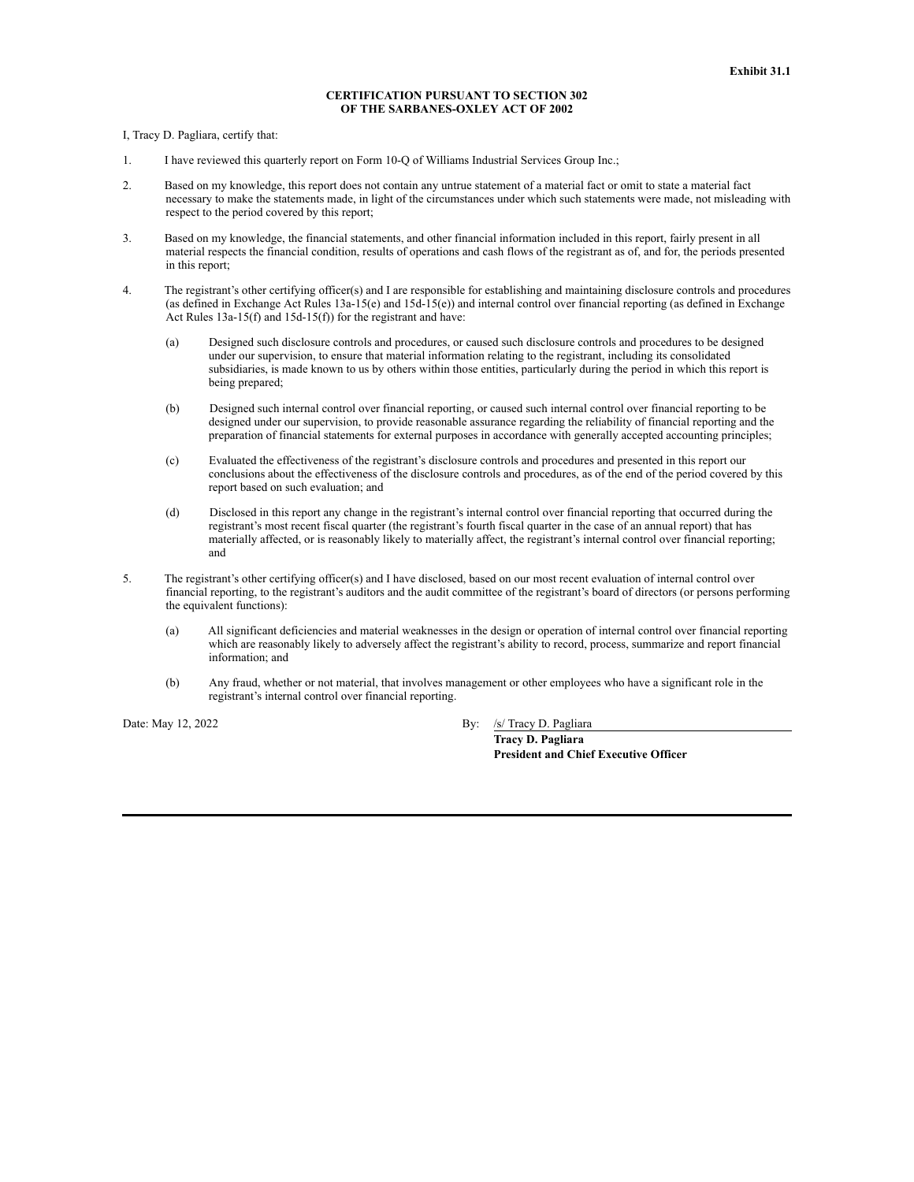**Exhibit 31.1**

**CERTIFICATION PURSUANT TO SECTION 302**
**OF THE SARBANES-OXLEY ACT OF 2002**

I, Tracy D. Pagliara, certify that:

1. I have reviewed this quarterly report on Form 10-Q of Williams Industrial Services Group Inc.;

2. Based on my knowledge, this report does not contain any untrue statement of a material fact or omit to state a material fact necessary to make the statements made, in light of the circumstances under which such statements were made, not misleading with respect to the period covered by this report;

3. Based on my knowledge, the financial statements, and other financial information included in this report, fairly present in all material respects the financial condition, results of operations and cash flows of the registrant as of, and for, the periods presented in this report;

4. The registrant's other certifying officer(s) and I are responsible for establishing and maintaining disclosure controls and procedures (as defined in Exchange Act Rules 13a-15(e) and 15d-15(e)) and internal control over financial reporting (as defined in Exchange Act Rules 13a-15(f) and 15d-15(f)) for the registrant and have:

   (a) Designed such disclosure controls and procedures, or caused such disclosure controls and procedures to be designed under our supervision, to ensure that material information relating to the registrant, including its consolidated subsidiaries, is made known to us by others within those entities, particularly during the period in which this report is being prepared;

   (b) Designed such internal control over financial reporting, or caused such internal control over financial reporting to be designed under our supervision, to provide reasonable assurance regarding the reliability of financial reporting and the preparation of financial statements for external purposes in accordance with generally accepted accounting principles;

   (c) Evaluated the effectiveness of the registrant's disclosure controls and procedures and presented in this report our conclusions about the effectiveness of the disclosure controls and procedures, as of the end of the period covered by this report based on such evaluation; and

   (d) Disclosed in this report any change in the registrant's internal control over financial reporting that occurred during the registrant's most recent fiscal quarter (the registrant's fourth fiscal quarter in the case of an annual report) that has materially affected, or is reasonably likely to materially affect, the registrant's internal control over financial reporting; and

5. The registrant's other certifying officer(s) and I have disclosed, based on our most recent evaluation of internal control over financial reporting, to the registrant's auditors and the audit committee of the registrant's board of directors (or persons performing the equivalent functions):

   (a) All significant deficiencies and material weaknesses in the design or operation of internal control over financial reporting which are reasonably likely to adversely affect the registrant's ability to record, process, summarize and report financial information; and

   (b) Any fraud, whether or not material, that involves management or other employees who have a significant role in the registrant's internal control over financial reporting.

Date: May 12, 2022

By: /s/ Tracy D. Pagliara
**Tracy D. Pagliara**
**President and Chief Executive Officer**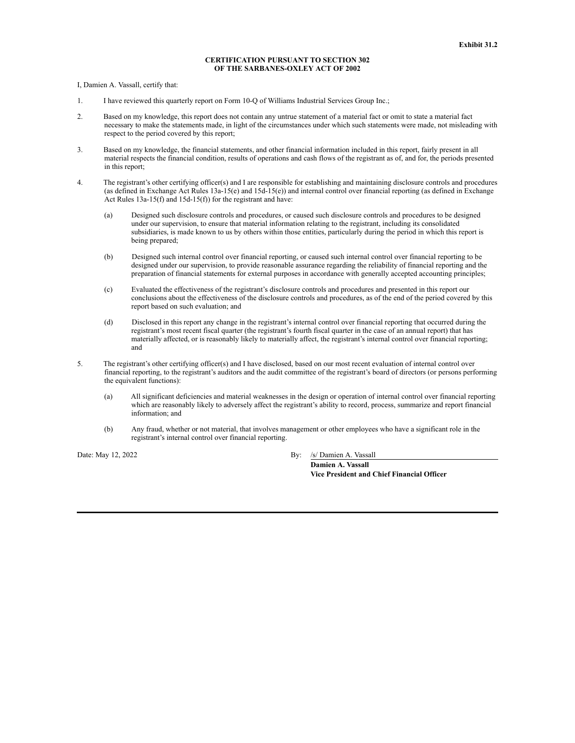**Exhibit 31.2**

**CERTIFICATION PURSUANT TO SECTION 302**
**OF THE SARBANES-OXLEY ACT OF 2002**

I, Damien A. Vassall, certify that:

1. I have reviewed this quarterly report on Form 10-Q of Williams Industrial Services Group Inc.;

2. Based on my knowledge, this report does not contain any untrue statement of a material fact or omit to state a material fact necessary to make the statements made, in light of the circumstances under which such statements were made, not misleading with respect to the period covered by this report;

3. Based on my knowledge, the financial statements, and other financial information included in this report, fairly present in all material respects the financial condition, results of operations and cash flows of the registrant as of, and for, the periods presented in this report;

4. The registrant's other certifying officer(s) and I are responsible for establishing and maintaining disclosure controls and procedures (as defined in Exchange Act Rules 13a-15(e) and 15d-15(e)) and internal control over financial reporting (as defined in Exchange Act Rules 13a-15(f) and 15d-15(f)) for the registrant and have:

   (a) Designed such disclosure controls and procedures, or caused such disclosure controls and procedures to be designed under our supervision, to ensure that material information relating to the registrant, including its consolidated subsidiaries, is made known to us by others within those entities, particularly during the period in which this report is being prepared;

   (b) Designed such internal control over financial reporting, or caused such internal control over financial reporting to be designed under our supervision, to provide reasonable assurance regarding the reliability of financial reporting and the preparation of financial statements for external purposes in accordance with generally accepted accounting principles;

   (c) Evaluated the effectiveness of the registrant's disclosure controls and procedures and presented in this report our conclusions about the effectiveness of the disclosure controls and procedures, as of the end of the period covered by this report based on such evaluation; and

   (d) Disclosed in this report any change in the registrant's internal control over financial reporting that occurred during the registrant's most recent fiscal quarter (the registrant's fourth fiscal quarter in the case of an annual report) that has materially affected, or is reasonably likely to materially affect, the registrant's internal control over financial reporting; and

5. The registrant's other certifying officer(s) and I have disclosed, based on our most recent evaluation of internal control over financial reporting, to the registrant's auditors and the audit committee of the registrant's board of directors (or persons performing the equivalent functions):

   (a) All significant deficiencies and material weaknesses in the design or operation of internal control over financial reporting which are reasonably likely to adversely affect the registrant's ability to record, process, summarize and report financial information; and

   (b) Any fraud, whether or not material, that involves management or other employees who have a significant role in the registrant's internal control over financial reporting.

Date: May 12, 2022

By: /s/ Damien A. Vassall
**Damien A. Vassall**
**Vice President and Chief Financial Officer**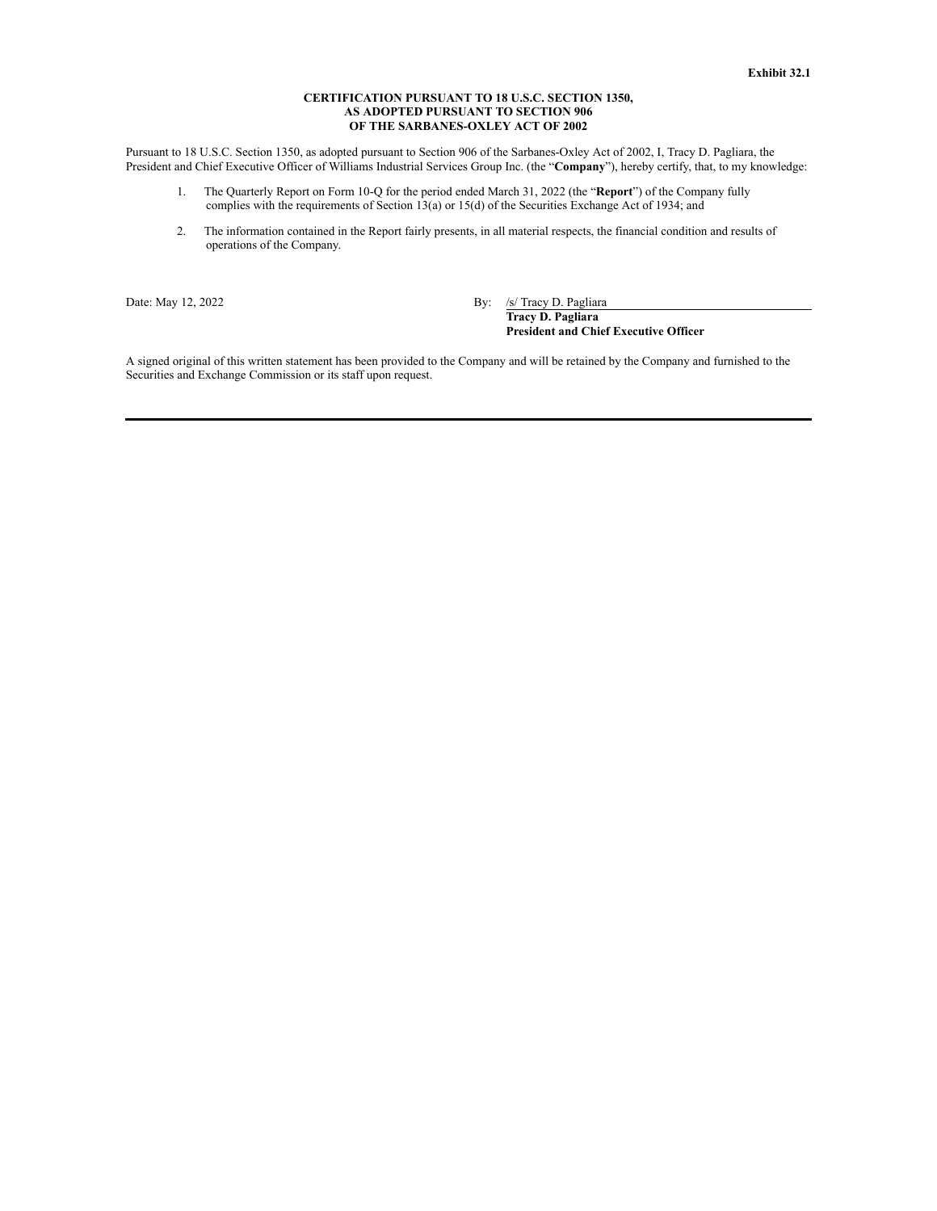**Exhibit 32.1**

**CERTIFICATION PURSUANT TO 18 U.S.C. SECTION 1350,**
**AS ADOPTED PURSUANT TO SECTION 906**
**OF THE SARBANES-OXLEY ACT OF 2002**

Pursuant to 18 U.S.C. Section 1350, as adopted pursuant to Section 906 of the Sarbanes-Oxley Act of 2002, I, Tracy D. Pagliara, the President and Chief Executive Officer of Williams Industrial Services Group Inc. (the "**Company**"), hereby certify, that, to my knowledge:

1. The Quarterly Report on Form 10-Q for the period ended March 31, 2022 (the "**Report**") of the Company fully complies with the requirements of Section 13(a) or 15(d) of the Securities Exchange Act of 1934; and

2. The information contained in the Report fairly presents, in all material respects, the financial condition and results of operations of the Company.

Date: May 12, 2022

By: /s/ Tracy D. Pagliara
**Tracy D. Pagliara**
**President and Chief Executive Officer**

A signed original of this written statement has been provided to the Company and will be retained by the Company and furnished to the Securities and Exchange Commission or its staff upon request.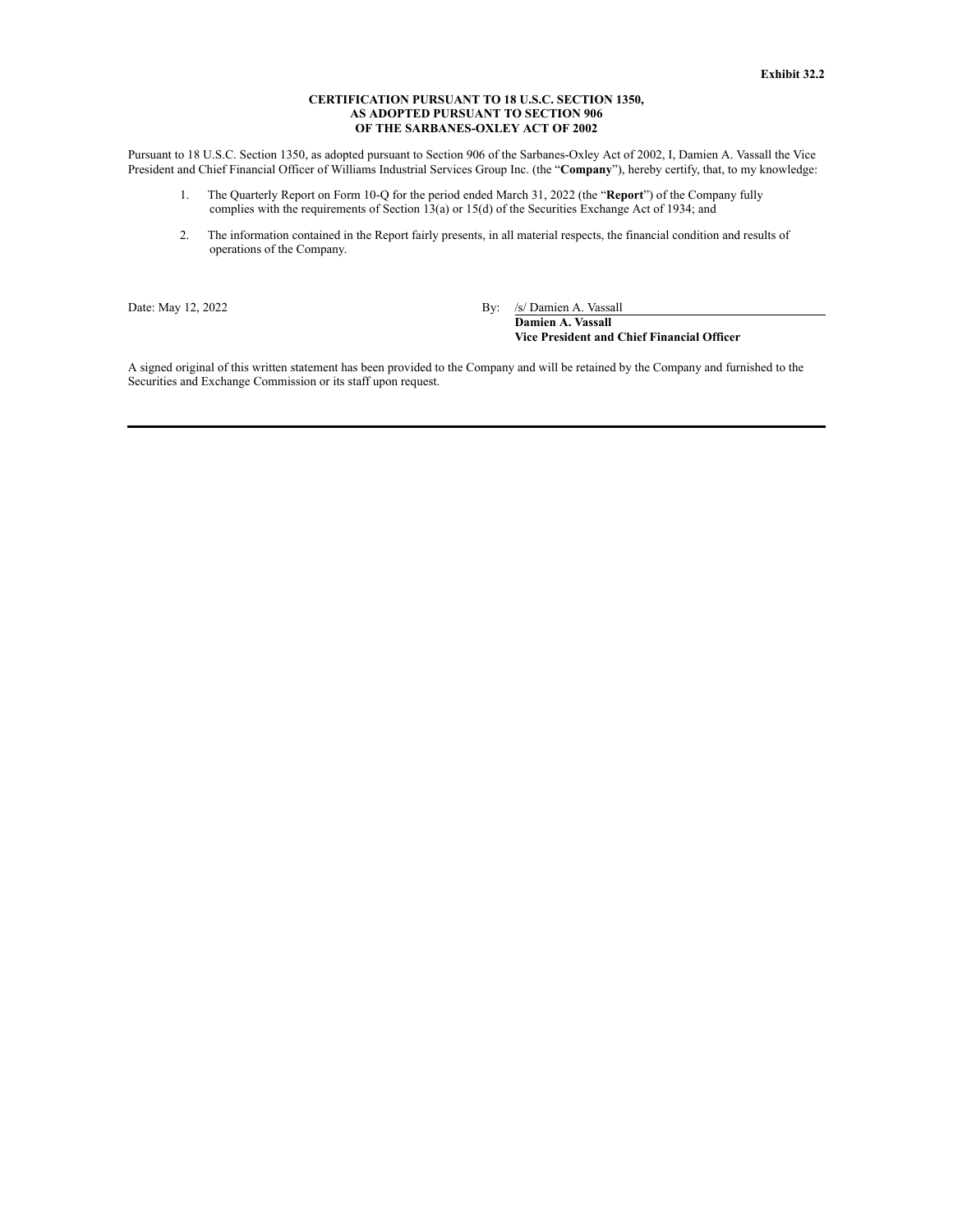**Exhibit 32.2**

**CERTIFICATION PURSUANT TO 18 U.S.C. SECTION 1350,**
**AS ADOPTED PURSUANT TO SECTION 906**
**OF THE SARBANES-OXLEY ACT OF 2002**

Pursuant to 18 U.S.C. Section 1350, as adopted pursuant to Section 906 of the Sarbanes-Oxley Act of 2002, I, Damien A. Vassall the Vice President and Chief Financial Officer of Williams Industrial Services Group Inc. (the "**Company**"), hereby certify, that, to my knowledge:

1. The Quarterly Report on Form 10-Q for the period ended March 31, 2022 (the "**Report**") of the Company fully complies with the requirements of Section 13(a) or 15(d) of the Securities Exchange Act of 1934; and

2. The information contained in the Report fairly presents, in all material respects, the financial condition and results of operations of the Company.

Date: May 12, 2022

By: /s/ Damien A. Vassall
**Damien A. Vassall**
**Vice President and Chief Financial Officer**

A signed original of this written statement has been provided to the Company and will be retained by the Company and furnished to the Securities and Exchange Commission or its staff upon request.